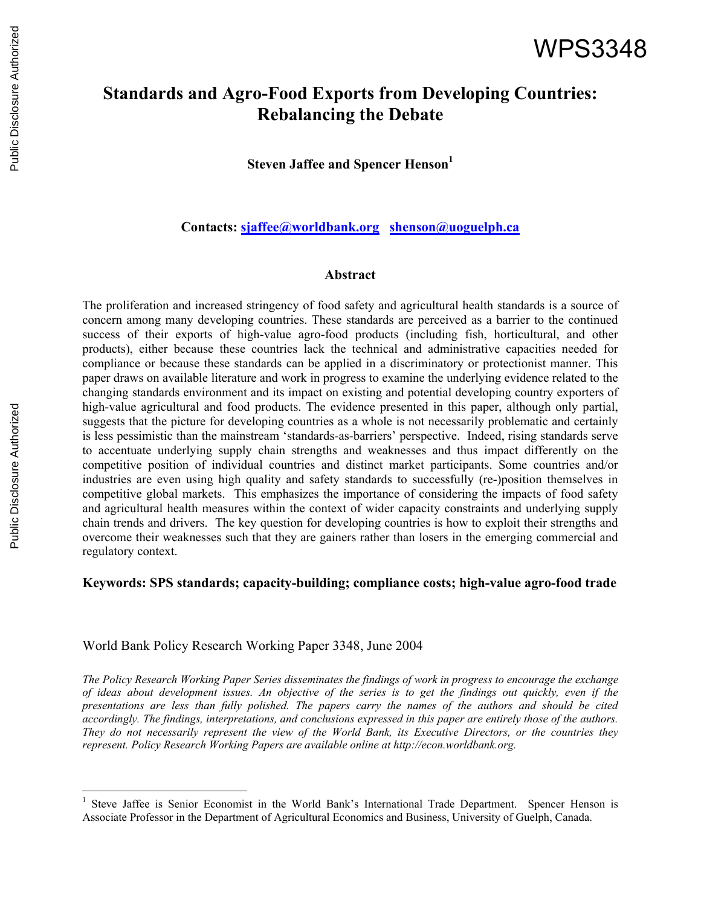WPS3348

# Standards and Agro-Food Exports from Developing Countries: Rebalancing the Debate

**Steven Jaffee and Spencer Henson**[1]

**Contacts: sjaffee@worldbank.org shenson@uoguelph.ca**

## Abstract

The proliferation and increased stringency of food safety and agricultural health standards is a source of concern among many developing countries. These standards are perceived as a barrier to the continued success of their exports of high-value agro-food products (including fish, horticultural, and other products), either because these countries lack the technical and administrative capacities needed for compliance or because these standards can be applied in a discriminatory or protectionist manner. This paper draws on available literature and work in progress to examine the underlying evidence related to the changing standards environment and its impact on existing and potential developing country exporters of high-value agricultural and food products. The evidence presented in this paper, although only partial, suggests that the picture for developing countries as a whole is not necessarily problematic and certainly is less pessimistic than the mainstream 'standards-as-barriers' perspective. Indeed, rising standards serve to accentuate underlying supply chain strengths and weaknesses and thus impact differently on the competitive position of individual countries and distinct market participants. Some countries and/or industries are even using high quality and safety standards to successfully (re-)position themselves in competitive global markets. This emphasizes the importance of considering the impacts of food safety and agricultural health measures within the context of wider capacity constraints and underlying supply chain trends and drivers. The key question for developing countries is how to exploit their strengths and overcome their weaknesses such that they are gainers rather than losers in the emerging commercial and regulatory context.

**Keywords: SPS standards; capacity-building; compliance costs; high-value agro-food trade**

World Bank Policy Research Working Paper 3348, June 2004

*The Policy Research Working Paper Series disseminates the findings of work in progress to encourage the exchange of ideas about development issues. An objective of the series is to get the findings out quickly, even if the presentations are less than fully polished. The papers carry the names of the authors and should be cited accordingly. The findings, interpretations, and conclusions expressed in this paper are entirely those of the authors. They do not necessarily represent the view of the World Bank, its Executive Directors, or the countries they represent. Policy Research Working Papers are available online at http://econ.worldbank.org.*

[1] Steve Jaffee is Senior Economist in the World Bank's International Trade Department. Spencer Henson is Associate Professor in the Department of Agricultural Economics and Business, University of Guelph, Canada.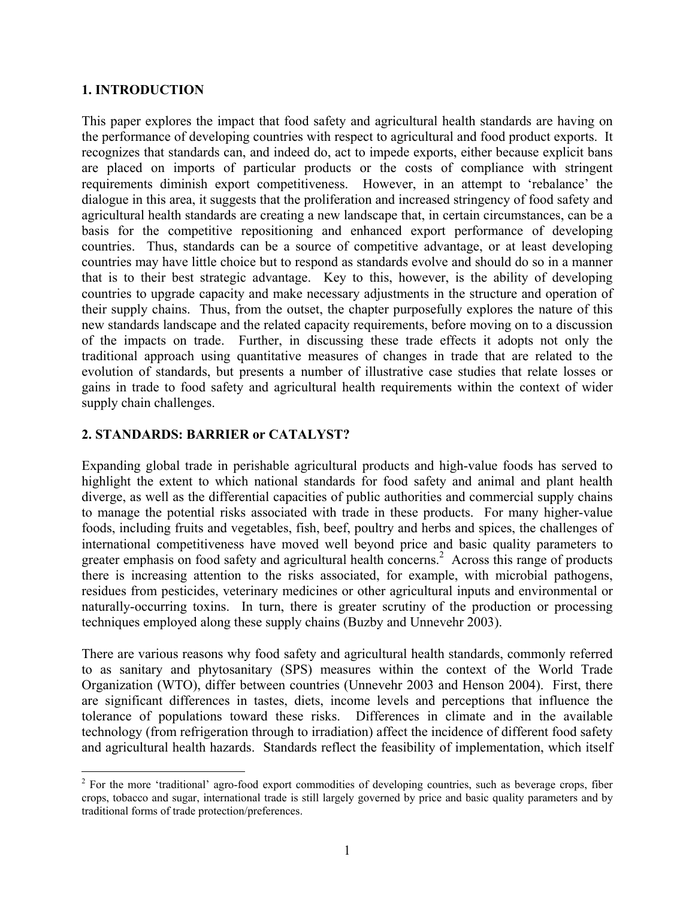## 1. INTRODUCTION

This paper explores the impact that food safety and agricultural health standards are having on the performance of developing countries with respect to agricultural and food product exports. It recognizes that standards can, and indeed do, act to impede exports, either because explicit bans are placed on imports of particular products or the costs of compliance with stringent requirements diminish export competitiveness. However, in an attempt to 'rebalance' the dialogue in this area, it suggests that the proliferation and increased stringency of food safety and agricultural health standards are creating a new landscape that, in certain circumstances, can be a basis for the competitive repositioning and enhanced export performance of developing countries. Thus, standards can be a source of competitive advantage, or at least developing countries may have little choice but to respond as standards evolve and should do so in a manner that is to their best strategic advantage. Key to this, however, is the ability of developing countries to upgrade capacity and make necessary adjustments in the structure and operation of their supply chains. Thus, from the outset, the chapter purposefully explores the nature of this new standards landscape and the related capacity requirements, before moving on to a discussion of the impacts on trade. Further, in discussing these trade effects it adopts not only the traditional approach using quantitative measures of changes in trade that are related to the evolution of standards, but presents a number of illustrative case studies that relate losses or gains in trade to food safety and agricultural health requirements within the context of wider supply chain challenges.

## 2. STANDARDS: BARRIER or CATALYST?

Expanding global trade in perishable agricultural products and high-value foods has served to highlight the extent to which national standards for food safety and animal and plant health diverge, as well as the differential capacities of public authorities and commercial supply chains to manage the potential risks associated with trade in these products. For many higher-value foods, including fruits and vegetables, fish, beef, poultry and herbs and spices, the challenges of international competitiveness have moved well beyond price and basic quality parameters to greater emphasis on food safety and agricultural health concerns.[2] Across this range of products there is increasing attention to the risks associated, for example, with microbial pathogens, residues from pesticides, veterinary medicines or other agricultural inputs and environmental or naturally-occurring toxins. In turn, there is greater scrutiny of the production or processing techniques employed along these supply chains (Buzby and Unnevehr 2003).

There are various reasons why food safety and agricultural health standards, commonly referred to as sanitary and phytosanitary (SPS) measures within the context of the World Trade Organization (WTO), differ between countries (Unnevehr 2003 and Henson 2004). First, there are significant differences in tastes, diets, income levels and perceptions that influence the tolerance of populations toward these risks. Differences in climate and in the available technology (from refrigeration through to irradiation) affect the incidence of different food safety and agricultural health hazards. Standards reflect the feasibility of implementation, which itself

[2] For the more 'traditional' agro-food export commodities of developing countries, such as beverage crops, fiber crops, tobacco and sugar, international trade is still largely governed by price and basic quality parameters and by traditional forms of trade protection/preferences.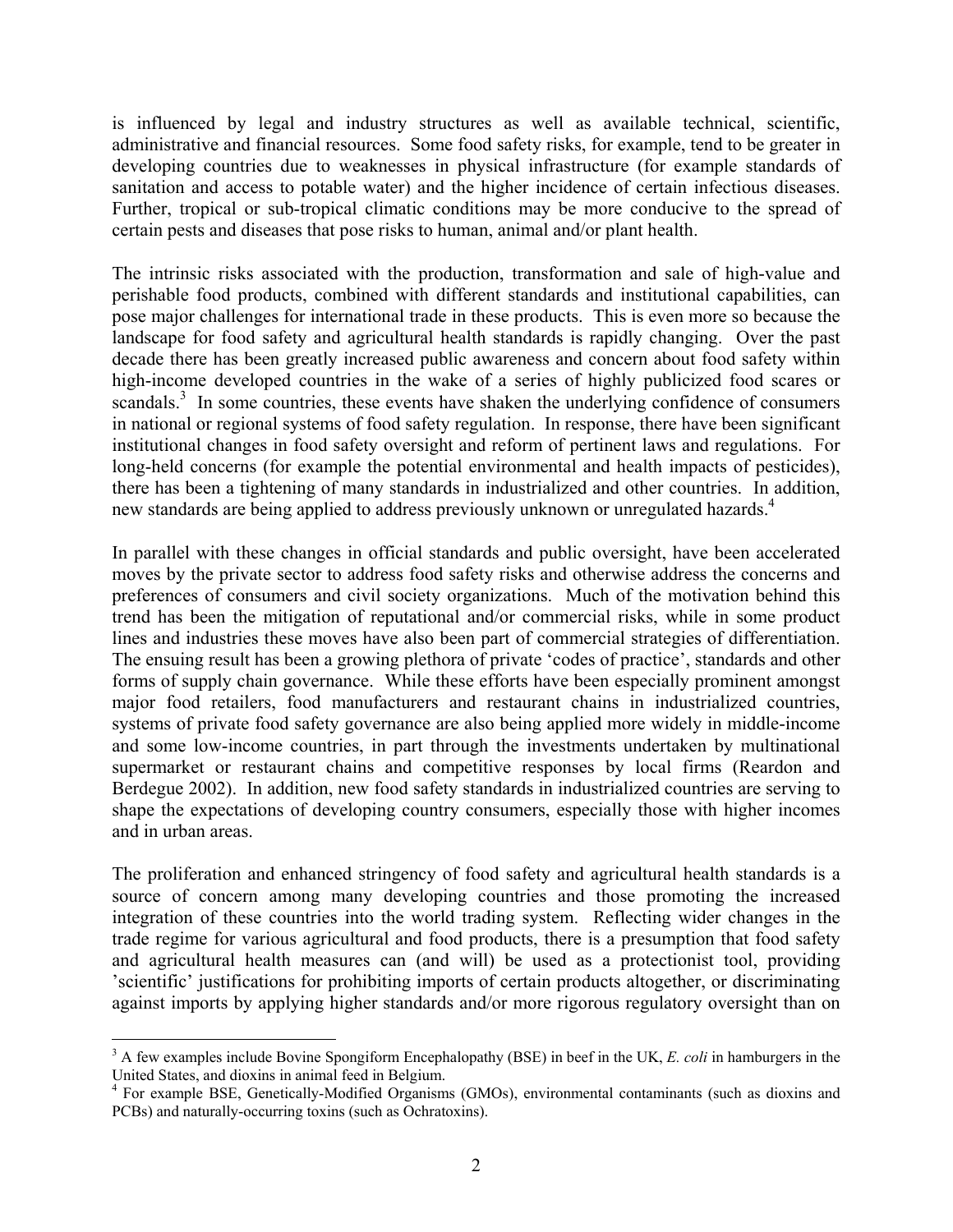is influenced by legal and industry structures as well as available technical, scientific, administrative and financial resources. Some food safety risks, for example, tend to be greater in developing countries due to weaknesses in physical infrastructure (for example standards of sanitation and access to potable water) and the higher incidence of certain infectious diseases. Further, tropical or sub-tropical climatic conditions may be more conducive to the spread of certain pests and diseases that pose risks to human, animal and/or plant health.

The intrinsic risks associated with the production, transformation and sale of high-value and perishable food products, combined with different standards and institutional capabilities, can pose major challenges for international trade in these products. This is even more so because the landscape for food safety and agricultural health standards is rapidly changing. Over the past decade there has been greatly increased public awareness and concern about food safety within high-income developed countries in the wake of a series of highly publicized food scares or scandals.[3] In some countries, these events have shaken the underlying confidence of consumers in national or regional systems of food safety regulation. In response, there have been significant institutional changes in food safety oversight and reform of pertinent laws and regulations. For long-held concerns (for example the potential environmental and health impacts of pesticides), there has been a tightening of many standards in industrialized and other countries. In addition, new standards are being applied to address previously unknown or unregulated hazards.[4]

In parallel with these changes in official standards and public oversight, have been accelerated moves by the private sector to address food safety risks and otherwise address the concerns and preferences of consumers and civil society organizations. Much of the motivation behind this trend has been the mitigation of reputational and/or commercial risks, while in some product lines and industries these moves have also been part of commercial strategies of differentiation. The ensuing result has been a growing plethora of private 'codes of practice', standards and other forms of supply chain governance. While these efforts have been especially prominent amongst major food retailers, food manufacturers and restaurant chains in industrialized countries, systems of private food safety governance are also being applied more widely in middle-income and some low-income countries, in part through the investments undertaken by multinational supermarket or restaurant chains and competitive responses by local firms (Reardon and Berdegue 2002). In addition, new food safety standards in industrialized countries are serving to shape the expectations of developing country consumers, especially those with higher incomes and in urban areas.

The proliferation and enhanced stringency of food safety and agricultural health standards is a source of concern among many developing countries and those promoting the increased integration of these countries into the world trading system. Reflecting wider changes in the trade regime for various agricultural and food products, there is a presumption that food safety and agricultural health measures can (and will) be used as a protectionist tool, providing 'scientific' justifications for prohibiting imports of certain products altogether, or discriminating against imports by applying higher standards and/or more rigorous regulatory oversight than on

---

[3] A few examples include Bovine Spongiform Encephalopathy (BSE) in beef in the UK, *E. coli* in hamburgers in the United States, and dioxins in animal feed in Belgium.

[4] For example BSE, Genetically-Modified Organisms (GMOs), environmental contaminants (such as dioxins and PCBs) and naturally-occurring toxins (such as Ochratoxins).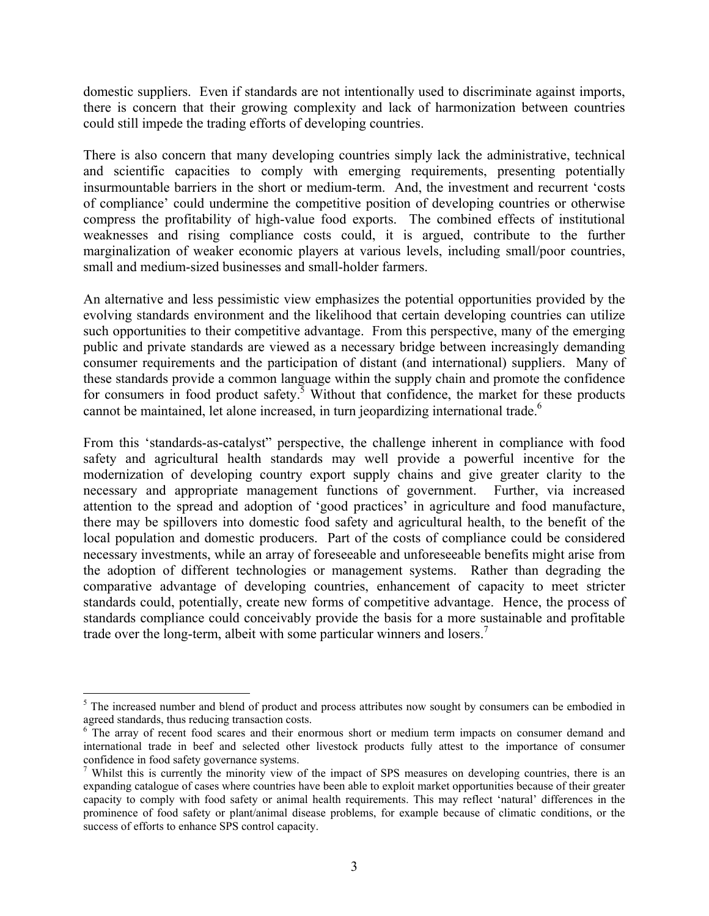domestic suppliers. Even if standards are not intentionally used to discriminate against imports, there is concern that their growing complexity and lack of harmonization between countries could still impede the trading efforts of developing countries.

There is also concern that many developing countries simply lack the administrative, technical and scientific capacities to comply with emerging requirements, presenting potentially insurmountable barriers in the short or medium-term. And, the investment and recurrent 'costs of compliance' could undermine the competitive position of developing countries or otherwise compress the profitability of high-value food exports. The combined effects of institutional weaknesses and rising compliance costs could, it is argued, contribute to the further marginalization of weaker economic players at various levels, including small/poor countries, small and medium-sized businesses and small-holder farmers.

An alternative and less pessimistic view emphasizes the potential opportunities provided by the evolving standards environment and the likelihood that certain developing countries can utilize such opportunities to their competitive advantage. From this perspective, many of the emerging public and private standards are viewed as a necessary bridge between increasingly demanding consumer requirements and the participation of distant (and international) suppliers. Many of these standards provide a common language within the supply chain and promote the confidence for consumers in food product safety.[5] Without that confidence, the market for these products cannot be maintained, let alone increased, in turn jeopardizing international trade.[6]

From this 'standards-as-catalyst" perspective, the challenge inherent in compliance with food safety and agricultural health standards may well provide a powerful incentive for the modernization of developing country export supply chains and give greater clarity to the necessary and appropriate management functions of government. Further, via increased attention to the spread and adoption of 'good practices' in agriculture and food manufacture, there may be spillovers into domestic food safety and agricultural health, to the benefit of the local population and domestic producers. Part of the costs of compliance could be considered necessary investments, while an array of foreseeable and unforeseeable benefits might arise from the adoption of different technologies or management systems. Rather than degrading the comparative advantage of developing countries, enhancement of capacity to meet stricter standards could, potentially, create new forms of competitive advantage. Hence, the process of standards compliance could conceivably provide the basis for a more sustainable and profitable trade over the long-term, albeit with some particular winners and losers.[7]

---

[5] The increased number and blend of product and process attributes now sought by consumers can be embodied in agreed standards, thus reducing transaction costs.

[6] The array of recent food scares and their enormous short or medium term impacts on consumer demand and international trade in beef and selected other livestock products fully attest to the importance of consumer confidence in food safety governance systems.

[7] Whilst this is currently the minority view of the impact of SPS measures on developing countries, there is an expanding catalogue of cases where countries have been able to exploit market opportunities because of their greater capacity to comply with food safety or animal health requirements. This may reflect 'natural' differences in the prominence of food safety or plant/animal disease problems, for example because of climatic conditions, or the success of efforts to enhance SPS control capacity.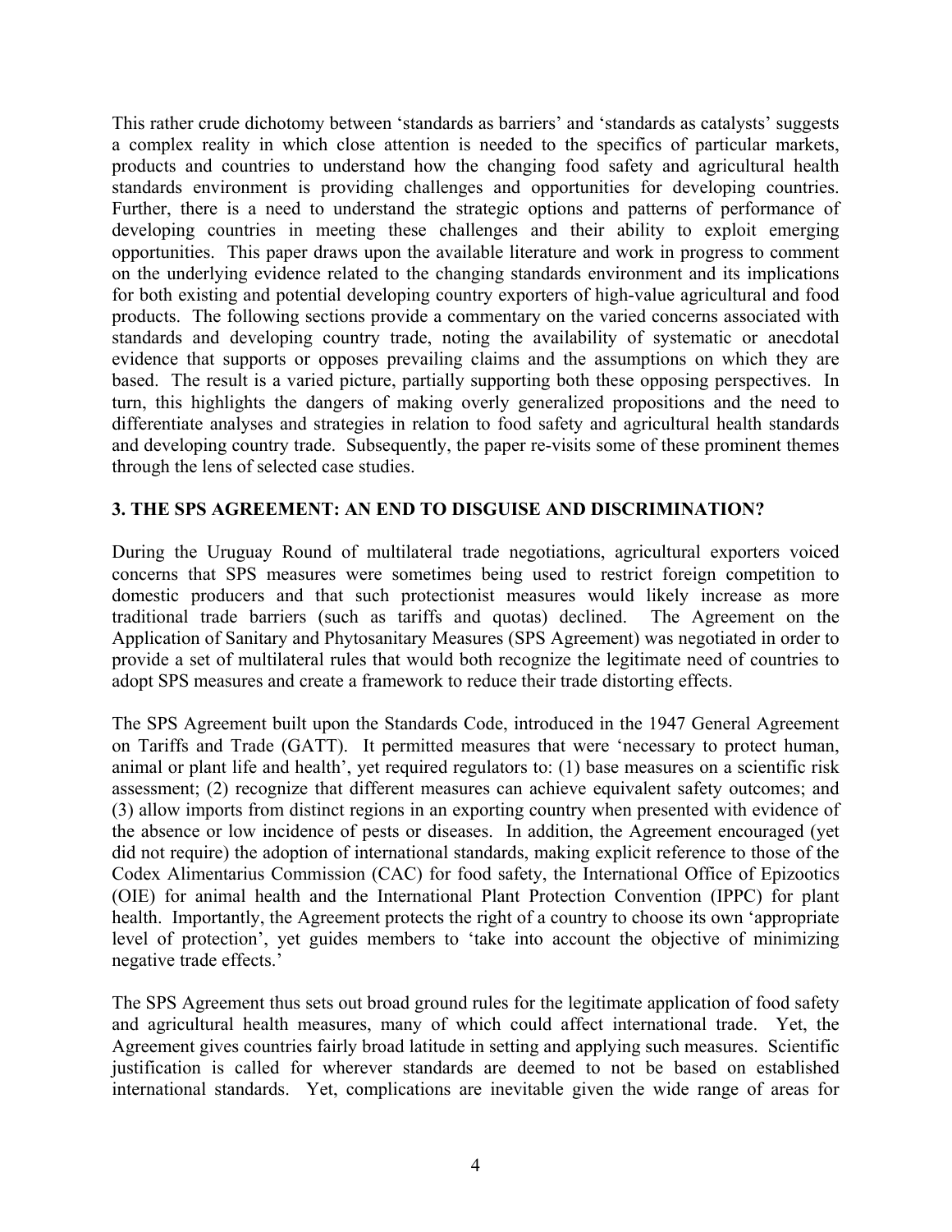This rather crude dichotomy between 'standards as barriers' and 'standards as catalysts' suggests a complex reality in which close attention is needed to the specifics of particular markets, products and countries to understand how the changing food safety and agricultural health standards environment is providing challenges and opportunities for developing countries. Further, there is a need to understand the strategic options and patterns of performance of developing countries in meeting these challenges and their ability to exploit emerging opportunities. This paper draws upon the available literature and work in progress to comment on the underlying evidence related to the changing standards environment and its implications for both existing and potential developing country exporters of high-value agricultural and food products. The following sections provide a commentary on the varied concerns associated with standards and developing country trade, noting the availability of systematic or anecdotal evidence that supports or opposes prevailing claims and the assumptions on which they are based. The result is a varied picture, partially supporting both these opposing perspectives. In turn, this highlights the dangers of making overly generalized propositions and the need to differentiate analyses and strategies in relation to food safety and agricultural health standards and developing country trade. Subsequently, the paper re-visits some of these prominent themes through the lens of selected case studies.

## 3. THE SPS AGREEMENT: AN END TO DISGUISE AND DISCRIMINATION?

During the Uruguay Round of multilateral trade negotiations, agricultural exporters voiced concerns that SPS measures were sometimes being used to restrict foreign competition to domestic producers and that such protectionist measures would likely increase as more traditional trade barriers (such as tariffs and quotas) declined. The Agreement on the Application of Sanitary and Phytosanitary Measures (SPS Agreement) was negotiated in order to provide a set of multilateral rules that would both recognize the legitimate need of countries to adopt SPS measures and create a framework to reduce their trade distorting effects.

The SPS Agreement built upon the Standards Code, introduced in the 1947 General Agreement on Tariffs and Trade (GATT). It permitted measures that were 'necessary to protect human, animal or plant life and health', yet required regulators to: (1) base measures on a scientific risk assessment; (2) recognize that different measures can achieve equivalent safety outcomes; and (3) allow imports from distinct regions in an exporting country when presented with evidence of the absence or low incidence of pests or diseases. In addition, the Agreement encouraged (yet did not require) the adoption of international standards, making explicit reference to those of the Codex Alimentarius Commission (CAC) for food safety, the International Office of Epizootics (OIE) for animal health and the International Plant Protection Convention (IPPC) for plant health. Importantly, the Agreement protects the right of a country to choose its own 'appropriate level of protection', yet guides members to 'take into account the objective of minimizing negative trade effects.'

The SPS Agreement thus sets out broad ground rules for the legitimate application of food safety and agricultural health measures, many of which could affect international trade. Yet, the Agreement gives countries fairly broad latitude in setting and applying such measures. Scientific justification is called for wherever standards are deemed to not be based on established international standards. Yet, complications are inevitable given the wide range of areas for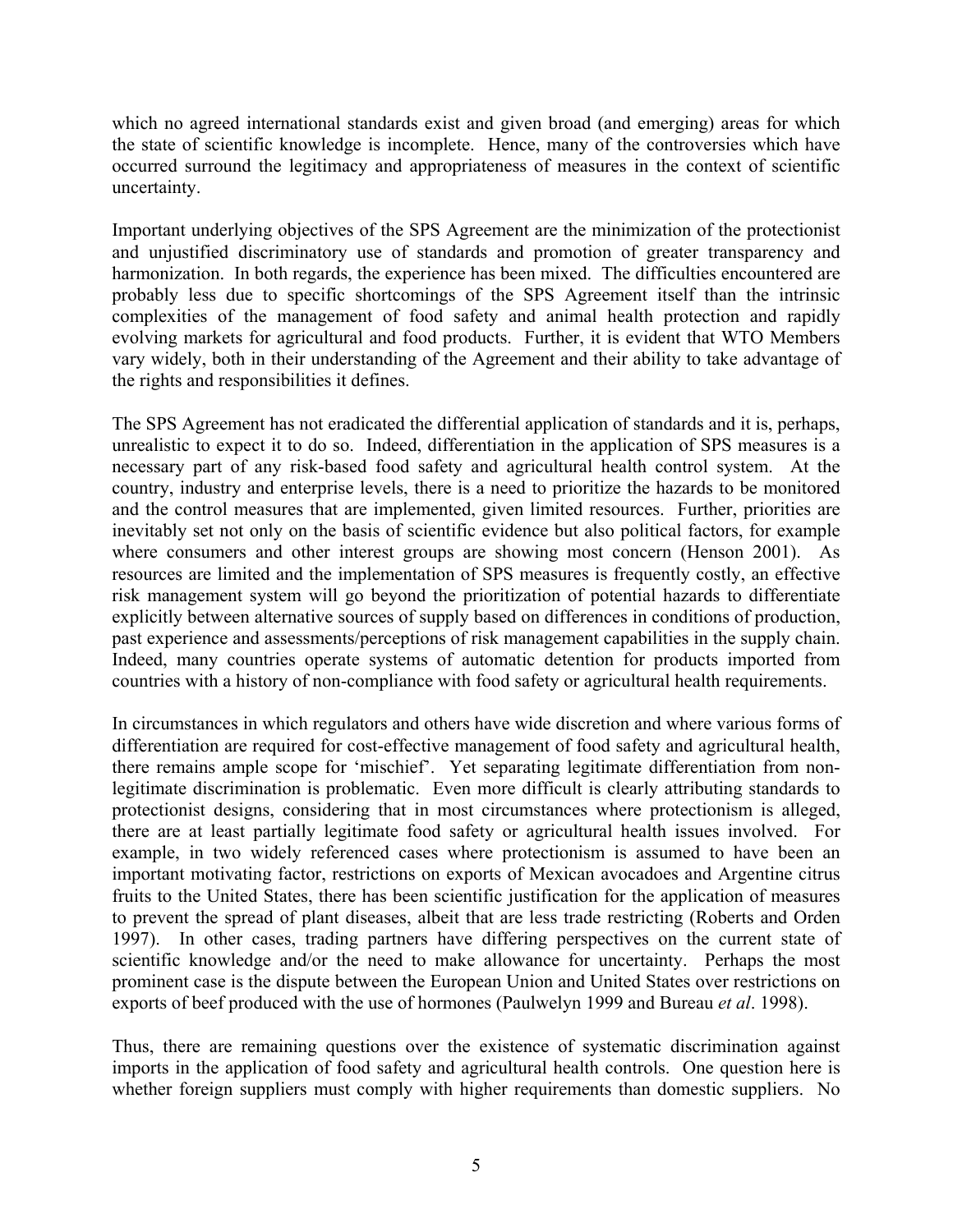which no agreed international standards exist and given broad (and emerging) areas for which the state of scientific knowledge is incomplete. Hence, many of the controversies which have occurred surround the legitimacy and appropriateness of measures in the context of scientific uncertainty.

Important underlying objectives of the SPS Agreement are the minimization of the protectionist and unjustified discriminatory use of standards and promotion of greater transparency and harmonization. In both regards, the experience has been mixed. The difficulties encountered are probably less due to specific shortcomings of the SPS Agreement itself than the intrinsic complexities of the management of food safety and animal health protection and rapidly evolving markets for agricultural and food products. Further, it is evident that WTO Members vary widely, both in their understanding of the Agreement and their ability to take advantage of the rights and responsibilities it defines.

The SPS Agreement has not eradicated the differential application of standards and it is, perhaps, unrealistic to expect it to do so. Indeed, differentiation in the application of SPS measures is a necessary part of any risk-based food safety and agricultural health control system. At the country, industry and enterprise levels, there is a need to prioritize the hazards to be monitored and the control measures that are implemented, given limited resources. Further, priorities are inevitably set not only on the basis of scientific evidence but also political factors, for example where consumers and other interest groups are showing most concern (Henson 2001). As resources are limited and the implementation of SPS measures is frequently costly, an effective risk management system will go beyond the prioritization of potential hazards to differentiate explicitly between alternative sources of supply based on differences in conditions of production, past experience and assessments/perceptions of risk management capabilities in the supply chain. Indeed, many countries operate systems of automatic detention for products imported from countries with a history of non-compliance with food safety or agricultural health requirements.

In circumstances in which regulators and others have wide discretion and where various forms of differentiation are required for cost-effective management of food safety and agricultural health, there remains ample scope for 'mischief'. Yet separating legitimate differentiation from non-legitimate discrimination is problematic. Even more difficult is clearly attributing standards to protectionist designs, considering that in most circumstances where protectionism is alleged, there are at least partially legitimate food safety or agricultural health issues involved. For example, in two widely referenced cases where protectionism is assumed to have been an important motivating factor, restrictions on exports of Mexican avocadoes and Argentine citrus fruits to the United States, there has been scientific justification for the application of measures to prevent the spread of plant diseases, albeit that are less trade restricting (Roberts and Orden 1997). In other cases, trading partners have differing perspectives on the current state of scientific knowledge and/or the need to make allowance for uncertainty. Perhaps the most prominent case is the dispute between the European Union and United States over restrictions on exports of beef produced with the use of hormones (Paulwelyn 1999 and Bureau *et al*. 1998).

Thus, there are remaining questions over the existence of systematic discrimination against imports in the application of food safety and agricultural health controls. One question here is whether foreign suppliers must comply with higher requirements than domestic suppliers. No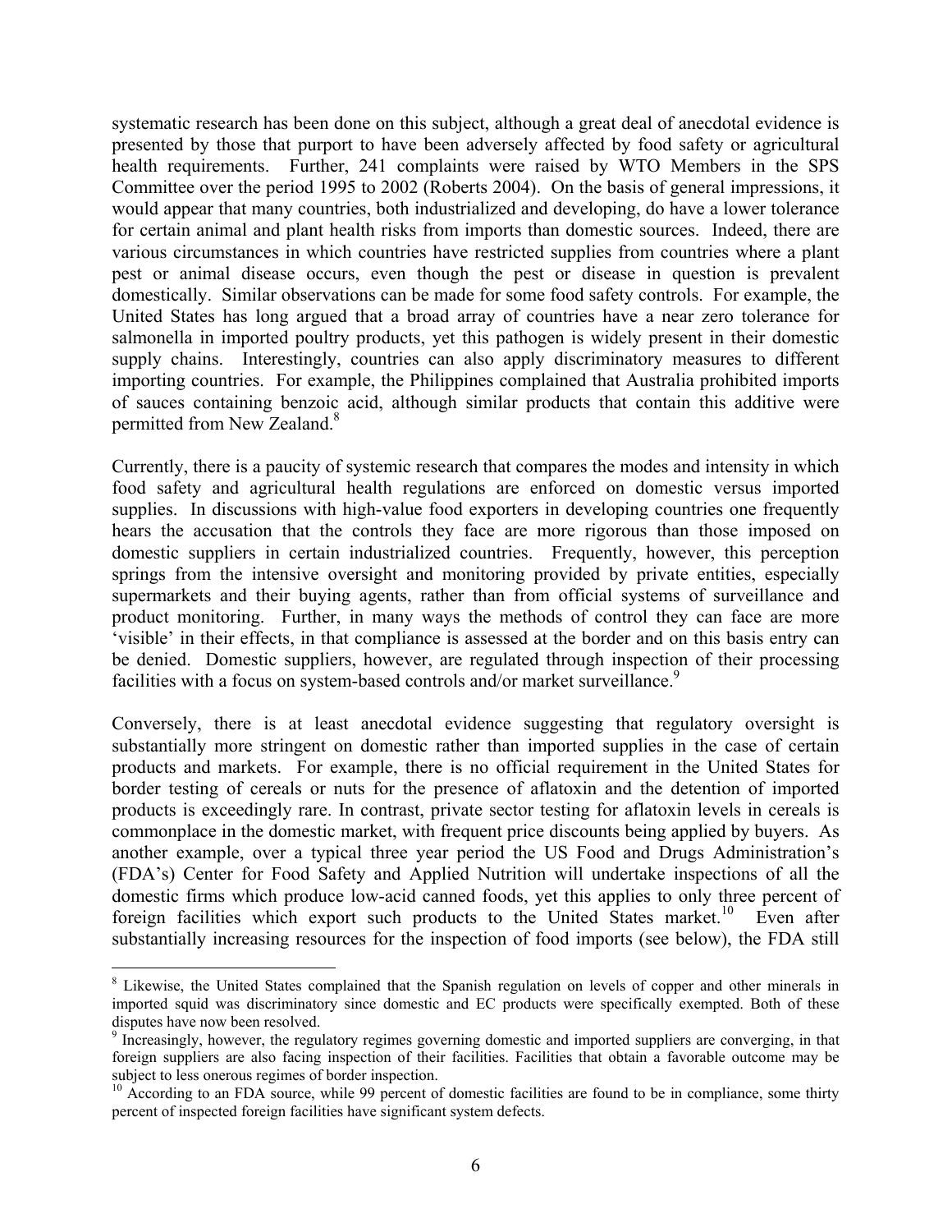systematic research has been done on this subject, although a great deal of anecdotal evidence is presented by those that purport to have been adversely affected by food safety or agricultural health requirements. Further, 241 complaints were raised by WTO Members in the SPS Committee over the period 1995 to 2002 (Roberts 2004). On the basis of general impressions, it would appear that many countries, both industrialized and developing, do have a lower tolerance for certain animal and plant health risks from imports than domestic sources. Indeed, there are various circumstances in which countries have restricted supplies from countries where a plant pest or animal disease occurs, even though the pest or disease in question is prevalent domestically. Similar observations can be made for some food safety controls. For example, the United States has long argued that a broad array of countries have a near zero tolerance for salmonella in imported poultry products, yet this pathogen is widely present in their domestic supply chains. Interestingly, countries can also apply discriminatory measures to different importing countries. For example, the Philippines complained that Australia prohibited imports of sauces containing benzoic acid, although similar products that contain this additive were permitted from New Zealand.[8]

Currently, there is a paucity of systemic research that compares the modes and intensity in which food safety and agricultural health regulations are enforced on domestic versus imported supplies. In discussions with high-value food exporters in developing countries one frequently hears the accusation that the controls they face are more rigorous than those imposed on domestic suppliers in certain industrialized countries. Frequently, however, this perception springs from the intensive oversight and monitoring provided by private entities, especially supermarkets and their buying agents, rather than from official systems of surveillance and product monitoring. Further, in many ways the methods of control they can face are more 'visible' in their effects, in that compliance is assessed at the border and on this basis entry can be denied. Domestic suppliers, however, are regulated through inspection of their processing facilities with a focus on system-based controls and/or market surveillance.[9]

Conversely, there is at least anecdotal evidence suggesting that regulatory oversight is substantially more stringent on domestic rather than imported supplies in the case of certain products and markets. For example, there is no official requirement in the United States for border testing of cereals or nuts for the presence of aflatoxin and the detention of imported products is exceedingly rare. In contrast, private sector testing for aflatoxin levels in cereals is commonplace in the domestic market, with frequent price discounts being applied by buyers. As another example, over a typical three year period the US Food and Drugs Administration's (FDA's) Center for Food Safety and Applied Nutrition will undertake inspections of all the domestic firms which produce low-acid canned foods, yet this applies to only three percent of foreign facilities which export such products to the United States market.[10] Even after substantially increasing resources for the inspection of food imports (see below), the FDA still

---

[8] Likewise, the United States complained that the Spanish regulation on levels of copper and other minerals in imported squid was discriminatory since domestic and EC products were specifically exempted. Both of these disputes have now been resolved.

[9] Increasingly, however, the regulatory regimes governing domestic and imported suppliers are converging, in that foreign suppliers are also facing inspection of their facilities. Facilities that obtain a favorable outcome may be subject to less onerous regimes of border inspection.

[10] According to an FDA source, while 99 percent of domestic facilities are found to be in compliance, some thirty percent of inspected foreign facilities have significant system defects.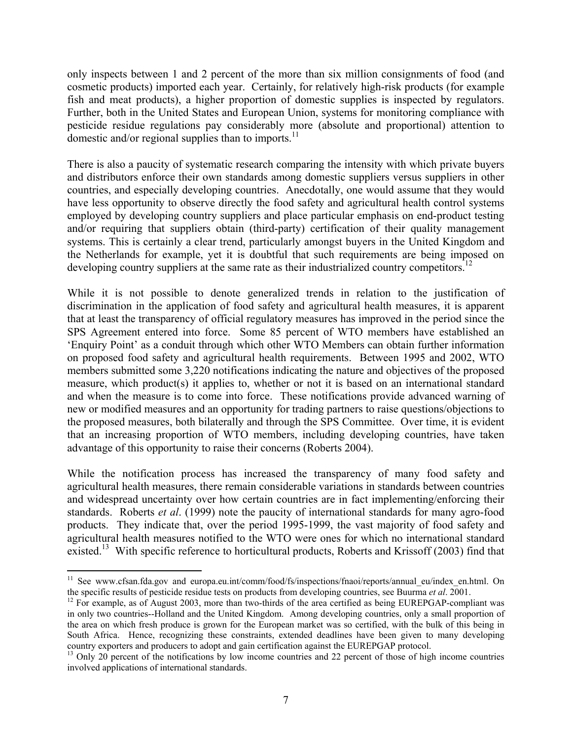only inspects between 1 and 2 percent of the more than six million consignments of food (and cosmetic products) imported each year. Certainly, for relatively high-risk products (for example fish and meat products), a higher proportion of domestic supplies is inspected by regulators. Further, both in the United States and European Union, systems for monitoring compliance with pesticide residue regulations pay considerably more (absolute and proportional) attention to domestic and/or regional supplies than to imports.[11]

There is also a paucity of systematic research comparing the intensity with which private buyers and distributors enforce their own standards among domestic suppliers versus suppliers in other countries, and especially developing countries. Anecdotally, one would assume that they would have less opportunity to observe directly the food safety and agricultural health control systems employed by developing country suppliers and place particular emphasis on end-product testing and/or requiring that suppliers obtain (third-party) certification of their quality management systems. This is certainly a clear trend, particularly amongst buyers in the United Kingdom and the Netherlands for example, yet it is doubtful that such requirements are being imposed on developing country suppliers at the same rate as their industrialized country competitors.[12]

While it is not possible to denote generalized trends in relation to the justification of discrimination in the application of food safety and agricultural health measures, it is apparent that at least the transparency of official regulatory measures has improved in the period since the SPS Agreement entered into force. Some 85 percent of WTO members have established an 'Enquiry Point' as a conduit through which other WTO Members can obtain further information on proposed food safety and agricultural health requirements. Between 1995 and 2002, WTO members submitted some 3,220 notifications indicating the nature and objectives of the proposed measure, which product(s) it applies to, whether or not it is based on an international standard and when the measure is to come into force. These notifications provide advanced warning of new or modified measures and an opportunity for trading partners to raise questions/objections to the proposed measures, both bilaterally and through the SPS Committee. Over time, it is evident that an increasing proportion of WTO members, including developing countries, have taken advantage of this opportunity to raise their concerns (Roberts 2004).

While the notification process has increased the transparency of many food safety and agricultural health measures, there remain considerable variations in standards between countries and widespread uncertainty over how certain countries are in fact implementing/enforcing their standards. Roberts *et al*. (1999) note the paucity of international standards for many agro-food products. They indicate that, over the period 1995-1999, the vast majority of food safety and agricultural health measures notified to the WTO were ones for which no international standard existed.[13] With specific reference to horticultural products, Roberts and Krissoff (2003) find that

---

[11] See www.cfsan.fda.gov and europa.eu.int/comm/food/fs/inspections/fnaoi/reports/annual_eu/index_en.html. On the specific results of pesticide residue tests on products from developing countries, see Buurma *et al*. 2001.

[12] For example, as of August 2003, more than two-thirds of the area certified as being EUREPGAP-compliant was in only two countries--Holland and the United Kingdom. Among developing countries, only a small proportion of the area on which fresh produce is grown for the European market was so certified, with the bulk of this being in South Africa. Hence, recognizing these constraints, extended deadlines have been given to many developing country exporters and producers to adopt and gain certification against the EUREPGAP protocol.

[13] Only 20 percent of the notifications by low income countries and 22 percent of those of high income countries involved applications of international standards.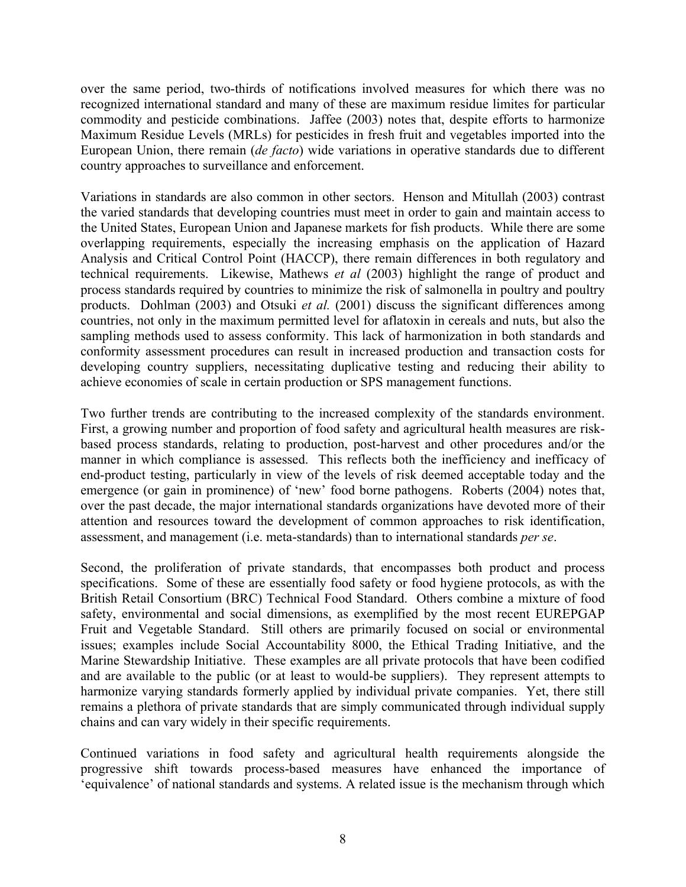over the same period, two-thirds of notifications involved measures for which there was no recognized international standard and many of these are maximum residue limites for particular commodity and pesticide combinations. Jaffee (2003) notes that, despite efforts to harmonize Maximum Residue Levels (MRLs) for pesticides in fresh fruit and vegetables imported into the European Union, there remain (*de facto*) wide variations in operative standards due to different country approaches to surveillance and enforcement.

Variations in standards are also common in other sectors. Henson and Mitullah (2003) contrast the varied standards that developing countries must meet in order to gain and maintain access to the United States, European Union and Japanese markets for fish products. While there are some overlapping requirements, especially the increasing emphasis on the application of Hazard Analysis and Critical Control Point (HACCP), there remain differences in both regulatory and technical requirements. Likewise, Mathews *et al* (2003) highlight the range of product and process standards required by countries to minimize the risk of salmonella in poultry and poultry products. Dohlman (2003) and Otsuki *et al.* (2001) discuss the significant differences among countries, not only in the maximum permitted level for aflatoxin in cereals and nuts, but also the sampling methods used to assess conformity. This lack of harmonization in both standards and conformity assessment procedures can result in increased production and transaction costs for developing country suppliers, necessitating duplicative testing and reducing their ability to achieve economies of scale in certain production or SPS management functions.

Two further trends are contributing to the increased complexity of the standards environment. First, a growing number and proportion of food safety and agricultural health measures are risk-based process standards, relating to production, post-harvest and other procedures and/or the manner in which compliance is assessed. This reflects both the inefficiency and inefficacy of end-product testing, particularly in view of the levels of risk deemed acceptable today and the emergence (or gain in prominence) of 'new' food borne pathogens. Roberts (2004) notes that, over the past decade, the major international standards organizations have devoted more of their attention and resources toward the development of common approaches to risk identification, assessment, and management (i.e. meta-standards) than to international standards *per se*.

Second, the proliferation of private standards, that encompasses both product and process specifications. Some of these are essentially food safety or food hygiene protocols, as with the British Retail Consortium (BRC) Technical Food Standard. Others combine a mixture of food safety, environmental and social dimensions, as exemplified by the most recent EUREPGAP Fruit and Vegetable Standard. Still others are primarily focused on social or environmental issues; examples include Social Accountability 8000, the Ethical Trading Initiative, and the Marine Stewardship Initiative. These examples are all private protocols that have been codified and are available to the public (or at least to would-be suppliers). They represent attempts to harmonize varying standards formerly applied by individual private companies. Yet, there still remains a plethora of private standards that are simply communicated through individual supply chains and can vary widely in their specific requirements.

Continued variations in food safety and agricultural health requirements alongside the progressive shift towards process-based measures have enhanced the importance of 'equivalence' of national standards and systems. A related issue is the mechanism through which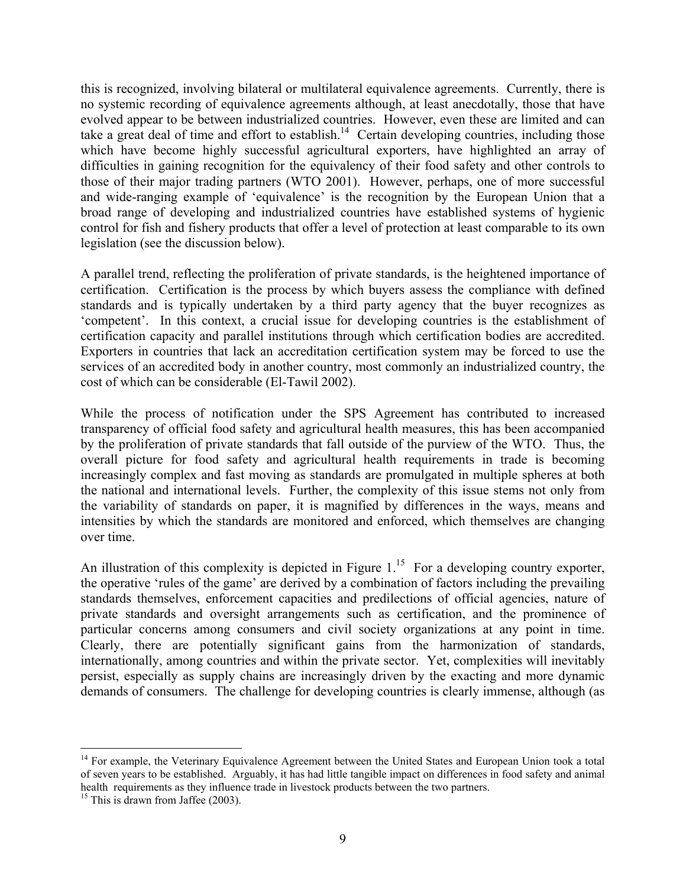this is recognized, involving bilateral or multilateral equivalence agreements. Currently, there is no systemic recording of equivalence agreements although, at least anecdotally, those that have evolved appear to be between industrialized countries. However, even these are limited and can take a great deal of time and effort to establish.[14] Certain developing countries, including those which have become highly successful agricultural exporters, have highlighted an array of difficulties in gaining recognition for the equivalency of their food safety and other controls to those of their major trading partners (WTO 2001). However, perhaps, one of more successful and wide-ranging example of 'equivalence' is the recognition by the European Union that a broad range of developing and industrialized countries have established systems of hygienic control for fish and fishery products that offer a level of protection at least comparable to its own legislation (see the discussion below).

A parallel trend, reflecting the proliferation of private standards, is the heightened importance of certification. Certification is the process by which buyers assess the compliance with defined standards and is typically undertaken by a third party agency that the buyer recognizes as 'competent'. In this context, a crucial issue for developing countries is the establishment of certification capacity and parallel institutions through which certification bodies are accredited. Exporters in countries that lack an accreditation certification system may be forced to use the services of an accredited body in another country, most commonly an industrialized country, the cost of which can be considerable (El-Tawil 2002).

While the process of notification under the SPS Agreement has contributed to increased transparency of official food safety and agricultural health measures, this has been accompanied by the proliferation of private standards that fall outside of the purview of the WTO. Thus, the overall picture for food safety and agricultural health requirements in trade is becoming increasingly complex and fast moving as standards are promulgated in multiple spheres at both the national and international levels. Further, the complexity of this issue stems not only from the variability of standards on paper, it is magnified by differences in the ways, means and intensities by which the standards are monitored and enforced, which themselves are changing over time.

An illustration of this complexity is depicted in Figure 1.[15] For a developing country exporter, the operative 'rules of the game' are derived by a combination of factors including the prevailing standards themselves, enforcement capacities and predilections of official agencies, nature of private standards and oversight arrangements such as certification, and the prominence of particular concerns among consumers and civil society organizations at any point in time. Clearly, there are potentially significant gains from the harmonization of standards, internationally, among countries and within the private sector. Yet, complexities will inevitably persist, especially as supply chains are increasingly driven by the exacting and more dynamic demands of consumers. The challenge for developing countries is clearly immense, although (as

[14] For example, the Veterinary Equivalence Agreement between the United States and European Union took a total of seven years to be established. Arguably, it has had little tangible impact on differences in food safety and animal health requirements as they influence trade in livestock products between the two partners.

[15] This is drawn from Jaffee (2003).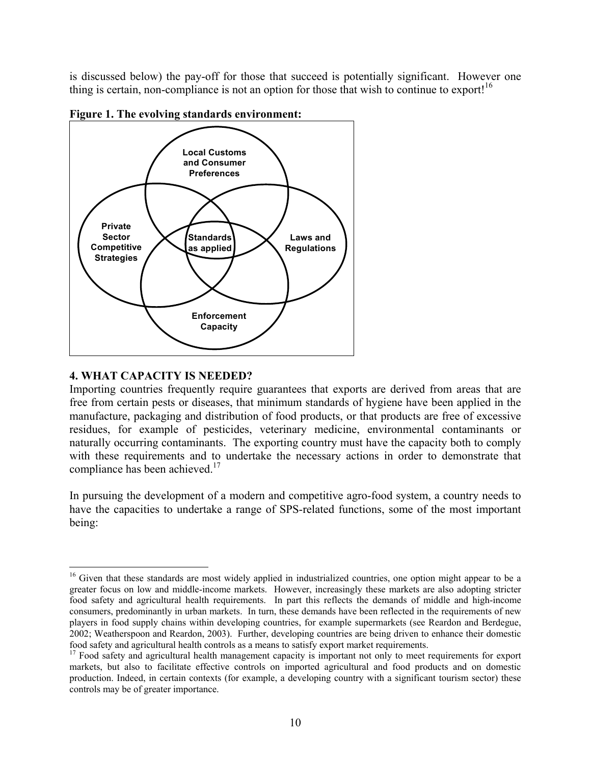is discussed below) the pay-off for those that succeed is potentially significant. However one thing is certain, non-compliance is not an option for those that wish to continue to export![16]

**Figure 1. The evolving standards environment:**

Local Customs and Consumer Preferences

Private Sector Competitive Strategies

Standards as applied

Laws and Regulations

Enforcement Capacity

## 4. WHAT CAPACITY IS NEEDED?

Importing countries frequently require guarantees that exports are derived from areas that are free from certain pests or diseases, that minimum standards of hygiene have been applied in the manufacture, packaging and distribution of food products, or that products are free of excessive residues, for example of pesticides, veterinary medicine, environmental contaminants or naturally occurring contaminants. The exporting country must have the capacity both to comply with these requirements and to undertake the necessary actions in order to demonstrate that compliance has been achieved.[17]

In pursuing the development of a modern and competitive agro-food system, a country needs to have the capacities to undertake a range of SPS-related functions, some of the most important being:

---

[16] Given that these standards are most widely applied in industrialized countries, one option might appear to be a greater focus on low and middle-income markets. However, increasingly these markets are also adopting stricter food safety and agricultural health requirements. In part this reflects the demands of middle and high-income consumers, predominantly in urban markets. In turn, these demands have been reflected in the requirements of new players in food supply chains within developing countries, for example supermarkets (see Reardon and Berdegue, 2002; Weatherspoon and Reardon, 2003). Further, developing countries are being driven to enhance their domestic food safety and agricultural health controls as a means to satisfy export market requirements.

[17] Food safety and agricultural health management capacity is important not only to meet requirements for export markets, but also to facilitate effective controls on imported agricultural and food products and on domestic production. Indeed, in certain contexts (for example, a developing country with a significant tourism sector) these controls may be of greater importance.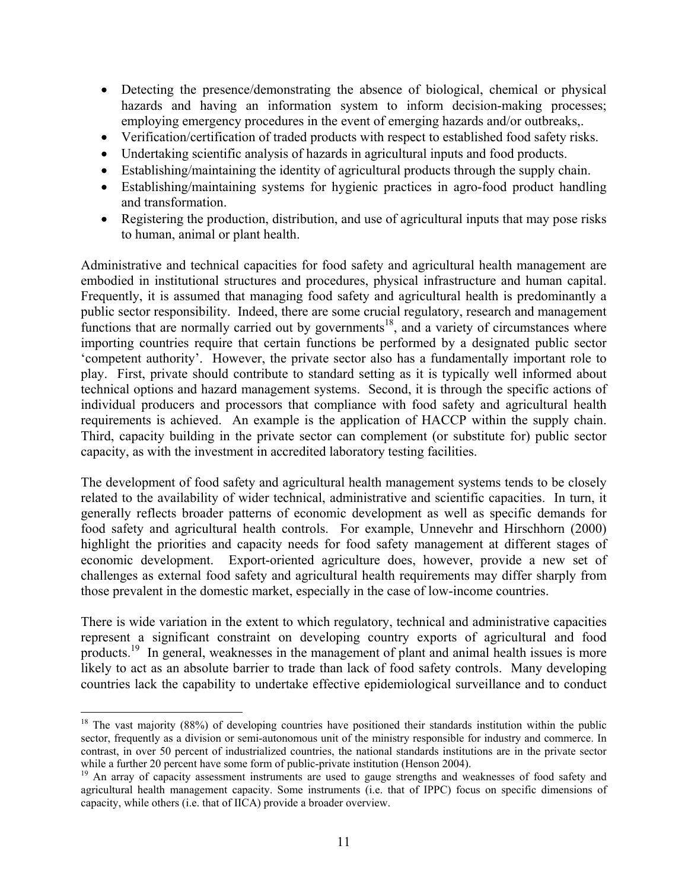- Detecting the presence/demonstrating the absence of biological, chemical or physical hazards and having an information system to inform decision-making processes; employing emergency procedures in the event of emerging hazards and/or outbreaks,.
- Verification/certification of traded products with respect to established food safety risks.
- Undertaking scientific analysis of hazards in agricultural inputs and food products.
- Establishing/maintaining the identity of agricultural products through the supply chain.
- Establishing/maintaining systems for hygienic practices in agro-food product handling and transformation.
- Registering the production, distribution, and use of agricultural inputs that may pose risks to human, animal or plant health.

Administrative and technical capacities for food safety and agricultural health management are embodied in institutional structures and procedures, physical infrastructure and human capital. Frequently, it is assumed that managing food safety and agricultural health is predominantly a public sector responsibility. Indeed, there are some crucial regulatory, research and management functions that are normally carried out by governments[18], and a variety of circumstances where importing countries require that certain functions be performed by a designated public sector 'competent authority'. However, the private sector also has a fundamentally important role to play. First, private should contribute to standard setting as it is typically well informed about technical options and hazard management systems. Second, it is through the specific actions of individual producers and processors that compliance with food safety and agricultural health requirements is achieved. An example is the application of HACCP within the supply chain. Third, capacity building in the private sector can complement (or substitute for) public sector capacity, as with the investment in accredited laboratory testing facilities.

The development of food safety and agricultural health management systems tends to be closely related to the availability of wider technical, administrative and scientific capacities. In turn, it generally reflects broader patterns of economic development as well as specific demands for food safety and agricultural health controls. For example, Unnevehr and Hirschhorn (2000) highlight the priorities and capacity needs for food safety management at different stages of economic development. Export-oriented agriculture does, however, provide a new set of challenges as external food safety and agricultural health requirements may differ sharply from those prevalent in the domestic market, especially in the case of low-income countries.

There is wide variation in the extent to which regulatory, technical and administrative capacities represent a significant constraint on developing country exports of agricultural and food products.[19] In general, weaknesses in the management of plant and animal health issues is more likely to act as an absolute barrier to trade than lack of food safety controls. Many developing countries lack the capability to undertake effective epidemiological surveillance and to conduct

[18] The vast majority (88%) of developing countries have positioned their standards institution within the public sector, frequently as a division or semi-autonomous unit of the ministry responsible for industry and commerce. In contrast, in over 50 percent of industrialized countries, the national standards institutions are in the private sector while a further 20 percent have some form of public-private institution (Henson 2004).

[19] An array of capacity assessment instruments are used to gauge strengths and weaknesses of food safety and agricultural health management capacity. Some instruments (i.e. that of IPPC) focus on specific dimensions of capacity, while others (i.e. that of IICA) provide a broader overview.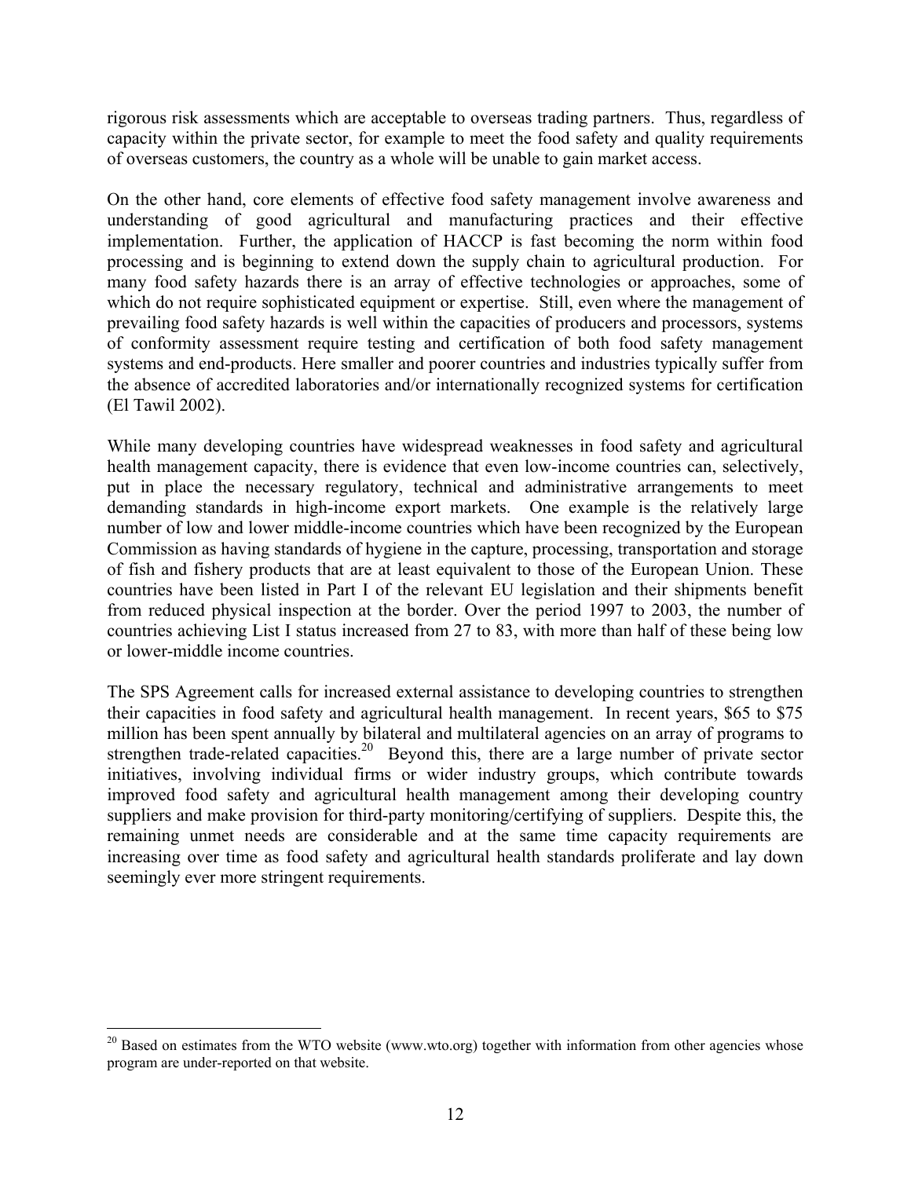rigorous risk assessments which are acceptable to overseas trading partners. Thus, regardless of capacity within the private sector, for example to meet the food safety and quality requirements of overseas customers, the country as a whole will be unable to gain market access.

On the other hand, core elements of effective food safety management involve awareness and understanding of good agricultural and manufacturing practices and their effective implementation. Further, the application of HACCP is fast becoming the norm within food processing and is beginning to extend down the supply chain to agricultural production. For many food safety hazards there is an array of effective technologies or approaches, some of which do not require sophisticated equipment or expertise. Still, even where the management of prevailing food safety hazards is well within the capacities of producers and processors, systems of conformity assessment require testing and certification of both food safety management systems and end-products. Here smaller and poorer countries and industries typically suffer from the absence of accredited laboratories and/or internationally recognized systems for certification (El Tawil 2002).

While many developing countries have widespread weaknesses in food safety and agricultural health management capacity, there is evidence that even low-income countries can, selectively, put in place the necessary regulatory, technical and administrative arrangements to meet demanding standards in high-income export markets. One example is the relatively large number of low and lower middle-income countries which have been recognized by the European Commission as having standards of hygiene in the capture, processing, transportation and storage of fish and fishery products that are at least equivalent to those of the European Union. These countries have been listed in Part I of the relevant EU legislation and their shipments benefit from reduced physical inspection at the border. Over the period 1997 to 2003, the number of countries achieving List I status increased from 27 to 83, with more than half of these being low or lower-middle income countries.

The SPS Agreement calls for increased external assistance to developing countries to strengthen their capacities in food safety and agricultural health management. In recent years, $65 to $75 million has been spent annually by bilateral and multilateral agencies on an array of programs to strengthen trade-related capacities.[20] Beyond this, there are a large number of private sector initiatives, involving individual firms or wider industry groups, which contribute towards improved food safety and agricultural health management among their developing country suppliers and make provision for third-party monitoring/certifying of suppliers. Despite this, the remaining unmet needs are considerable and at the same time capacity requirements are increasing over time as food safety and agricultural health standards proliferate and lay down seemingly ever more stringent requirements.

[20] Based on estimates from the WTO website (www.wto.org) together with information from other agencies whose program are under-reported on that website.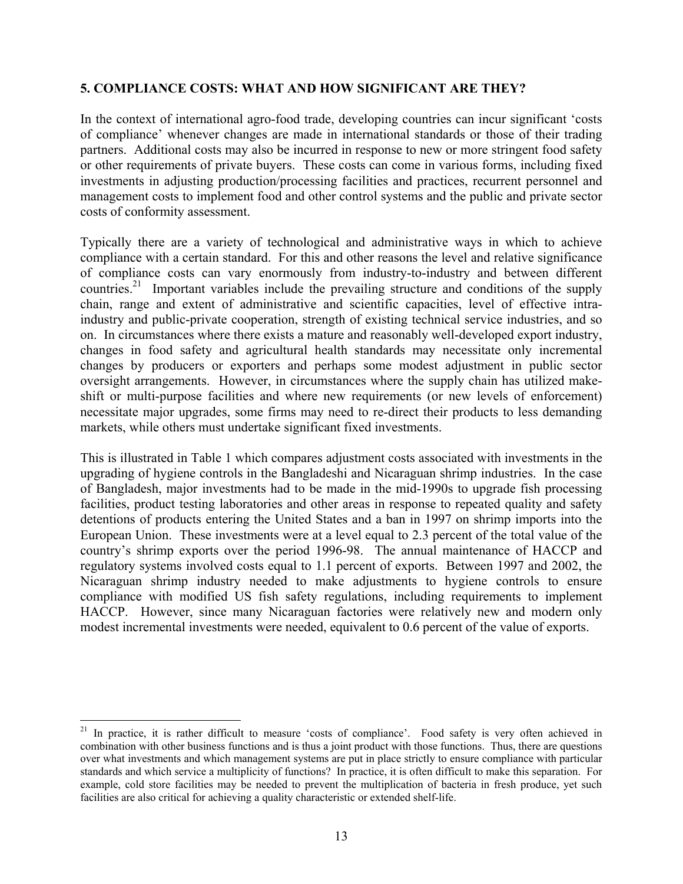## 5. COMPLIANCE COSTS: WHAT AND HOW SIGNIFICANT ARE THEY?

In the context of international agro-food trade, developing countries can incur significant 'costs of compliance' whenever changes are made in international standards or those of their trading partners. Additional costs may also be incurred in response to new or more stringent food safety or other requirements of private buyers. These costs can come in various forms, including fixed investments in adjusting production/processing facilities and practices, recurrent personnel and management costs to implement food and other control systems and the public and private sector costs of conformity assessment.

Typically there are a variety of technological and administrative ways in which to achieve compliance with a certain standard. For this and other reasons the level and relative significance of compliance costs can vary enormously from industry-to-industry and between different countries.[21] Important variables include the prevailing structure and conditions of the supply chain, range and extent of administrative and scientific capacities, level of effective intra-industry and public-private cooperation, strength of existing technical service industries, and so on. In circumstances where there exists a mature and reasonably well-developed export industry, changes in food safety and agricultural health standards may necessitate only incremental changes by producers or exporters and perhaps some modest adjustment in public sector oversight arrangements. However, in circumstances where the supply chain has utilized make-shift or multi-purpose facilities and where new requirements (or new levels of enforcement) necessitate major upgrades, some firms may need to re-direct their products to less demanding markets, while others must undertake significant fixed investments.

This is illustrated in Table 1 which compares adjustment costs associated with investments in the upgrading of hygiene controls in the Bangladeshi and Nicaraguan shrimp industries. In the case of Bangladesh, major investments had to be made in the mid-1990s to upgrade fish processing facilities, product testing laboratories and other areas in response to repeated quality and safety detentions of products entering the United States and a ban in 1997 on shrimp imports into the European Union. These investments were at a level equal to 2.3 percent of the total value of the country's shrimp exports over the period 1996-98. The annual maintenance of HACCP and regulatory systems involved costs equal to 1.1 percent of exports. Between 1997 and 2002, the Nicaraguan shrimp industry needed to make adjustments to hygiene controls to ensure compliance with modified US fish safety regulations, including requirements to implement HACCP. However, since many Nicaraguan factories were relatively new and modern only modest incremental investments were needed, equivalent to 0.6 percent of the value of exports.

[21] In practice, it is rather difficult to measure 'costs of compliance'. Food safety is very often achieved in combination with other business functions and is thus a joint product with those functions. Thus, there are questions over what investments and which management systems are put in place strictly to ensure compliance with particular standards and which service a multiplicity of functions? In practice, it is often difficult to make this separation. For example, cold store facilities may be needed to prevent the multiplication of bacteria in fresh produce, yet such facilities are also critical for achieving a quality characteristic or extended shelf-life.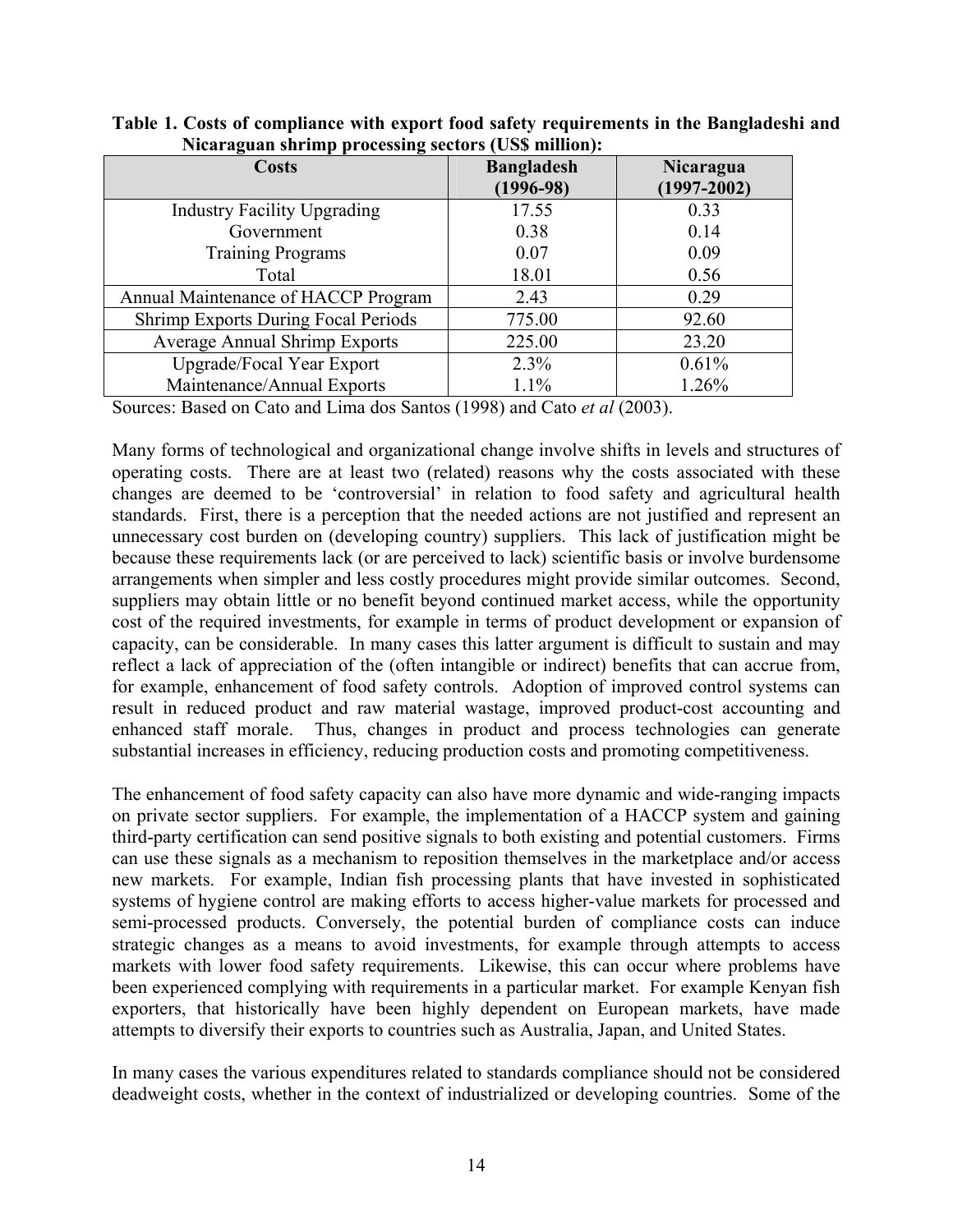**Table 1. Costs of compliance with export food safety requirements in the Bangladeshi and Nicaraguan shrimp processing sectors (US$ million):**

| Costs | Bangladesh (1996-98) | Nicaragua (1997-2002) |
|---|---|---|
| Industry Facility Upgrading | 17.55 | 0.33 |
| Government | 0.38 | 0.14 |
| Training Programs | 0.07 | 0.09 |
| Total | 18.01 | 0.56 |
| Annual Maintenance of HACCP Program | 2.43 | 0.29 |
| Shrimp Exports During Focal Periods | 775.00 | 92.60 |
| Average Annual Shrimp Exports | 225.00 | 23.20 |
| Upgrade/Focal Year Export | 2.3% | 0.61% |
| Maintenance/Annual Exports | 1.1% | 1.26% |

Sources: Based on Cato and Lima dos Santos (1998) and Cato *et al* (2003).

Many forms of technological and organizational change involve shifts in levels and structures of operating costs. There are at least two (related) reasons why the costs associated with these changes are deemed to be 'controversial' in relation to food safety and agricultural health standards. First, there is a perception that the needed actions are not justified and represent an unnecessary cost burden on (developing country) suppliers. This lack of justification might be because these requirements lack (or are perceived to lack) scientific basis or involve burdensome arrangements when simpler and less costly procedures might provide similar outcomes. Second, suppliers may obtain little or no benefit beyond continued market access, while the opportunity cost of the required investments, for example in terms of product development or expansion of capacity, can be considerable. In many cases this latter argument is difficult to sustain and may reflect a lack of appreciation of the (often intangible or indirect) benefits that can accrue from, for example, enhancement of food safety controls. Adoption of improved control systems can result in reduced product and raw material wastage, improved product-cost accounting and enhanced staff morale. Thus, changes in product and process technologies can generate substantial increases in efficiency, reducing production costs and promoting competitiveness.

The enhancement of food safety capacity can also have more dynamic and wide-ranging impacts on private sector suppliers. For example, the implementation of a HACCP system and gaining third-party certification can send positive signals to both existing and potential customers. Firms can use these signals as a mechanism to reposition themselves in the marketplace and/or access new markets. For example, Indian fish processing plants that have invested in sophisticated systems of hygiene control are making efforts to access higher-value markets for processed and semi-processed products. Conversely, the potential burden of compliance costs can induce strategic changes as a means to avoid investments, for example through attempts to access markets with lower food safety requirements. Likewise, this can occur where problems have been experienced complying with requirements in a particular market. For example Kenyan fish exporters, that historically have been highly dependent on European markets, have made attempts to diversify their exports to countries such as Australia, Japan, and United States.

In many cases the various expenditures related to standards compliance should not be considered deadweight costs, whether in the context of industrialized or developing countries. Some of the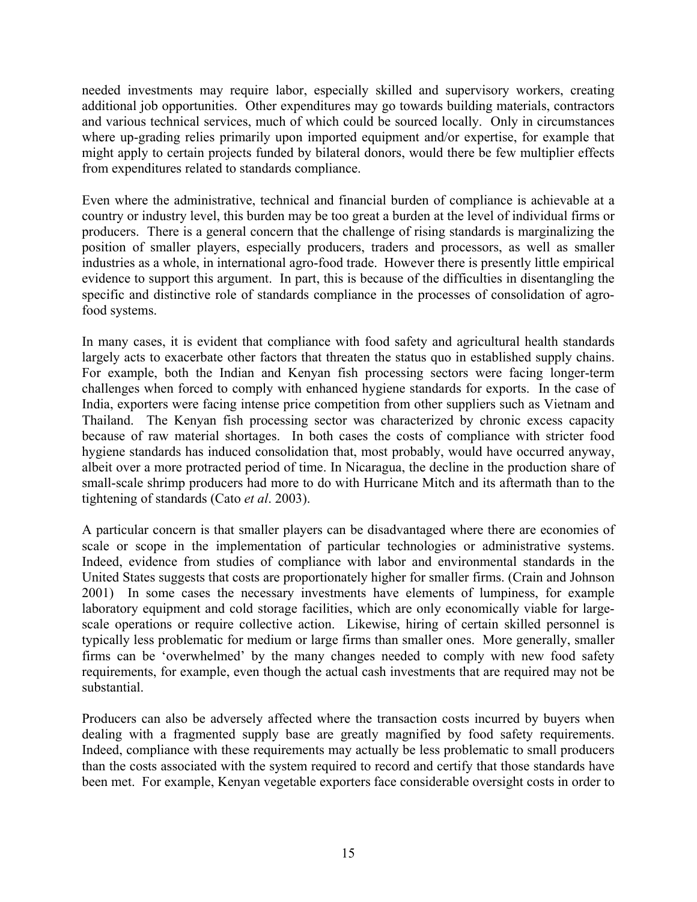needed investments may require labor, especially skilled and supervisory workers, creating additional job opportunities. Other expenditures may go towards building materials, contractors and various technical services, much of which could be sourced locally. Only in circumstances where up-grading relies primarily upon imported equipment and/or expertise, for example that might apply to certain projects funded by bilateral donors, would there be few multiplier effects from expenditures related to standards compliance.

Even where the administrative, technical and financial burden of compliance is achievable at a country or industry level, this burden may be too great a burden at the level of individual firms or producers. There is a general concern that the challenge of rising standards is marginalizing the position of smaller players, especially producers, traders and processors, as well as smaller industries as a whole, in international agro-food trade. However there is presently little empirical evidence to support this argument. In part, this is because of the difficulties in disentangling the specific and distinctive role of standards compliance in the processes of consolidation of agro-food systems.

In many cases, it is evident that compliance with food safety and agricultural health standards largely acts to exacerbate other factors that threaten the status quo in established supply chains. For example, both the Indian and Kenyan fish processing sectors were facing longer-term challenges when forced to comply with enhanced hygiene standards for exports. In the case of India, exporters were facing intense price competition from other suppliers such as Vietnam and Thailand. The Kenyan fish processing sector was characterized by chronic excess capacity because of raw material shortages. In both cases the costs of compliance with stricter food hygiene standards has induced consolidation that, most probably, would have occurred anyway, albeit over a more protracted period of time. In Nicaragua, the decline in the production share of small-scale shrimp producers had more to do with Hurricane Mitch and its aftermath than to the tightening of standards (Cato *et al*. 2003).

A particular concern is that smaller players can be disadvantaged where there are economies of scale or scope in the implementation of particular technologies or administrative systems. Indeed, evidence from studies of compliance with labor and environmental standards in the United States suggests that costs are proportionately higher for smaller firms. (Crain and Johnson 2001) In some cases the necessary investments have elements of lumpiness, for example laboratory equipment and cold storage facilities, which are only economically viable for large-scale operations or require collective action. Likewise, hiring of certain skilled personnel is typically less problematic for medium or large firms than smaller ones. More generally, smaller firms can be 'overwhelmed' by the many changes needed to comply with new food safety requirements, for example, even though the actual cash investments that are required may not be substantial.

Producers can also be adversely affected where the transaction costs incurred by buyers when dealing with a fragmented supply base are greatly magnified by food safety requirements. Indeed, compliance with these requirements may actually be less problematic to small producers than the costs associated with the system required to record and certify that those standards have been met. For example, Kenyan vegetable exporters face considerable oversight costs in order to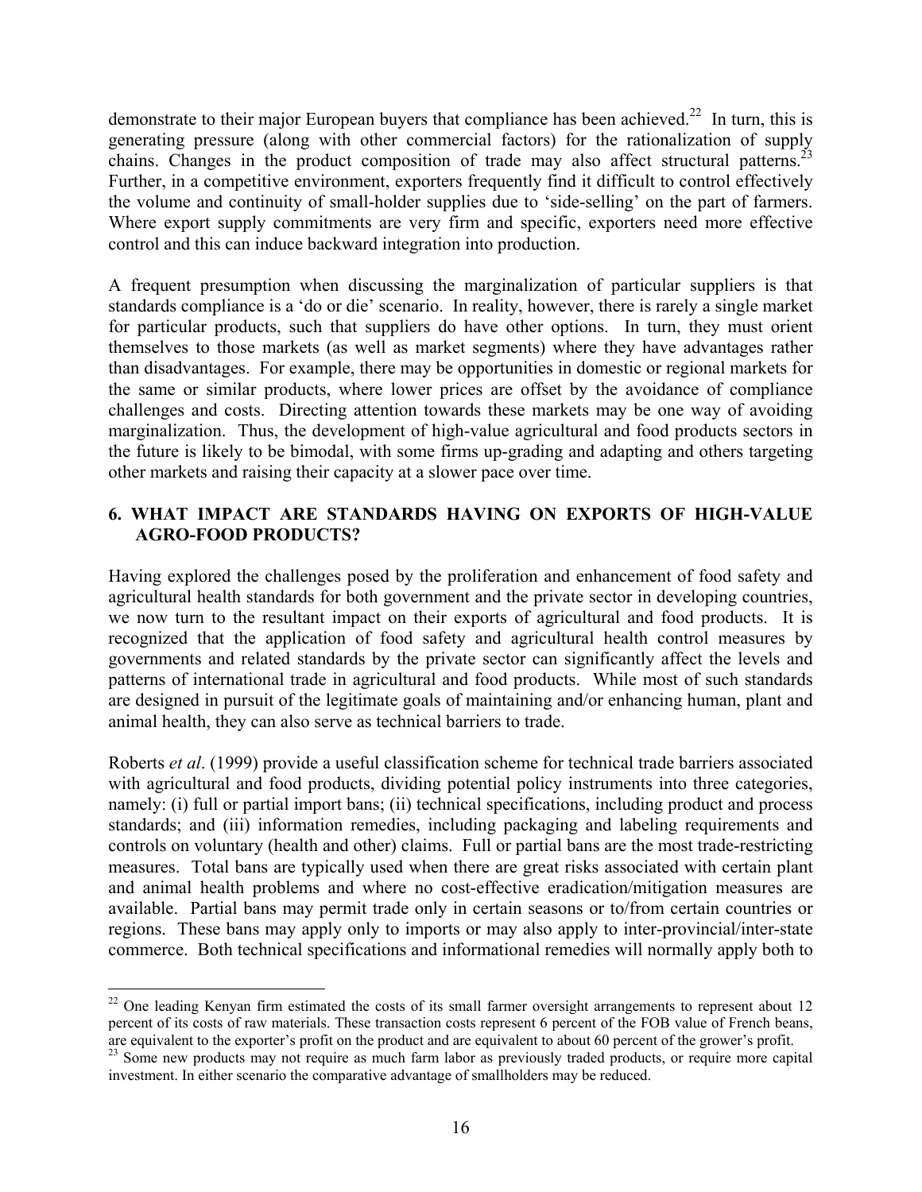demonstrate to their major European buyers that compliance has been achieved.[22] In turn, this is generating pressure (along with other commercial factors) for the rationalization of supply chains. Changes in the product composition of trade may also affect structural patterns.[23] Further, in a competitive environment, exporters frequently find it difficult to control effectively the volume and continuity of small-holder supplies due to 'side-selling' on the part of farmers. Where export supply commitments are very firm and specific, exporters need more effective control and this can induce backward integration into production.

A frequent presumption when discussing the marginalization of particular suppliers is that standards compliance is a 'do or die' scenario. In reality, however, there is rarely a single market for particular products, such that suppliers do have other options. In turn, they must orient themselves to those markets (as well as market segments) where they have advantages rather than disadvantages. For example, there may be opportunities in domestic or regional markets for the same or similar products, where lower prices are offset by the avoidance of compliance challenges and costs. Directing attention towards these markets may be one way of avoiding marginalization. Thus, the development of high-value agricultural and food products sectors in the future is likely to be bimodal, with some firms up-grading and adapting and others targeting other markets and raising their capacity at a slower pace over time.

## 6. WHAT IMPACT ARE STANDARDS HAVING ON EXPORTS OF HIGH-VALUE AGRO-FOOD PRODUCTS?

Having explored the challenges posed by the proliferation and enhancement of food safety and agricultural health standards for both government and the private sector in developing countries, we now turn to the resultant impact on their exports of agricultural and food products. It is recognized that the application of food safety and agricultural health control measures by governments and related standards by the private sector can significantly affect the levels and patterns of international trade in agricultural and food products. While most of such standards are designed in pursuit of the legitimate goals of maintaining and/or enhancing human, plant and animal health, they can also serve as technical barriers to trade.

Roberts *et al*. (1999) provide a useful classification scheme for technical trade barriers associated with agricultural and food products, dividing potential policy instruments into three categories, namely: (i) full or partial import bans; (ii) technical specifications, including product and process standards; and (iii) information remedies, including packaging and labeling requirements and controls on voluntary (health and other) claims. Full or partial bans are the most trade-restricting measures. Total bans are typically used when there are great risks associated with certain plant and animal health problems and where no cost-effective eradication/mitigation measures are available. Partial bans may permit trade only in certain seasons or to/from certain countries or regions. These bans may apply only to imports or may also apply to inter-provincial/inter-state commerce. Both technical specifications and informational remedies will normally apply both to

---

[22] One leading Kenyan firm estimated the costs of its small farmer oversight arrangements to represent about 12 percent of its costs of raw materials. These transaction costs represent 6 percent of the FOB value of French beans, are equivalent to the exporter's profit on the product and are equivalent to about 60 percent of the grower's profit.

[23] Some new products may not require as much farm labor as previously traded products, or require more capital investment. In either scenario the comparative advantage of smallholders may be reduced.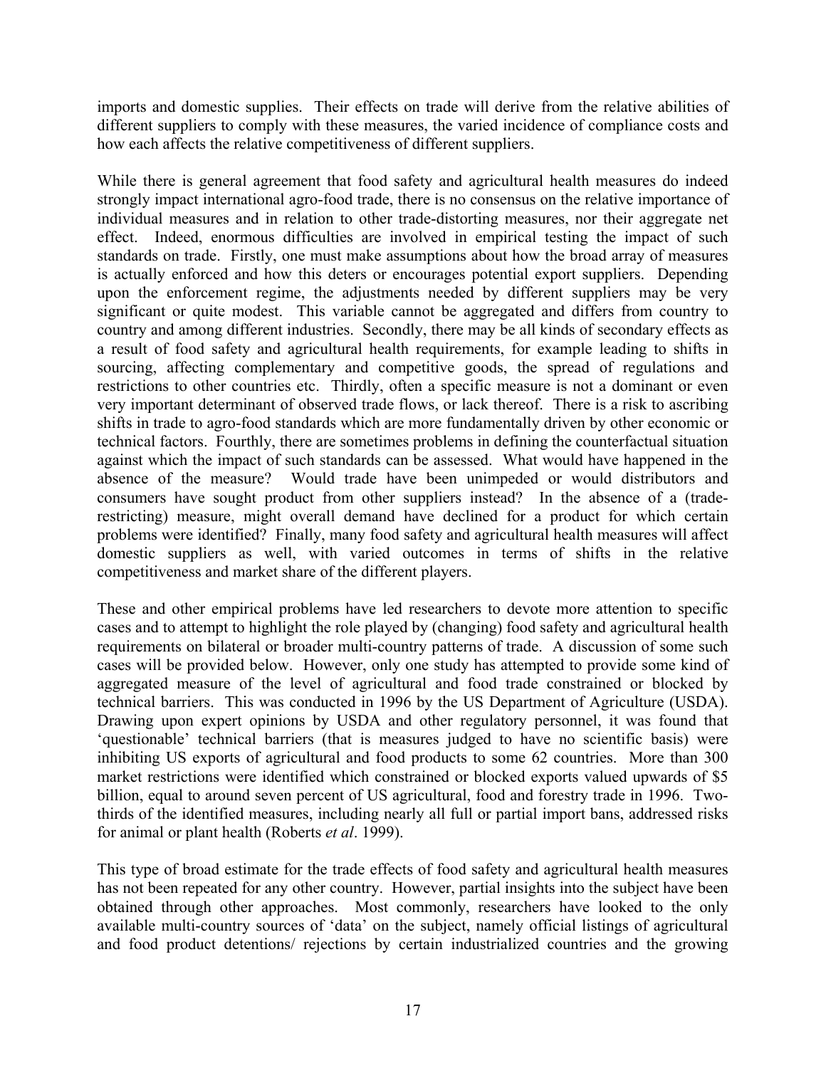imports and domestic supplies. Their effects on trade will derive from the relative abilities of different suppliers to comply with these measures, the varied incidence of compliance costs and how each affects the relative competitiveness of different suppliers.

While there is general agreement that food safety and agricultural health measures do indeed strongly impact international agro-food trade, there is no consensus on the relative importance of individual measures and in relation to other trade-distorting measures, nor their aggregate net effect. Indeed, enormous difficulties are involved in empirical testing the impact of such standards on trade. Firstly, one must make assumptions about how the broad array of measures is actually enforced and how this deters or encourages potential export suppliers. Depending upon the enforcement regime, the adjustments needed by different suppliers may be very significant or quite modest. This variable cannot be aggregated and differs from country to country and among different industries. Secondly, there may be all kinds of secondary effects as a result of food safety and agricultural health requirements, for example leading to shifts in sourcing, affecting complementary and competitive goods, the spread of regulations and restrictions to other countries etc. Thirdly, often a specific measure is not a dominant or even very important determinant of observed trade flows, or lack thereof. There is a risk to ascribing shifts in trade to agro-food standards which are more fundamentally driven by other economic or technical factors. Fourthly, there are sometimes problems in defining the counterfactual situation against which the impact of such standards can be assessed. What would have happened in the absence of the measure? Would trade have been unimpeded or would distributors and consumers have sought product from other suppliers instead? In the absence of a (trade-restricting) measure, might overall demand have declined for a product for which certain problems were identified? Finally, many food safety and agricultural health measures will affect domestic suppliers as well, with varied outcomes in terms of shifts in the relative competitiveness and market share of the different players.

These and other empirical problems have led researchers to devote more attention to specific cases and to attempt to highlight the role played by (changing) food safety and agricultural health requirements on bilateral or broader multi-country patterns of trade. A discussion of some such cases will be provided below. However, only one study has attempted to provide some kind of aggregated measure of the level of agricultural and food trade constrained or blocked by technical barriers. This was conducted in 1996 by the US Department of Agriculture (USDA). Drawing upon expert opinions by USDA and other regulatory personnel, it was found that 'questionable' technical barriers (that is measures judged to have no scientific basis) were inhibiting US exports of agricultural and food products to some 62 countries. More than 300 market restrictions were identified which constrained or blocked exports valued upwards of $5 billion, equal to around seven percent of US agricultural, food and forestry trade in 1996. Two-thirds of the identified measures, including nearly all full or partial import bans, addressed risks for animal or plant health (Roberts *et al*. 1999).

This type of broad estimate for the trade effects of food safety and agricultural health measures has not been repeated for any other country. However, partial insights into the subject have been obtained through other approaches. Most commonly, researchers have looked to the only available multi-country sources of 'data' on the subject, namely official listings of agricultural and food product detentions/ rejections by certain industrialized countries and the growing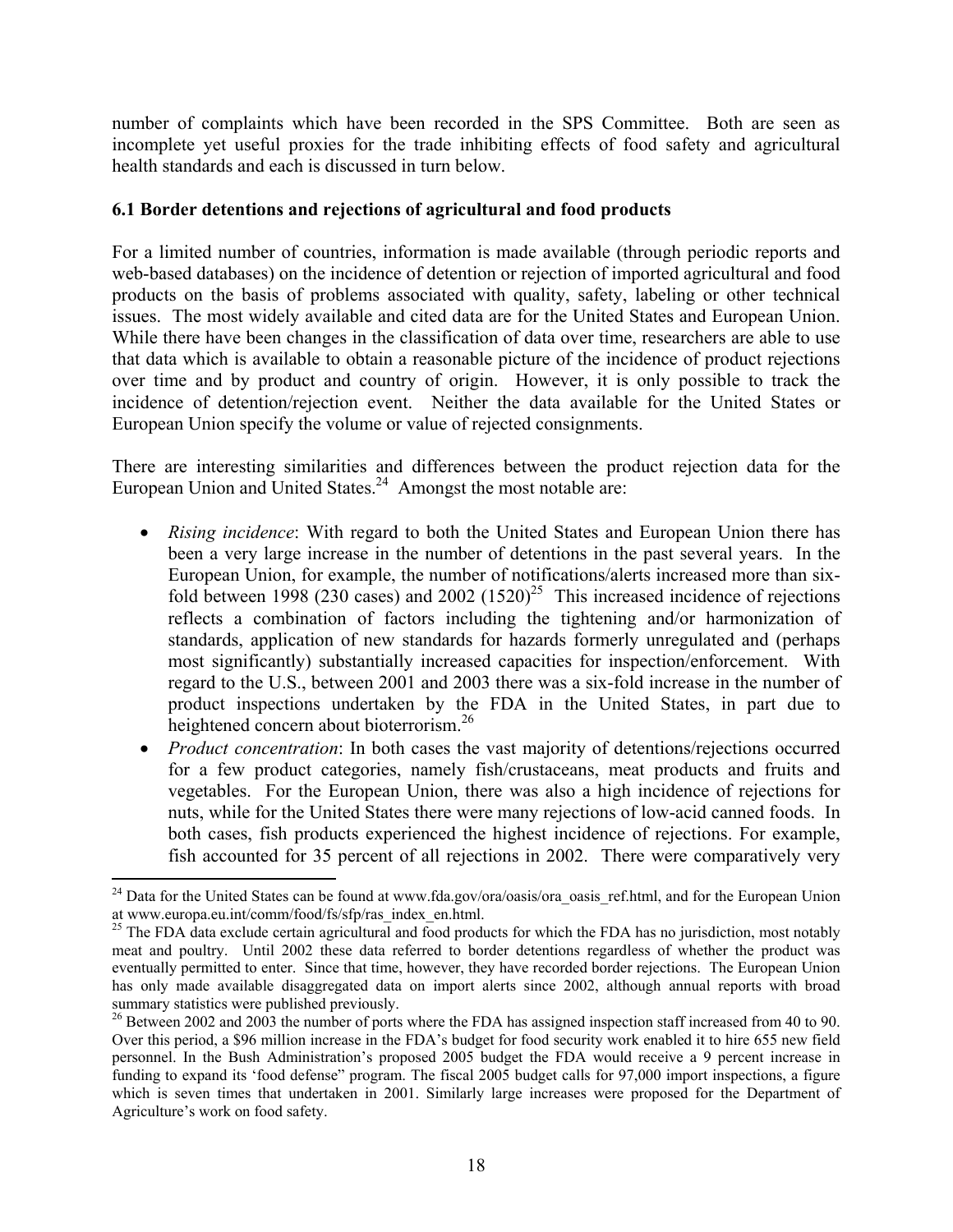number of complaints which have been recorded in the SPS Committee. Both are seen as incomplete yet useful proxies for the trade inhibiting effects of food safety and agricultural health standards and each is discussed in turn below.

### 6.1 Border detentions and rejections of agricultural and food products

For a limited number of countries, information is made available (through periodic reports and web-based databases) on the incidence of detention or rejection of imported agricultural and food products on the basis of problems associated with quality, safety, labeling or other technical issues. The most widely available and cited data are for the United States and European Union. While there have been changes in the classification of data over time, researchers are able to use that data which is available to obtain a reasonable picture of the incidence of product rejections over time and by product and country of origin. However, it is only possible to track the incidence of detention/rejection event. Neither the data available for the United States or European Union specify the volume or value of rejected consignments.

There are interesting similarities and differences between the product rejection data for the European Union and United States.[24] Amongst the most notable are:

- *Rising incidence*: With regard to both the United States and European Union there has been a very large increase in the number of detentions in the past several years. In the European Union, for example, the number of notifications/alerts increased more than six-fold between 1998 (230 cases) and 2002 (1520)[25] This increased incidence of rejections reflects a combination of factors including the tightening and/or harmonization of standards, application of new standards for hazards formerly unregulated and (perhaps most significantly) substantially increased capacities for inspection/enforcement. With regard to the U.S., between 2001 and 2003 there was a six-fold increase in the number of product inspections undertaken by the FDA in the United States, in part due to heightened concern about bioterrorism.[26]
- *Product concentration*: In both cases the vast majority of detentions/rejections occurred for a few product categories, namely fish/crustaceans, meat products and fruits and vegetables. For the European Union, there was also a high incidence of rejections for nuts, while for the United States there were many rejections of low-acid canned foods. In both cases, fish products experienced the highest incidence of rejections. For example, fish accounted for 35 percent of all rejections in 2002. There were comparatively very

---

[24] Data for the United States can be found at www.fda.gov/ora/oasis/ora_oasis_ref.html, and for the European Union at www.europa.eu.int/comm/food/fs/sfp/ras_index_en.html.

[25] The FDA data exclude certain agricultural and food products for which the FDA has no jurisdiction, most notably meat and poultry. Until 2002 these data referred to border detentions regardless of whether the product was eventually permitted to enter. Since that time, however, they have recorded border rejections. The European Union has only made available disaggregated data on import alerts since 2002, although annual reports with broad summary statistics were published previously.

[26] Between 2002 and 2003 the number of ports where the FDA has assigned inspection staff increased from 40 to 90. Over this period, a $96 million increase in the FDA's budget for food security work enabled it to hire 655 new field personnel. In the Bush Administration's proposed 2005 budget the FDA would receive a 9 percent increase in funding to expand its 'food defense" program. The fiscal 2005 budget calls for 97,000 import inspections, a figure which is seven times that undertaken in 2001. Similarly large increases were proposed for the Department of Agriculture's work on food safety.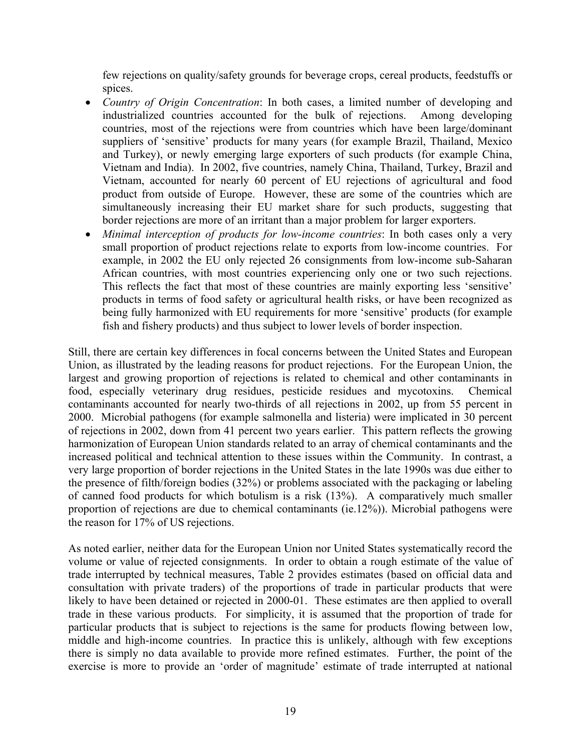few rejections on quality/safety grounds for beverage crops, cereal products, feedstuffs or spices.

- *Country of Origin Concentration*: In both cases, a limited number of developing and industrialized countries accounted for the bulk of rejections. Among developing countries, most of the rejections were from countries which have been large/dominant suppliers of 'sensitive' products for many years (for example Brazil, Thailand, Mexico and Turkey), or newly emerging large exporters of such products (for example China, Vietnam and India). In 2002, five countries, namely China, Thailand, Turkey, Brazil and Vietnam, accounted for nearly 60 percent of EU rejections of agricultural and food product from outside of Europe. However, these are some of the countries which are simultaneously increasing their EU market share for such products, suggesting that border rejections are more of an irritant than a major problem for larger exporters.
- *Minimal interception of products for low-income countries*: In both cases only a very small proportion of product rejections relate to exports from low-income countries. For example, in 2002 the EU only rejected 26 consignments from low-income sub-Saharan African countries, with most countries experiencing only one or two such rejections. This reflects the fact that most of these countries are mainly exporting less 'sensitive' products in terms of food safety or agricultural health risks, or have been recognized as being fully harmonized with EU requirements for more 'sensitive' products (for example fish and fishery products) and thus subject to lower levels of border inspection.

Still, there are certain key differences in focal concerns between the United States and European Union, as illustrated by the leading reasons for product rejections. For the European Union, the largest and growing proportion of rejections is related to chemical and other contaminants in food, especially veterinary drug residues, pesticide residues and mycotoxins. Chemical contaminants accounted for nearly two-thirds of all rejections in 2002, up from 55 percent in 2000. Microbial pathogens (for example salmonella and listeria) were implicated in 30 percent of rejections in 2002, down from 41 percent two years earlier. This pattern reflects the growing harmonization of European Union standards related to an array of chemical contaminants and the increased political and technical attention to these issues within the Community. In contrast, a very large proportion of border rejections in the United States in the late 1990s was due either to the presence of filth/foreign bodies (32%) or problems associated with the packaging or labeling of canned food products for which botulism is a risk (13%). A comparatively much smaller proportion of rejections are due to chemical contaminants (ie.12%)). Microbial pathogens were the reason for 17% of US rejections.

As noted earlier, neither data for the European Union nor United States systematically record the volume or value of rejected consignments. In order to obtain a rough estimate of the value of trade interrupted by technical measures, Table 2 provides estimates (based on official data and consultation with private traders) of the proportions of trade in particular products that were likely to have been detained or rejected in 2000-01. These estimates are then applied to overall trade in these various products. For simplicity, it is assumed that the proportion of trade for particular products that is subject to rejections is the same for products flowing between low, middle and high-income countries. In practice this is unlikely, although with few exceptions there is simply no data available to provide more refined estimates. Further, the point of the exercise is more to provide an 'order of magnitude' estimate of trade interrupted at national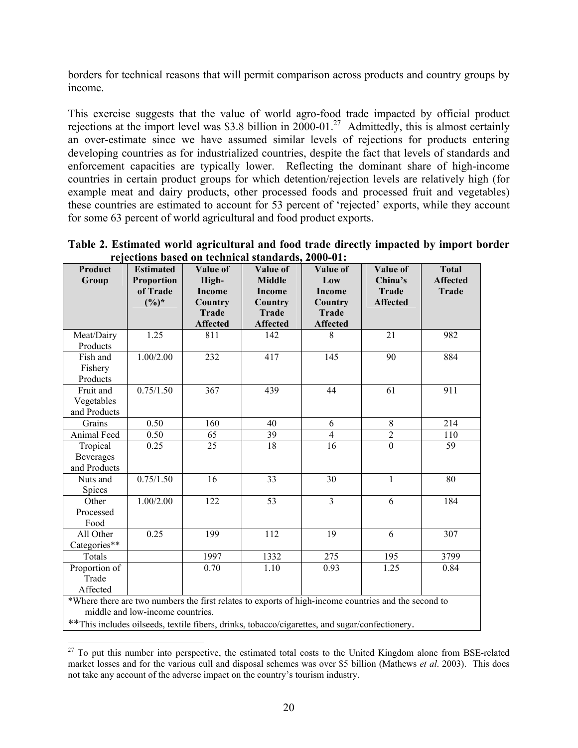borders for technical reasons that will permit comparison across products and country groups by income.

This exercise suggests that the value of world agro-food trade impacted by official product rejections at the import level was $3.8 billion in 2000-01.[27] Admittedly, this is almost certainly an over-estimate since we have assumed similar levels of rejections for products entering developing countries as for industrialized countries, despite the fact that levels of standards and enforcement capacities are typically lower. Reflecting the dominant share of high-income countries in certain product groups for which detention/rejection levels are relatively high (for example meat and dairy products, other processed foods and processed fruit and vegetables) these countries are estimated to account for 53 percent of 'rejected' exports, while they account for some 63 percent of world agricultural and food product exports.

**Table 2. Estimated world agricultural and food trade directly impacted by import border rejections based on technical standards, 2000-01:**

| Product Group | Estimated Proportion of Trade (%)* | Value of High-Income Country Trade Affected | Value of Middle Income Country Trade Affected | Value of Low Income Country Trade Affected | Value of China's Trade Affected | Total Affected Trade |
|---|---|---|---|---|---|---|
| Meat/Dairy Products | 1.25 | 811 | 142 | 8 | 21 | 982 |
| Fish and Fishery Products | 1.00/2.00 | 232 | 417 | 145 | 90 | 884 |
| Fruit and Vegetables and Products | 0.75/1.50 | 367 | 439 | 44 | 61 | 911 |
| Grains | 0.50 | 160 | 40 | 6 | 8 | 214 |
| Animal Feed | 0.50 | 65 | 39 | 4 | 2 | 110 |
| Tropical Beverages and Products | 0.25 | 25 | 18 | 16 | 0 | 59 |
| Nuts and Spices | 0.75/1.50 | 16 | 33 | 30 | 1 | 80 |
| Other Processed Food | 1.00/2.00 | 122 | 53 | 3 | 6 | 184 |
| All Other Categories** | 0.25 | 199 | 112 | 19 | 6 | 307 |
| Totals | | 1997 | 1332 | 275 | 195 | 3799 |
| Proportion of Trade Affected | | 0.70 | 1.10 | 0.93 | 1.25 | 0.84 |

*Where there are two numbers the first relates to exports of high-income countries and the second to middle and low-income countries.

**This includes oilseeds, textile fibers, drinks, tobacco/cigarettes, and sugar/confectionery.

[27] To put this number into perspective, the estimated total costs to the United Kingdom alone from BSE-related market losses and for the various cull and disposal schemes was over $5 billion (Mathews *et al*. 2003). This does not take any account of the adverse impact on the country's tourism industry.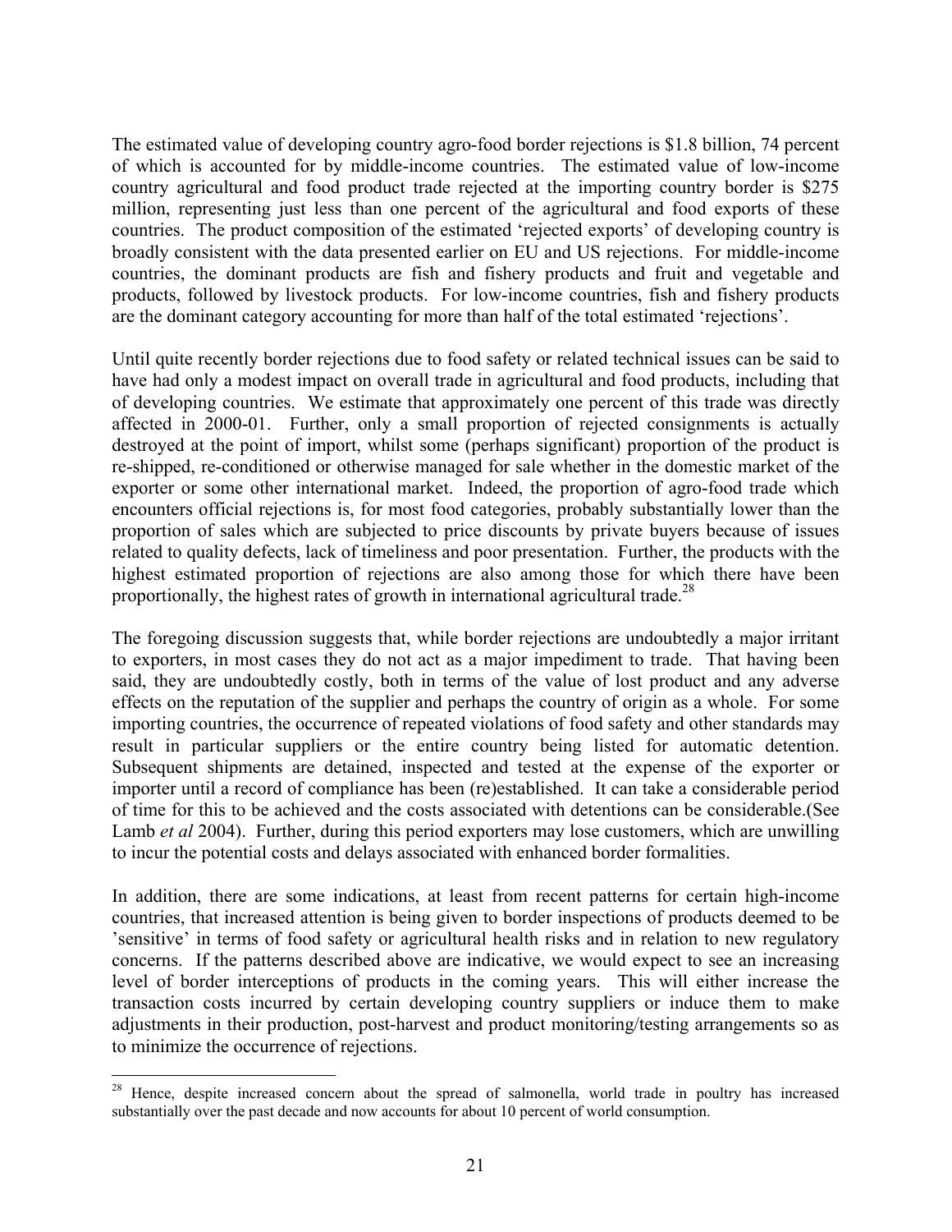The estimated value of developing country agro-food border rejections is \$1.8 billion, 74 percent of which is accounted for by middle-income countries. The estimated value of low-income country agricultural and food product trade rejected at the importing country border is \$275 million, representing just less than one percent of the agricultural and food exports of these countries. The product composition of the estimated 'rejected exports' of developing country is broadly consistent with the data presented earlier on EU and US rejections. For middle-income countries, the dominant products are fish and fishery products and fruit and vegetable and products, followed by livestock products. For low-income countries, fish and fishery products are the dominant category accounting for more than half of the total estimated 'rejections'.

Until quite recently border rejections due to food safety or related technical issues can be said to have had only a modest impact on overall trade in agricultural and food products, including that of developing countries. We estimate that approximately one percent of this trade was directly affected in 2000-01. Further, only a small proportion of rejected consignments is actually destroyed at the point of import, whilst some (perhaps significant) proportion of the product is re-shipped, re-conditioned or otherwise managed for sale whether in the domestic market of the exporter or some other international market. Indeed, the proportion of agro-food trade which encounters official rejections is, for most food categories, probably substantially lower than the proportion of sales which are subjected to price discounts by private buyers because of issues related to quality defects, lack of timeliness and poor presentation. Further, the products with the highest estimated proportion of rejections are also among those for which there have been proportionally, the highest rates of growth in international agricultural trade.[28]

The foregoing discussion suggests that, while border rejections are undoubtedly a major irritant to exporters, in most cases they do not act as a major impediment to trade. That having been said, they are undoubtedly costly, both in terms of the value of lost product and any adverse effects on the reputation of the supplier and perhaps the country of origin as a whole. For some importing countries, the occurrence of repeated violations of food safety and other standards may result in particular suppliers or the entire country being listed for automatic detention. Subsequent shipments are detained, inspected and tested at the expense of the exporter or importer until a record of compliance has been (re)established. It can take a considerable period of time for this to be achieved and the costs associated with detentions can be considerable.(See Lamb *et al* 2004). Further, during this period exporters may lose customers, which are unwilling to incur the potential costs and delays associated with enhanced border formalities.

In addition, there are some indications, at least from recent patterns for certain high-income countries, that increased attention is being given to border inspections of products deemed to be 'sensitive' in terms of food safety or agricultural health risks and in relation to new regulatory concerns. If the patterns described above are indicative, we would expect to see an increasing level of border interceptions of products in the coming years. This will either increase the transaction costs incurred by certain developing country suppliers or induce them to make adjustments in their production, post-harvest and product monitoring/testing arrangements so as to minimize the occurrence of rejections.

---

[28] Hence, despite increased concern about the spread of salmonella, world trade in poultry has increased substantially over the past decade and now accounts for about 10 percent of world consumption.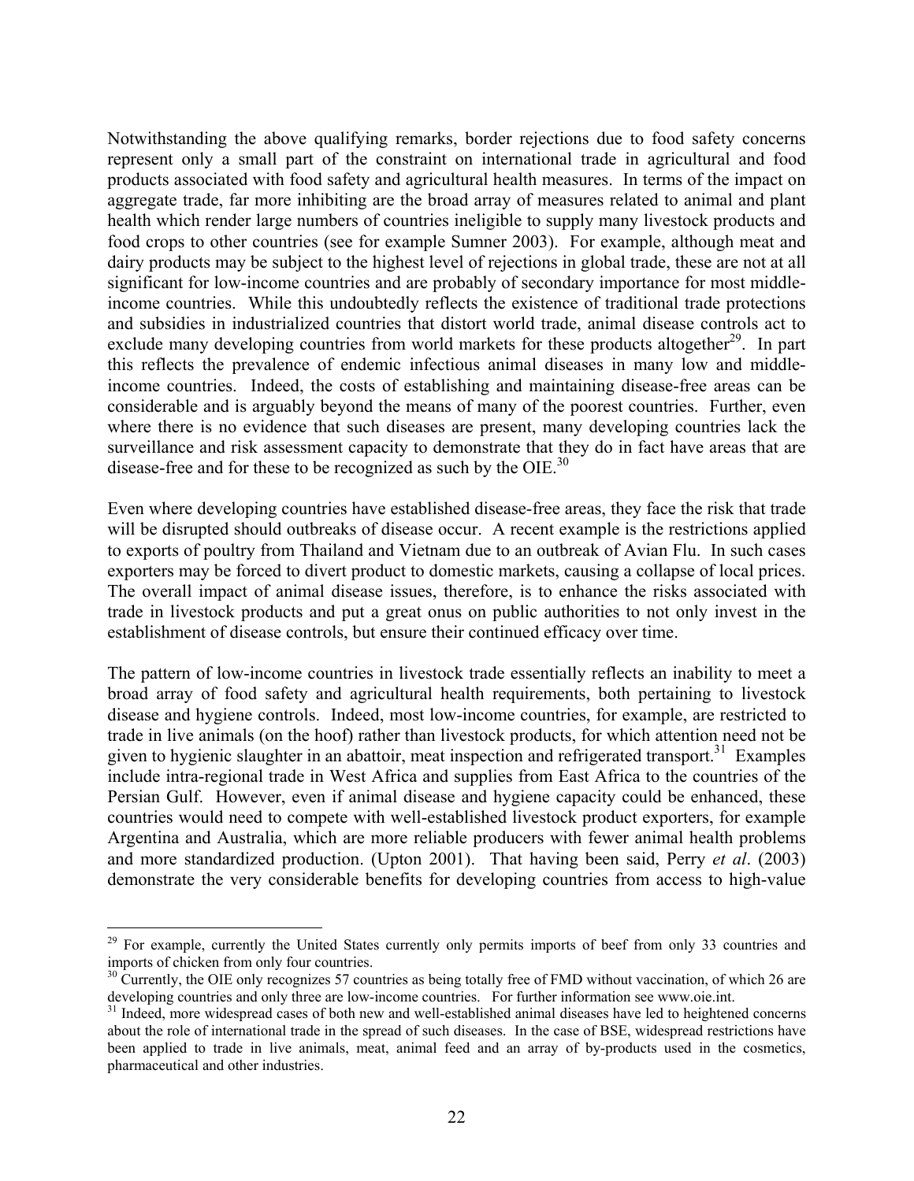Notwithstanding the above qualifying remarks, border rejections due to food safety concerns represent only a small part of the constraint on international trade in agricultural and food products associated with food safety and agricultural health measures. In terms of the impact on aggregate trade, far more inhibiting are the broad array of measures related to animal and plant health which render large numbers of countries ineligible to supply many livestock products and food crops to other countries (see for example Sumner 2003). For example, although meat and dairy products may be subject to the highest level of rejections in global trade, these are not at all significant for low-income countries and are probably of secondary importance for most middle-income countries. While this undoubtedly reflects the existence of traditional trade protections and subsidies in industrialized countries that distort world trade, animal disease controls act to exclude many developing countries from world markets for these products altogether[29]. In part this reflects the prevalence of endemic infectious animal diseases in many low and middle-income countries. Indeed, the costs of establishing and maintaining disease-free areas can be considerable and is arguably beyond the means of many of the poorest countries. Further, even where there is no evidence that such diseases are present, many developing countries lack the surveillance and risk assessment capacity to demonstrate that they do in fact have areas that are disease-free and for these to be recognized as such by the OIE.[30]

Even where developing countries have established disease-free areas, they face the risk that trade will be disrupted should outbreaks of disease occur. A recent example is the restrictions applied to exports of poultry from Thailand and Vietnam due to an outbreak of Avian Flu. In such cases exporters may be forced to divert product to domestic markets, causing a collapse of local prices. The overall impact of animal disease issues, therefore, is to enhance the risks associated with trade in livestock products and put a great onus on public authorities to not only invest in the establishment of disease controls, but ensure their continued efficacy over time.

The pattern of low-income countries in livestock trade essentially reflects an inability to meet a broad array of food safety and agricultural health requirements, both pertaining to livestock disease and hygiene controls. Indeed, most low-income countries, for example, are restricted to trade in live animals (on the hoof) rather than livestock products, for which attention need not be given to hygienic slaughter in an abattoir, meat inspection and refrigerated transport.[31] Examples include intra-regional trade in West Africa and supplies from East Africa to the countries of the Persian Gulf. However, even if animal disease and hygiene capacity could be enhanced, these countries would need to compete with well-established livestock product exporters, for example Argentina and Australia, which are more reliable producers with fewer animal health problems and more standardized production. (Upton 2001). That having been said, Perry *et al*. (2003) demonstrate the very considerable benefits for developing countries from access to high-value

---

[29] For example, currently the United States currently only permits imports of beef from only 33 countries and imports of chicken from only four countries.

[30] Currently, the OIE only recognizes 57 countries as being totally free of FMD without vaccination, of which 26 are developing countries and only three are low-income countries. For further information see www.oie.int.

[31] Indeed, more widespread cases of both new and well-established animal diseases have led to heightened concerns about the role of international trade in the spread of such diseases. In the case of BSE, widespread restrictions have been applied to trade in live animals, meat, animal feed and an array of by-products used in the cosmetics, pharmaceutical and other industries.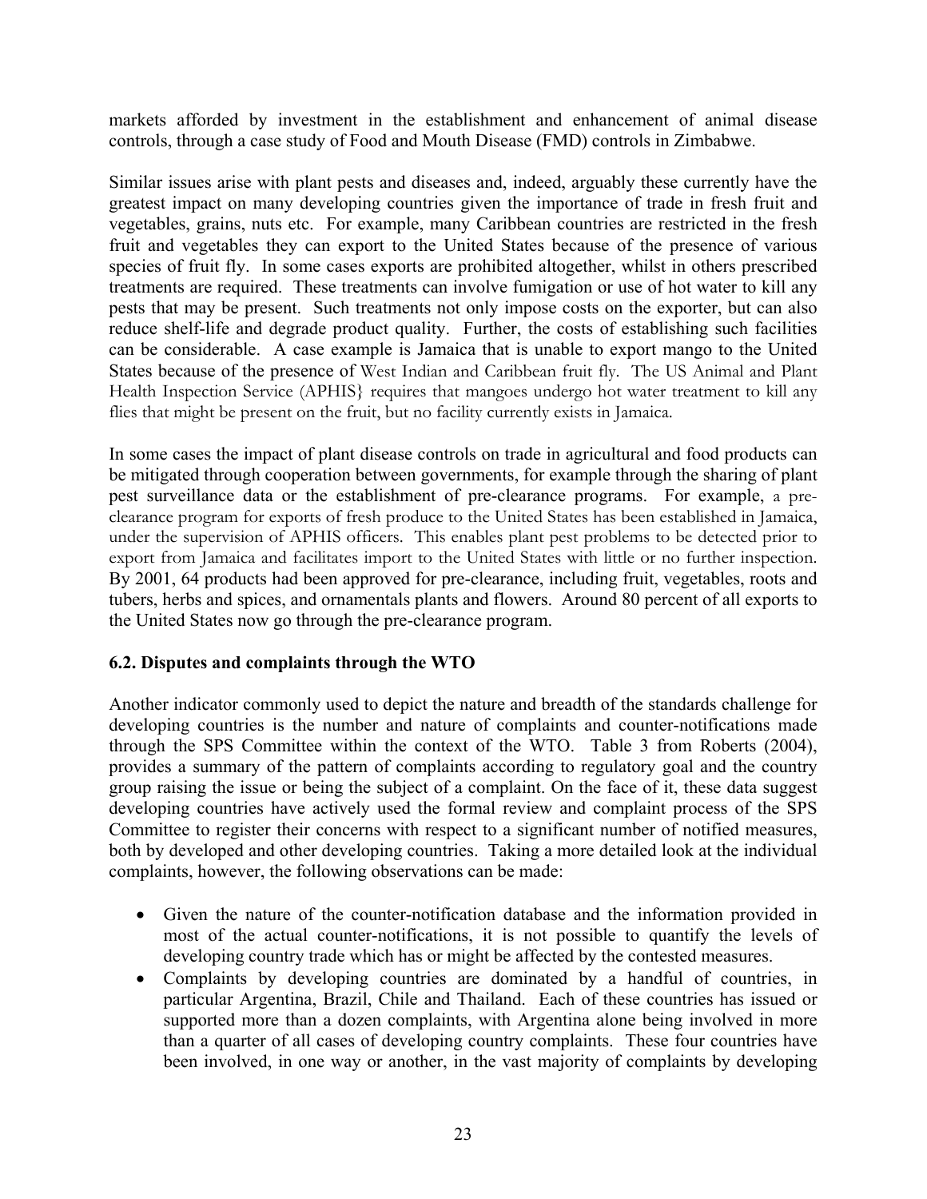markets afforded by investment in the establishment and enhancement of animal disease controls, through a case study of Food and Mouth Disease (FMD) controls in Zimbabwe.

Similar issues arise with plant pests and diseases and, indeed, arguably these currently have the greatest impact on many developing countries given the importance of trade in fresh fruit and vegetables, grains, nuts etc. For example, many Caribbean countries are restricted in the fresh fruit and vegetables they can export to the United States because of the presence of various species of fruit fly. In some cases exports are prohibited altogether, whilst in others prescribed treatments are required. These treatments can involve fumigation or use of hot water to kill any pests that may be present. Such treatments not only impose costs on the exporter, but can also reduce shelf-life and degrade product quality. Further, the costs of establishing such facilities can be considerable. A case example is Jamaica that is unable to export mango to the United States because of the presence of West Indian and Caribbean fruit fly. The US Animal and Plant Health Inspection Service (APHIS} requires that mangoes undergo hot water treatment to kill any flies that might be present on the fruit, but no facility currently exists in Jamaica.

In some cases the impact of plant disease controls on trade in agricultural and food products can be mitigated through cooperation between governments, for example through the sharing of plant pest surveillance data or the establishment of pre-clearance programs. For example, a pre-clearance program for exports of fresh produce to the United States has been established in Jamaica, under the supervision of APHIS officers. This enables plant pest problems to be detected prior to export from Jamaica and facilitates import to the United States with little or no further inspection. By 2001, 64 products had been approved for pre-clearance, including fruit, vegetables, roots and tubers, herbs and spices, and ornamentals plants and flowers. Around 80 percent of all exports to the United States now go through the pre-clearance program.

### 6.2. Disputes and complaints through the WTO

Another indicator commonly used to depict the nature and breadth of the standards challenge for developing countries is the number and nature of complaints and counter-notifications made through the SPS Committee within the context of the WTO. Table 3 from Roberts (2004), provides a summary of the pattern of complaints according to regulatory goal and the country group raising the issue or being the subject of a complaint. On the face of it, these data suggest developing countries have actively used the formal review and complaint process of the SPS Committee to register their concerns with respect to a significant number of notified measures, both by developed and other developing countries. Taking a more detailed look at the individual complaints, however, the following observations can be made:

- Given the nature of the counter-notification database and the information provided in most of the actual counter-notifications, it is not possible to quantify the levels of developing country trade which has or might be affected by the contested measures.
- Complaints by developing countries are dominated by a handful of countries, in particular Argentina, Brazil, Chile and Thailand. Each of these countries has issued or supported more than a dozen complaints, with Argentina alone being involved in more than a quarter of all cases of developing country complaints. These four countries have been involved, in one way or another, in the vast majority of complaints by developing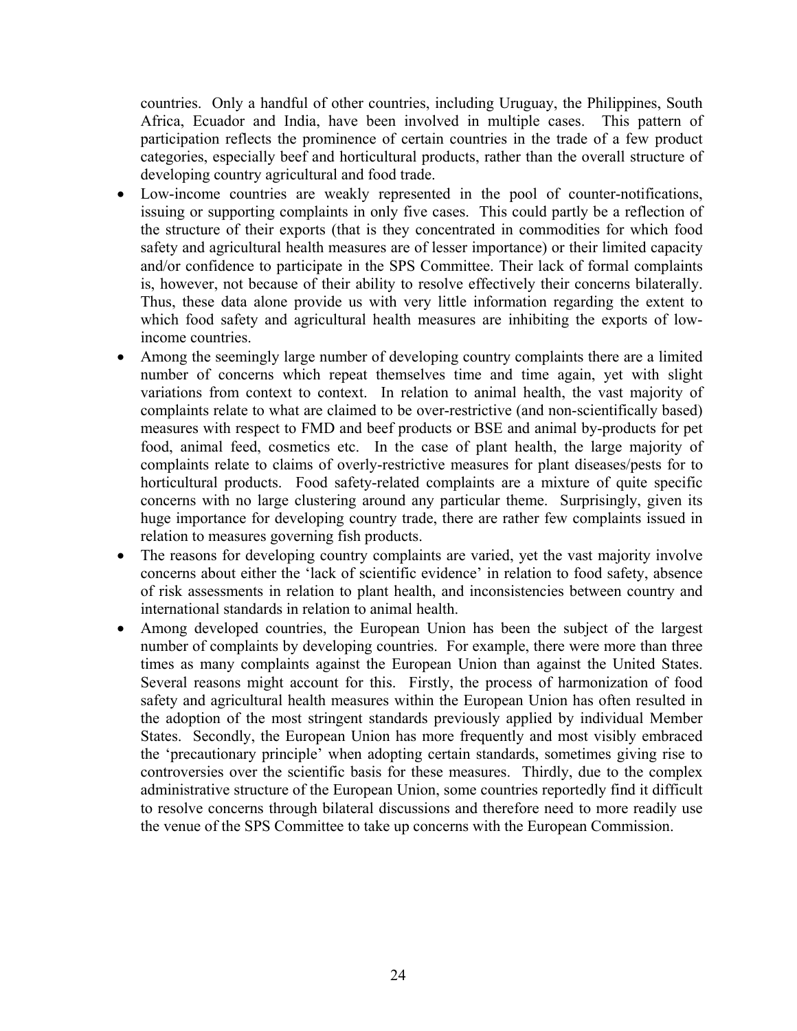countries. Only a handful of other countries, including Uruguay, the Philippines, South Africa, Ecuador and India, have been involved in multiple cases. This pattern of participation reflects the prominence of certain countries in the trade of a few product categories, especially beef and horticultural products, rather than the overall structure of developing country agricultural and food trade.

- Low-income countries are weakly represented in the pool of counter-notifications, issuing or supporting complaints in only five cases. This could partly be a reflection of the structure of their exports (that is they concentrated in commodities for which food safety and agricultural health measures are of lesser importance) or their limited capacity and/or confidence to participate in the SPS Committee. Their lack of formal complaints is, however, not because of their ability to resolve effectively their concerns bilaterally. Thus, these data alone provide us with very little information regarding the extent to which food safety and agricultural health measures are inhibiting the exports of low-income countries.
- Among the seemingly large number of developing country complaints there are a limited number of concerns which repeat themselves time and time again, yet with slight variations from context to context. In relation to animal health, the vast majority of complaints relate to what are claimed to be over-restrictive (and non-scientifically based) measures with respect to FMD and beef products or BSE and animal by-products for pet food, animal feed, cosmetics etc. In the case of plant health, the large majority of complaints relate to claims of overly-restrictive measures for plant diseases/pests for to horticultural products. Food safety-related complaints are a mixture of quite specific concerns with no large clustering around any particular theme. Surprisingly, given its huge importance for developing country trade, there are rather few complaints issued in relation to measures governing fish products.
- The reasons for developing country complaints are varied, yet the vast majority involve concerns about either the 'lack of scientific evidence' in relation to food safety, absence of risk assessments in relation to plant health, and inconsistencies between country and international standards in relation to animal health.
- Among developed countries, the European Union has been the subject of the largest number of complaints by developing countries. For example, there were more than three times as many complaints against the European Union than against the United States. Several reasons might account for this. Firstly, the process of harmonization of food safety and agricultural health measures within the European Union has often resulted in the adoption of the most stringent standards previously applied by individual Member States. Secondly, the European Union has more frequently and most visibly embraced the 'precautionary principle' when adopting certain standards, sometimes giving rise to controversies over the scientific basis for these measures. Thirdly, due to the complex administrative structure of the European Union, some countries reportedly find it difficult to resolve concerns through bilateral discussions and therefore need to more readily use the venue of the SPS Committee to take up concerns with the European Commission.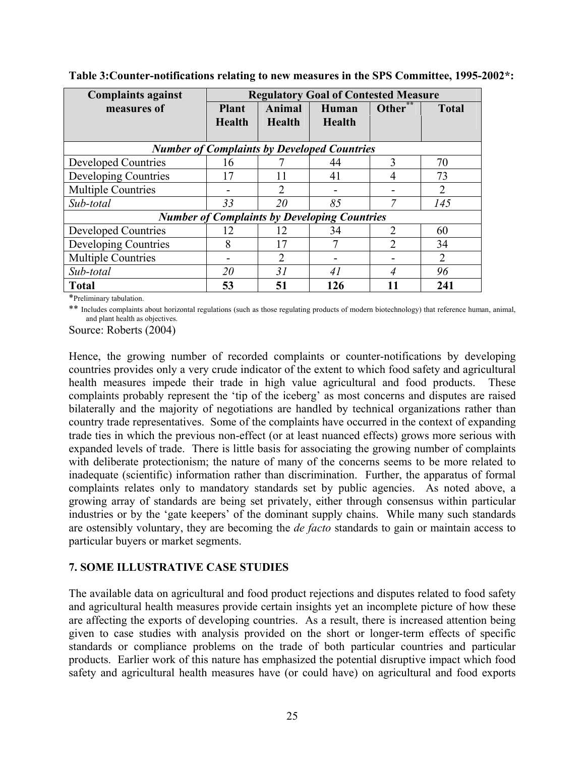**Table 3:Counter-notifications relating to new measures in the SPS Committee, 1995-2002*:**

| Complaints against measures of | Regulatory Goal of Contested Measure | | | | |
|---|---|---|---|---|---|
| | Plant Health | Animal Health | Human Health | Other** | Total |
| ***Number of Complaints by Developed Countries*** | | | | | |
| Developed Countries | 16 | 7 | 44 | 3 | 70 |
| Developing Countries | 17 | 11 | 41 | 4 | 73 |
| Multiple Countries | - | 2 | - | - | 2 |
| *Sub-total* | *33* | *20* | *85* | *7* | *145* |
| ***Number of Complaints by Developing Countries*** | | | | | |
| Developed Countries | 12 | 12 | 34 | 2 | 60 |
| Developing Countries | 8 | 17 | 7 | 2 | 34 |
| Multiple Countries | - | 2 | - | - | 2 |
| *Sub-total* | *20* | *31* | *41* | *4* | *96* |
| **Total** | **53** | **51** | **126** | **11** | **241** |

*Preliminary tabulation.

** Includes complaints about horizontal regulations (such as those regulating products of modern biotechnology) that reference human, animal, and plant health as objectives.

Source: Roberts (2004)

Hence, the growing number of recorded complaints or counter-notifications by developing countries provides only a very crude indicator of the extent to which food safety and agricultural health measures impede their trade in high value agricultural and food products. These complaints probably represent the 'tip of the iceberg' as most concerns and disputes are raised bilaterally and the majority of negotiations are handled by technical organizations rather than country trade representatives. Some of the complaints have occurred in the context of expanding trade ties in which the previous non-effect (or at least nuanced effects) grows more serious with expanded levels of trade. There is little basis for associating the growing number of complaints with deliberate protectionism; the nature of many of the concerns seems to be more related to inadequate (scientific) information rather than discrimination. Further, the apparatus of formal complaints relates only to mandatory standards set by public agencies. As noted above, a growing array of standards are being set privately, either through consensus within particular industries or by the 'gate keepers' of the dominant supply chains. While many such standards are ostensibly voluntary, they are becoming the *de facto* standards to gain or maintain access to particular buyers or market segments.

## 7. SOME ILLUSTRATIVE CASE STUDIES

The available data on agricultural and food product rejections and disputes related to food safety and agricultural health measures provide certain insights yet an incomplete picture of how these are affecting the exports of developing countries. As a result, there is increased attention being given to case studies with analysis provided on the short or longer-term effects of specific standards or compliance problems on the trade of both particular countries and particular products. Earlier work of this nature has emphasized the potential disruptive impact which food safety and agricultural health measures have (or could have) on agricultural and food exports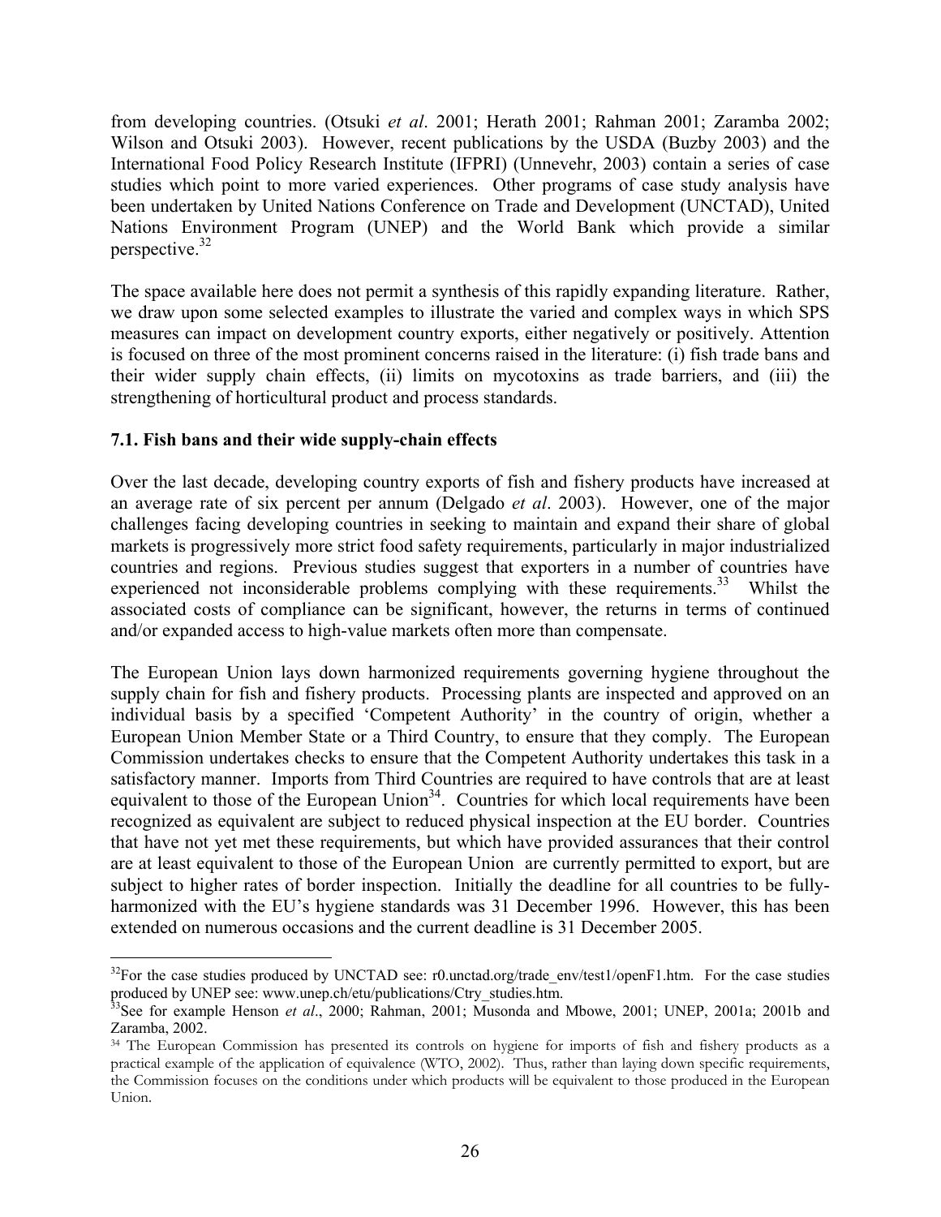from developing countries. (Otsuki *et al*. 2001; Herath 2001; Rahman 2001; Zaramba 2002; Wilson and Otsuki 2003). However, recent publications by the USDA (Buzby 2003) and the International Food Policy Research Institute (IFPRI) (Unnevehr, 2003) contain a series of case studies which point to more varied experiences. Other programs of case study analysis have been undertaken by United Nations Conference on Trade and Development (UNCTAD), United Nations Environment Program (UNEP) and the World Bank which provide a similar perspective.[32]

The space available here does not permit a synthesis of this rapidly expanding literature. Rather, we draw upon some selected examples to illustrate the varied and complex ways in which SPS measures can impact on development country exports, either negatively or positively. Attention is focused on three of the most prominent concerns raised in the literature: (i) fish trade bans and their wider supply chain effects, (ii) limits on mycotoxins as trade barriers, and (iii) the strengthening of horticultural product and process standards.

### 7.1. Fish bans and their wide supply-chain effects

Over the last decade, developing country exports of fish and fishery products have increased at an average rate of six percent per annum (Delgado *et al*. 2003). However, one of the major challenges facing developing countries in seeking to maintain and expand their share of global markets is progressively more strict food safety requirements, particularly in major industrialized countries and regions. Previous studies suggest that exporters in a number of countries have experienced not inconsiderable problems complying with these requirements.[33] Whilst the associated costs of compliance can be significant, however, the returns in terms of continued and/or expanded access to high-value markets often more than compensate.

The European Union lays down harmonized requirements governing hygiene throughout the supply chain for fish and fishery products. Processing plants are inspected and approved on an individual basis by a specified 'Competent Authority' in the country of origin, whether a European Union Member State or a Third Country, to ensure that they comply. The European Commission undertakes checks to ensure that the Competent Authority undertakes this task in a satisfactory manner. Imports from Third Countries are required to have controls that are at least equivalent to those of the European Union[34]. Countries for which local requirements have been recognized as equivalent are subject to reduced physical inspection at the EU border. Countries that have not yet met these requirements, but which have provided assurances that their control are at least equivalent to those of the European Union are currently permitted to export, but are subject to higher rates of border inspection. Initially the deadline for all countries to be fully-harmonized with the EU's hygiene standards was 31 December 1996. However, this has been extended on numerous occasions and the current deadline is 31 December 2005.

---

[32] For the case studies produced by UNCTAD see: r0.unctad.org/trade_env/test1/openF1.htm. For the case studies produced by UNEP see: www.unep.ch/etu/publications/Ctry_studies.htm.

[33] See for example Henson *et al*., 2000; Rahman, 2001; Musonda and Mbowe, 2001; UNEP, 2001a; 2001b and Zaramba, 2002.

[34] The European Commission has presented its controls on hygiene for imports of fish and fishery products as a practical example of the application of equivalence (WTO, 2002). Thus, rather than laying down specific requirements, the Commission focuses on the conditions under which products will be equivalent to those produced in the European Union.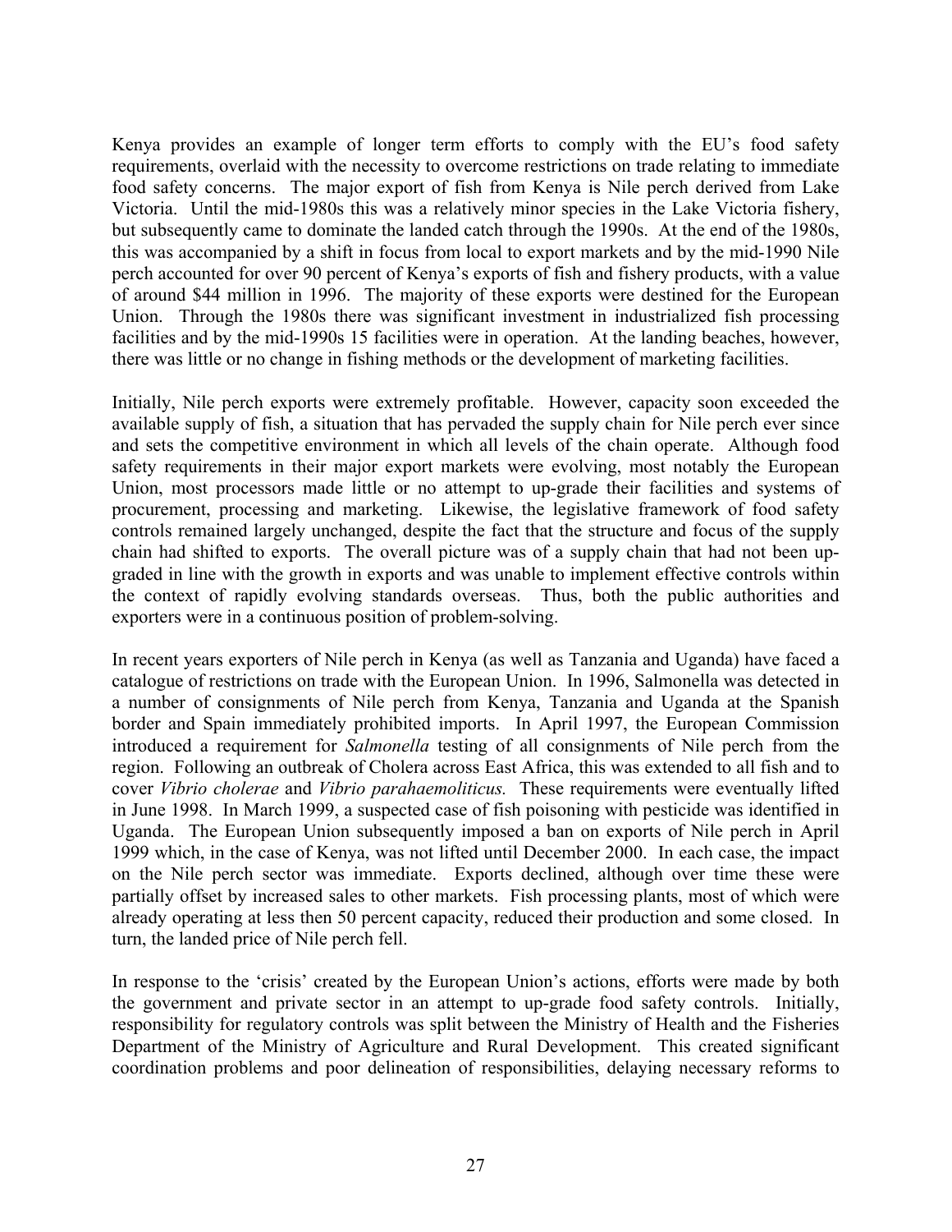Kenya provides an example of longer term efforts to comply with the EU's food safety requirements, overlaid with the necessity to overcome restrictions on trade relating to immediate food safety concerns. The major export of fish from Kenya is Nile perch derived from Lake Victoria. Until the mid-1980s this was a relatively minor species in the Lake Victoria fishery, but subsequently came to dominate the landed catch through the 1990s. At the end of the 1980s, this was accompanied by a shift in focus from local to export markets and by the mid-1990 Nile perch accounted for over 90 percent of Kenya's exports of fish and fishery products, with a value of around \$44 million in 1996. The majority of these exports were destined for the European Union. Through the 1980s there was significant investment in industrialized fish processing facilities and by the mid-1990s 15 facilities were in operation. At the landing beaches, however, there was little or no change in fishing methods or the development of marketing facilities.

Initially, Nile perch exports were extremely profitable. However, capacity soon exceeded the available supply of fish, a situation that has pervaded the supply chain for Nile perch ever since and sets the competitive environment in which all levels of the chain operate. Although food safety requirements in their major export markets were evolving, most notably the European Union, most processors made little or no attempt to up-grade their facilities and systems of procurement, processing and marketing. Likewise, the legislative framework of food safety controls remained largely unchanged, despite the fact that the structure and focus of the supply chain had shifted to exports. The overall picture was of a supply chain that had not been up-graded in line with the growth in exports and was unable to implement effective controls within the context of rapidly evolving standards overseas. Thus, both the public authorities and exporters were in a continuous position of problem-solving.

In recent years exporters of Nile perch in Kenya (as well as Tanzania and Uganda) have faced a catalogue of restrictions on trade with the European Union. In 1996, Salmonella was detected in a number of consignments of Nile perch from Kenya, Tanzania and Uganda at the Spanish border and Spain immediately prohibited imports. In April 1997, the European Commission introduced a requirement for *Salmonella* testing of all consignments of Nile perch from the region. Following an outbreak of Cholera across East Africa, this was extended to all fish and to cover *Vibrio cholerae* and *Vibrio parahaemoliticus.* These requirements were eventually lifted in June 1998. In March 1999, a suspected case of fish poisoning with pesticide was identified in Uganda. The European Union subsequently imposed a ban on exports of Nile perch in April 1999 which, in the case of Kenya, was not lifted until December 2000. In each case, the impact on the Nile perch sector was immediate. Exports declined, although over time these were partially offset by increased sales to other markets. Fish processing plants, most of which were already operating at less then 50 percent capacity, reduced their production and some closed. In turn, the landed price of Nile perch fell.

In response to the 'crisis' created by the European Union's actions, efforts were made by both the government and private sector in an attempt to up-grade food safety controls. Initially, responsibility for regulatory controls was split between the Ministry of Health and the Fisheries Department of the Ministry of Agriculture and Rural Development. This created significant coordination problems and poor delineation of responsibilities, delaying necessary reforms to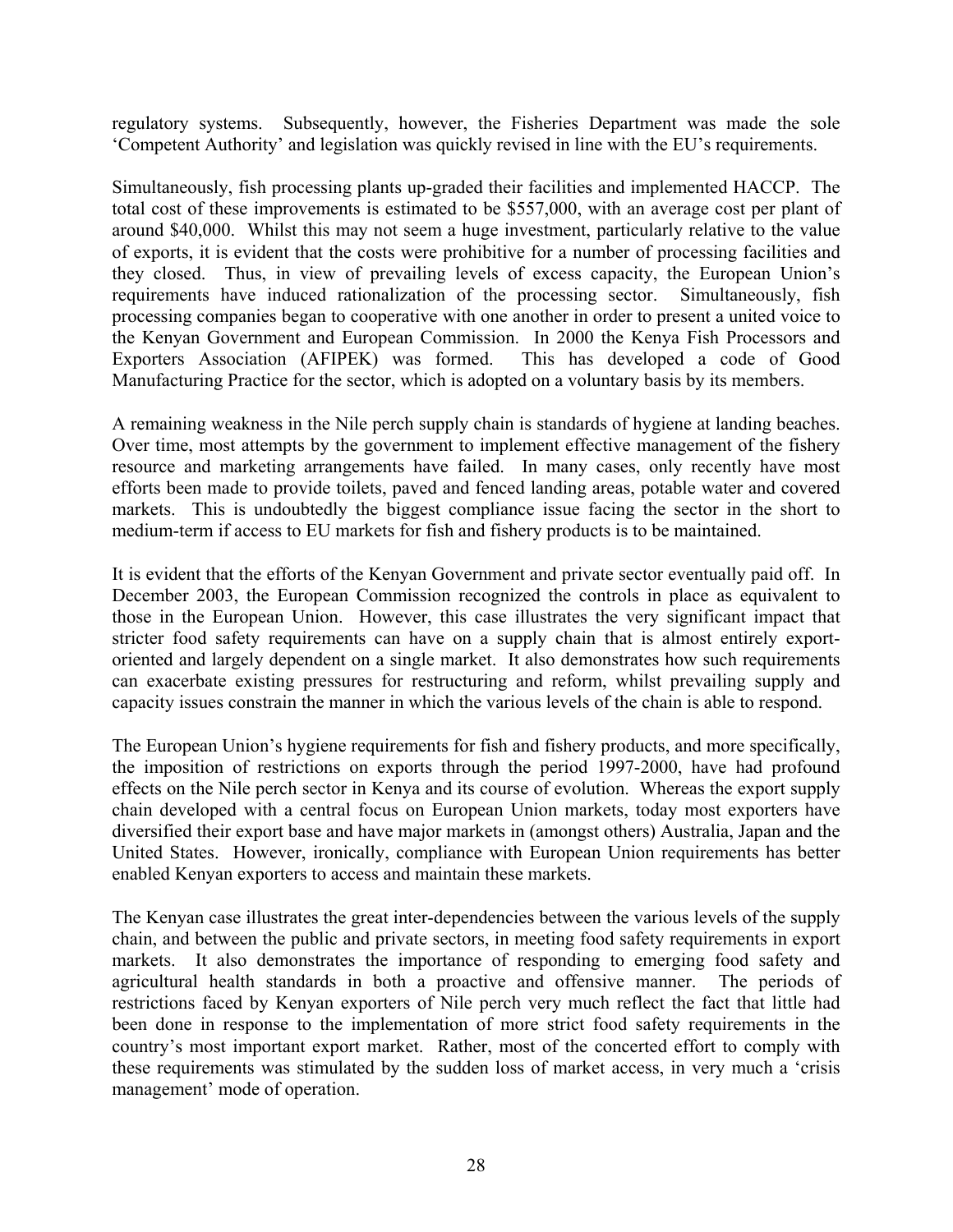regulatory systems. Subsequently, however, the Fisheries Department was made the sole 'Competent Authority' and legislation was quickly revised in line with the EU's requirements.

Simultaneously, fish processing plants up-graded their facilities and implemented HACCP. The total cost of these improvements is estimated to be \$557,000, with an average cost per plant of around \$40,000. Whilst this may not seem a huge investment, particularly relative to the value of exports, it is evident that the costs were prohibitive for a number of processing facilities and they closed. Thus, in view of prevailing levels of excess capacity, the European Union's requirements have induced rationalization of the processing sector. Simultaneously, fish processing companies began to cooperative with one another in order to present a united voice to the Kenyan Government and European Commission. In 2000 the Kenya Fish Processors and Exporters Association (AFIPEK) was formed. This has developed a code of Good Manufacturing Practice for the sector, which is adopted on a voluntary basis by its members.

A remaining weakness in the Nile perch supply chain is standards of hygiene at landing beaches. Over time, most attempts by the government to implement effective management of the fishery resource and marketing arrangements have failed. In many cases, only recently have most efforts been made to provide toilets, paved and fenced landing areas, potable water and covered markets. This is undoubtedly the biggest compliance issue facing the sector in the short to medium-term if access to EU markets for fish and fishery products is to be maintained.

It is evident that the efforts of the Kenyan Government and private sector eventually paid off. In December 2003, the European Commission recognized the controls in place as equivalent to those in the European Union. However, this case illustrates the very significant impact that stricter food safety requirements can have on a supply chain that is almost entirely export-oriented and largely dependent on a single market. It also demonstrates how such requirements can exacerbate existing pressures for restructuring and reform, whilst prevailing supply and capacity issues constrain the manner in which the various levels of the chain is able to respond.

The European Union's hygiene requirements for fish and fishery products, and more specifically, the imposition of restrictions on exports through the period 1997-2000, have had profound effects on the Nile perch sector in Kenya and its course of evolution. Whereas the export supply chain developed with a central focus on European Union markets, today most exporters have diversified their export base and have major markets in (amongst others) Australia, Japan and the United States. However, ironically, compliance with European Union requirements has better enabled Kenyan exporters to access and maintain these markets.

The Kenyan case illustrates the great inter-dependencies between the various levels of the supply chain, and between the public and private sectors, in meeting food safety requirements in export markets. It also demonstrates the importance of responding to emerging food safety and agricultural health standards in both a proactive and offensive manner. The periods of restrictions faced by Kenyan exporters of Nile perch very much reflect the fact that little had been done in response to the implementation of more strict food safety requirements in the country's most important export market. Rather, most of the concerted effort to comply with these requirements was stimulated by the sudden loss of market access, in very much a 'crisis management' mode of operation.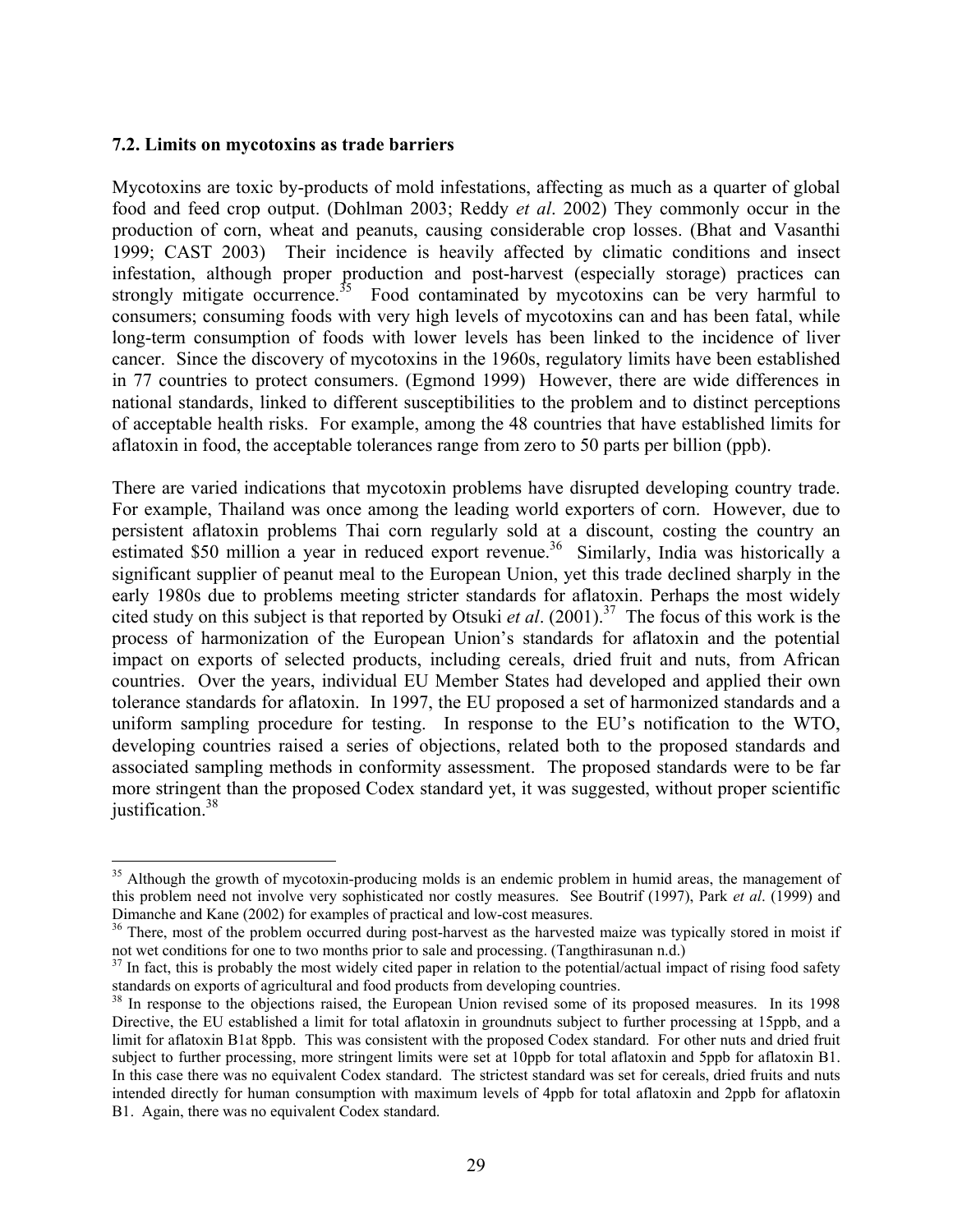### 7.2. Limits on mycotoxins as trade barriers

Mycotoxins are toxic by-products of mold infestations, affecting as much as a quarter of global food and feed crop output. (Dohlman 2003; Reddy *et al*. 2002) They commonly occur in the production of corn, wheat and peanuts, causing considerable crop losses. (Bhat and Vasanthi 1999; CAST 2003) Their incidence is heavily affected by climatic conditions and insect infestation, although proper production and post-harvest (especially storage) practices can strongly mitigate occurrence.[35] Food contaminated by mycotoxins can be very harmful to consumers; consuming foods with very high levels of mycotoxins can and has been fatal, while long-term consumption of foods with lower levels has been linked to the incidence of liver cancer. Since the discovery of mycotoxins in the 1960s, regulatory limits have been established in 77 countries to protect consumers. (Egmond 1999) However, there are wide differences in national standards, linked to different susceptibilities to the problem and to distinct perceptions of acceptable health risks. For example, among the 48 countries that have established limits for aflatoxin in food, the acceptable tolerances range from zero to 50 parts per billion (ppb).

There are varied indications that mycotoxin problems have disrupted developing country trade. For example, Thailand was once among the leading world exporters of corn. However, due to persistent aflatoxin problems Thai corn regularly sold at a discount, costing the country an estimated \$50 million a year in reduced export revenue.[36] Similarly, India was historically a significant supplier of peanut meal to the European Union, yet this trade declined sharply in the early 1980s due to problems meeting stricter standards for aflatoxin. Perhaps the most widely cited study on this subject is that reported by Otsuki *et al*. (2001).[37] The focus of this work is the process of harmonization of the European Union's standards for aflatoxin and the potential impact on exports of selected products, including cereals, dried fruit and nuts, from African countries. Over the years, individual EU Member States had developed and applied their own tolerance standards for aflatoxin. In 1997, the EU proposed a set of harmonized standards and a uniform sampling procedure for testing. In response to the EU's notification to the WTO, developing countries raised a series of objections, related both to the proposed standards and associated sampling methods in conformity assessment. The proposed standards were to be far more stringent than the proposed Codex standard yet, it was suggested, without proper scientific justification.[38]

---

[35] Although the growth of mycotoxin-producing molds is an endemic problem in humid areas, the management of this problem need not involve very sophisticated nor costly measures. See Boutrif (1997), Park *et al*. (1999) and Dimanche and Kane (2002) for examples of practical and low-cost measures.

[36] There, most of the problem occurred during post-harvest as the harvested maize was typically stored in moist if not wet conditions for one to two months prior to sale and processing. (Tangthirasunan n.d.)

[37] In fact, this is probably the most widely cited paper in relation to the potential/actual impact of rising food safety standards on exports of agricultural and food products from developing countries.

[38] In response to the objections raised, the European Union revised some of its proposed measures. In its 1998 Directive, the EU established a limit for total aflatoxin in groundnuts subject to further processing at 15ppb, and a limit for aflatoxin B1at 8ppb. This was consistent with the proposed Codex standard. For other nuts and dried fruit subject to further processing, more stringent limits were set at 10ppb for total aflatoxin and 5ppb for aflatoxin B1. In this case there was no equivalent Codex standard. The strictest standard was set for cereals, dried fruits and nuts intended directly for human consumption with maximum levels of 4ppb for total aflatoxin and 2ppb for aflatoxin B1. Again, there was no equivalent Codex standard.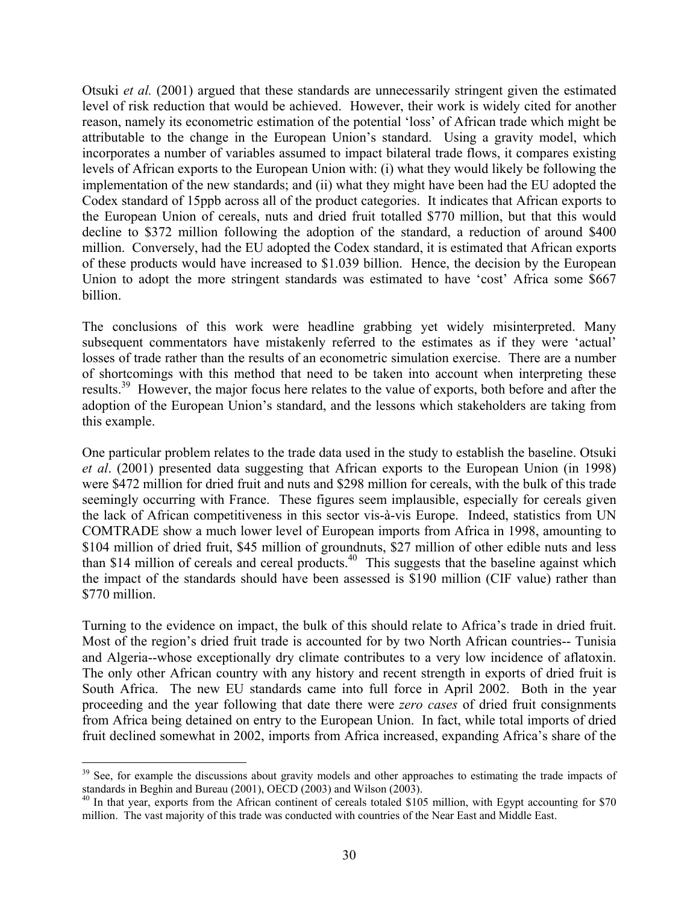Otsuki *et al.* (2001) argued that these standards are unnecessarily stringent given the estimated level of risk reduction that would be achieved. However, their work is widely cited for another reason, namely its econometric estimation of the potential 'loss' of African trade which might be attributable to the change in the European Union's standard. Using a gravity model, which incorporates a number of variables assumed to impact bilateral trade flows, it compares existing levels of African exports to the European Union with: (i) what they would likely be following the implementation of the new standards; and (ii) what they might have been had the EU adopted the Codex standard of 15ppb across all of the product categories. It indicates that African exports to the European Union of cereals, nuts and dried fruit totalled \$770 million, but that this would decline to \$372 million following the adoption of the standard, a reduction of around \$400 million. Conversely, had the EU adopted the Codex standard, it is estimated that African exports of these products would have increased to \$1.039 billion. Hence, the decision by the European Union to adopt the more stringent standards was estimated to have 'cost' Africa some \$667 billion.

The conclusions of this work were headline grabbing yet widely misinterpreted. Many subsequent commentators have mistakenly referred to the estimates as if they were 'actual' losses of trade rather than the results of an econometric simulation exercise. There are a number of shortcomings with this method that need to be taken into account when interpreting these results.[39] However, the major focus here relates to the value of exports, both before and after the adoption of the European Union's standard, and the lessons which stakeholders are taking from this example.

One particular problem relates to the trade data used in the study to establish the baseline. Otsuki *et al*. (2001) presented data suggesting that African exports to the European Union (in 1998) were \$472 million for dried fruit and nuts and \$298 million for cereals, with the bulk of this trade seemingly occurring with France. These figures seem implausible, especially for cereals given the lack of African competitiveness in this sector vis-à-vis Europe. Indeed, statistics from UN COMTRADE show a much lower level of European imports from Africa in 1998, amounting to \$104 million of dried fruit, \$45 million of groundnuts, \$27 million of other edible nuts and less than \$14 million of cereals and cereal products.[40] This suggests that the baseline against which the impact of the standards should have been assessed is \$190 million (CIF value) rather than \$770 million.

Turning to the evidence on impact, the bulk of this should relate to Africa's trade in dried fruit. Most of the region's dried fruit trade is accounted for by two North African countries-- Tunisia and Algeria--whose exceptionally dry climate contributes to a very low incidence of aflatoxin. The only other African country with any history and recent strength in exports of dried fruit is South Africa. The new EU standards came into full force in April 2002. Both in the year proceeding and the year following that date there were *zero cases* of dried fruit consignments from Africa being detained on entry to the European Union. In fact, while total imports of dried fruit declined somewhat in 2002, imports from Africa increased, expanding Africa's share of the

---

[39] See, for example the discussions about gravity models and other approaches to estimating the trade impacts of standards in Beghin and Bureau (2001), OECD (2003) and Wilson (2003).

[40] In that year, exports from the African continent of cereals totaled \$105 million, with Egypt accounting for \$70 million. The vast majority of this trade was conducted with countries of the Near East and Middle East.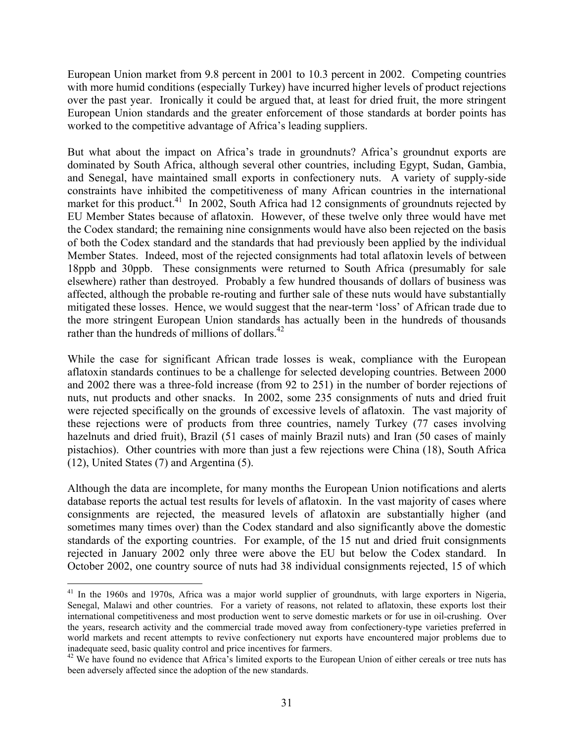European Union market from 9.8 percent in 2001 to 10.3 percent in 2002. Competing countries with more humid conditions (especially Turkey) have incurred higher levels of product rejections over the past year. Ironically it could be argued that, at least for dried fruit, the more stringent European Union standards and the greater enforcement of those standards at border points has worked to the competitive advantage of Africa's leading suppliers.

But what about the impact on Africa's trade in groundnuts? Africa's groundnut exports are dominated by South Africa, although several other countries, including Egypt, Sudan, Gambia, and Senegal, have maintained small exports in confectionery nuts. A variety of supply-side constraints have inhibited the competitiveness of many African countries in the international market for this product.[41] In 2002, South Africa had 12 consignments of groundnuts rejected by EU Member States because of aflatoxin. However, of these twelve only three would have met the Codex standard; the remaining nine consignments would have also been rejected on the basis of both the Codex standard and the standards that had previously been applied by the individual Member States. Indeed, most of the rejected consignments had total aflatoxin levels of between 18ppb and 30ppb. These consignments were returned to South Africa (presumably for sale elsewhere) rather than destroyed. Probably a few hundred thousands of dollars of business was affected, although the probable re-routing and further sale of these nuts would have substantially mitigated these losses. Hence, we would suggest that the near-term 'loss' of African trade due to the more stringent European Union standards has actually been in the hundreds of thousands rather than the hundreds of millions of dollars.[42]

While the case for significant African trade losses is weak, compliance with the European aflatoxin standards continues to be a challenge for selected developing countries. Between 2000 and 2002 there was a three-fold increase (from 92 to 251) in the number of border rejections of nuts, nut products and other snacks. In 2002, some 235 consignments of nuts and dried fruit were rejected specifically on the grounds of excessive levels of aflatoxin. The vast majority of these rejections were of products from three countries, namely Turkey (77 cases involving hazelnuts and dried fruit), Brazil (51 cases of mainly Brazil nuts) and Iran (50 cases of mainly pistachios). Other countries with more than just a few rejections were China (18), South Africa (12), United States (7) and Argentina (5).

Although the data are incomplete, for many months the European Union notifications and alerts database reports the actual test results for levels of aflatoxin. In the vast majority of cases where consignments are rejected, the measured levels of aflatoxin are substantially higher (and sometimes many times over) than the Codex standard and also significantly above the domestic standards of the exporting countries. For example, of the 15 nut and dried fruit consignments rejected in January 2002 only three were above the EU but below the Codex standard. In October 2002, one country source of nuts had 38 individual consignments rejected, 15 of which

---

[41] In the 1960s and 1970s, Africa was a major world supplier of groundnuts, with large exporters in Nigeria, Senegal, Malawi and other countries. For a variety of reasons, not related to aflatoxin, these exports lost their international competitiveness and most production went to serve domestic markets or for use in oil-crushing. Over the years, research activity and the commercial trade moved away from confectionery-type varieties preferred in world markets and recent attempts to revive confectionery nut exports have encountered major problems due to inadequate seed, basic quality control and price incentives for farmers.

[42] We have found no evidence that Africa's limited exports to the European Union of either cereals or tree nuts has been adversely affected since the adoption of the new standards.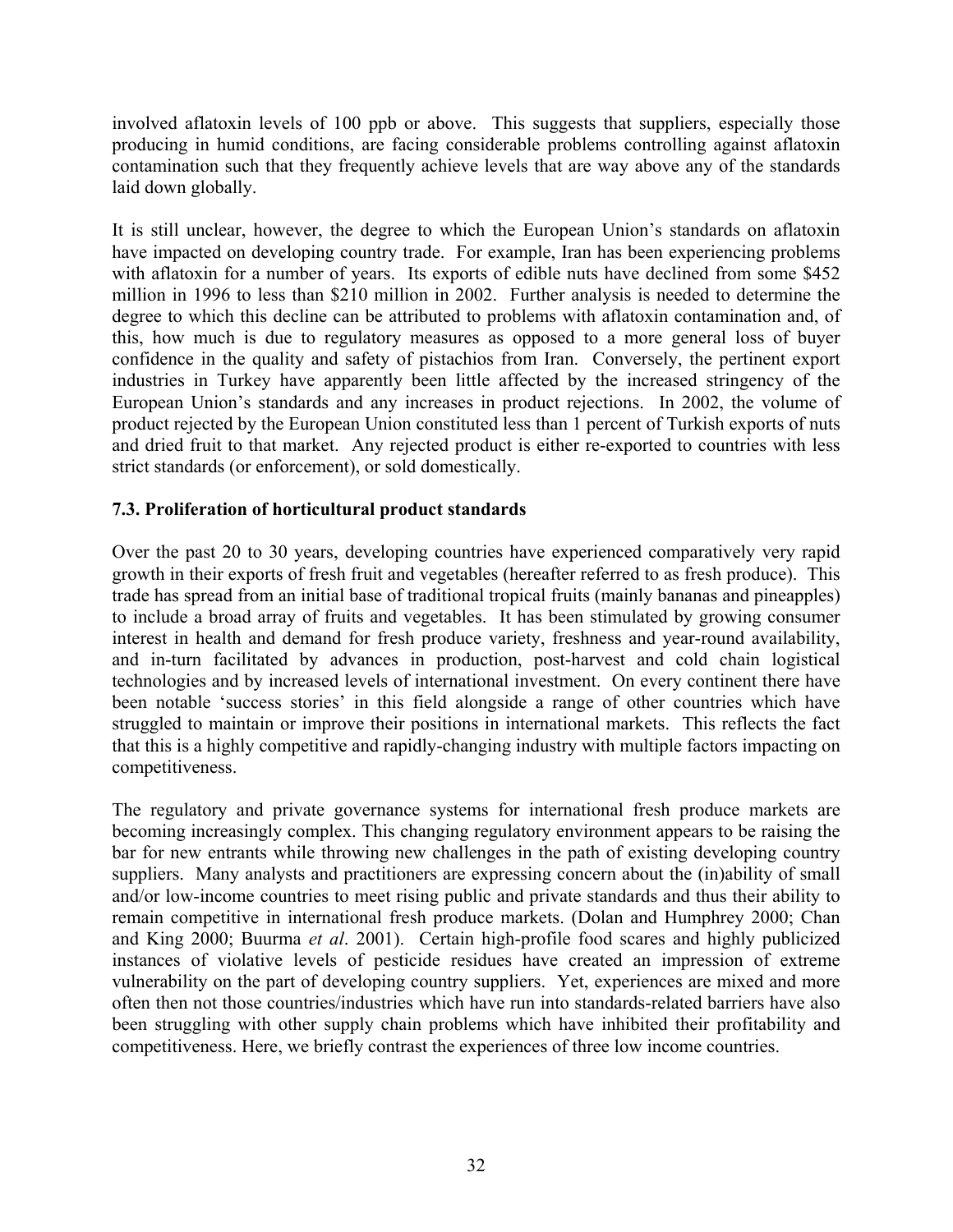involved aflatoxin levels of 100 ppb or above. This suggests that suppliers, especially those producing in humid conditions, are facing considerable problems controlling against aflatoxin contamination such that they frequently achieve levels that are way above any of the standards laid down globally.

It is still unclear, however, the degree to which the European Union's standards on aflatoxin have impacted on developing country trade. For example, Iran has been experiencing problems with aflatoxin for a number of years. Its exports of edible nuts have declined from some $452 million in 1996 to less than $210 million in 2002. Further analysis is needed to determine the degree to which this decline can be attributed to problems with aflatoxin contamination and, of this, how much is due to regulatory measures as opposed to a more general loss of buyer confidence in the quality and safety of pistachios from Iran. Conversely, the pertinent export industries in Turkey have apparently been little affected by the increased stringency of the European Union's standards and any increases in product rejections. In 2002, the volume of product rejected by the European Union constituted less than 1 percent of Turkish exports of nuts and dried fruit to that market. Any rejected product is either re-exported to countries with less strict standards (or enforcement), or sold domestically.

### 7.3. Proliferation of horticultural product standards

Over the past 20 to 30 years, developing countries have experienced comparatively very rapid growth in their exports of fresh fruit and vegetables (hereafter referred to as fresh produce). This trade has spread from an initial base of traditional tropical fruits (mainly bananas and pineapples) to include a broad array of fruits and vegetables. It has been stimulated by growing consumer interest in health and demand for fresh produce variety, freshness and year-round availability, and in-turn facilitated by advances in production, post-harvest and cold chain logistical technologies and by increased levels of international investment. On every continent there have been notable 'success stories' in this field alongside a range of other countries which have struggled to maintain or improve their positions in international markets. This reflects the fact that this is a highly competitive and rapidly-changing industry with multiple factors impacting on competitiveness.

The regulatory and private governance systems for international fresh produce markets are becoming increasingly complex. This changing regulatory environment appears to be raising the bar for new entrants while throwing new challenges in the path of existing developing country suppliers. Many analysts and practitioners are expressing concern about the (in)ability of small and/or low-income countries to meet rising public and private standards and thus their ability to remain competitive in international fresh produce markets. (Dolan and Humphrey 2000; Chan and King 2000; Buurma *et al*. 2001). Certain high-profile food scares and highly publicized instances of violative levels of pesticide residues have created an impression of extreme vulnerability on the part of developing country suppliers. Yet, experiences are mixed and more often then not those countries/industries which have run into standards-related barriers have also been struggling with other supply chain problems which have inhibited their profitability and competitiveness. Here, we briefly contrast the experiences of three low income countries.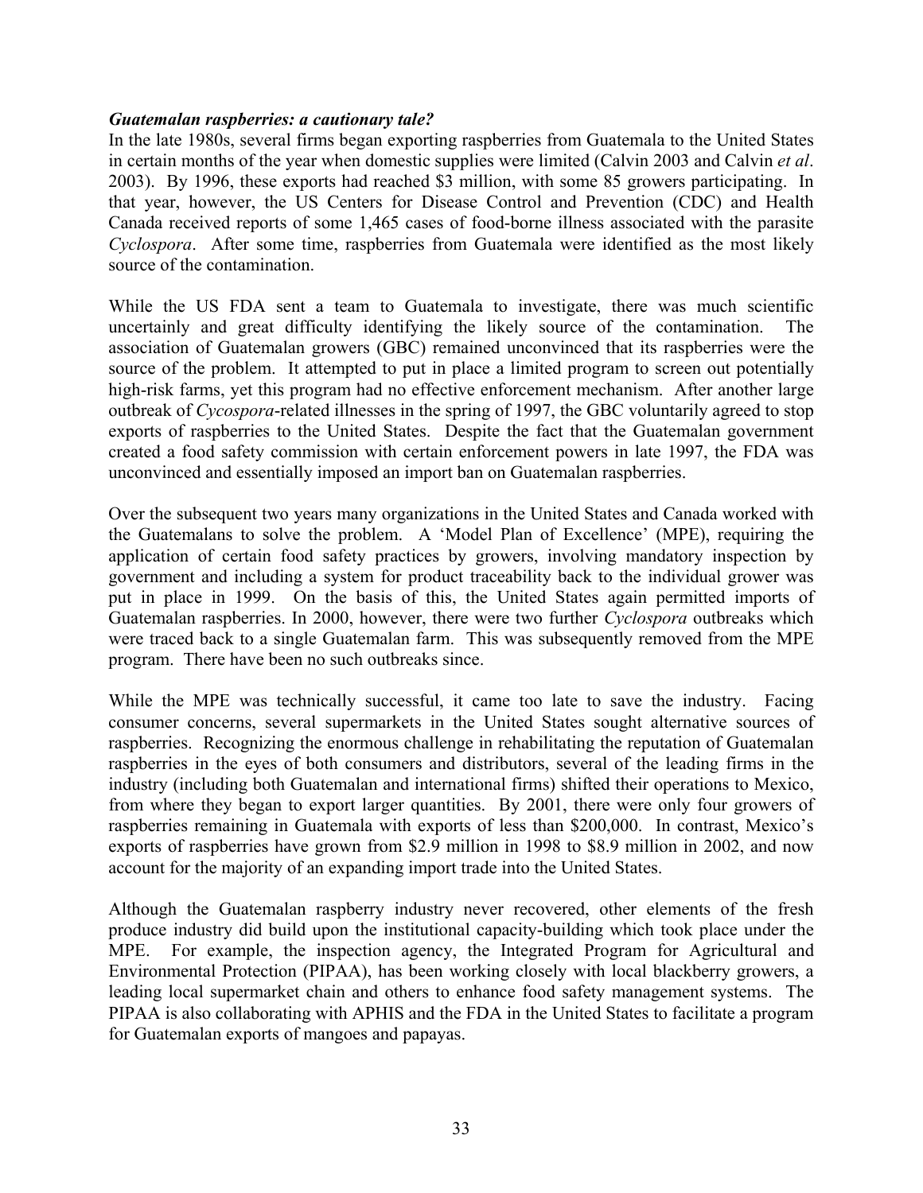***Guatemalan raspberries: a cautionary tale?***

In the late 1980s, several firms began exporting raspberries from Guatemala to the United States in certain months of the year when domestic supplies were limited (Calvin 2003 and Calvin *et al*. 2003). By 1996, these exports had reached $3 million, with some 85 growers participating. In that year, however, the US Centers for Disease Control and Prevention (CDC) and Health Canada received reports of some 1,465 cases of food-borne illness associated with the parasite *Cyclospora*. After some time, raspberries from Guatemala were identified as the most likely source of the contamination.

While the US FDA sent a team to Guatemala to investigate, there was much scientific uncertainly and great difficulty identifying the likely source of the contamination. The association of Guatemalan growers (GBC) remained unconvinced that its raspberries were the source of the problem. It attempted to put in place a limited program to screen out potentially high-risk farms, yet this program had no effective enforcement mechanism. After another large outbreak of *Cycospora*-related illnesses in the spring of 1997, the GBC voluntarily agreed to stop exports of raspberries to the United States. Despite the fact that the Guatemalan government created a food safety commission with certain enforcement powers in late 1997, the FDA was unconvinced and essentially imposed an import ban on Guatemalan raspberries.

Over the subsequent two years many organizations in the United States and Canada worked with the Guatemalans to solve the problem. A 'Model Plan of Excellence' (MPE), requiring the application of certain food safety practices by growers, involving mandatory inspection by government and including a system for product traceability back to the individual grower was put in place in 1999. On the basis of this, the United States again permitted imports of Guatemalan raspberries. In 2000, however, there were two further *Cyclospora* outbreaks which were traced back to a single Guatemalan farm. This was subsequently removed from the MPE program. There have been no such outbreaks since.

While the MPE was technically successful, it came too late to save the industry. Facing consumer concerns, several supermarkets in the United States sought alternative sources of raspberries. Recognizing the enormous challenge in rehabilitating the reputation of Guatemalan raspberries in the eyes of both consumers and distributors, several of the leading firms in the industry (including both Guatemalan and international firms) shifted their operations to Mexico, from where they began to export larger quantities. By 2001, there were only four growers of raspberries remaining in Guatemala with exports of less than $200,000. In contrast, Mexico's exports of raspberries have grown from $2.9 million in 1998 to $8.9 million in 2002, and now account for the majority of an expanding import trade into the United States.

Although the Guatemalan raspberry industry never recovered, other elements of the fresh produce industry did build upon the institutional capacity-building which took place under the MPE. For example, the inspection agency, the Integrated Program for Agricultural and Environmental Protection (PIPAA), has been working closely with local blackberry growers, a leading local supermarket chain and others to enhance food safety management systems. The PIPAA is also collaborating with APHIS and the FDA in the United States to facilitate a program for Guatemalan exports of mangoes and papayas.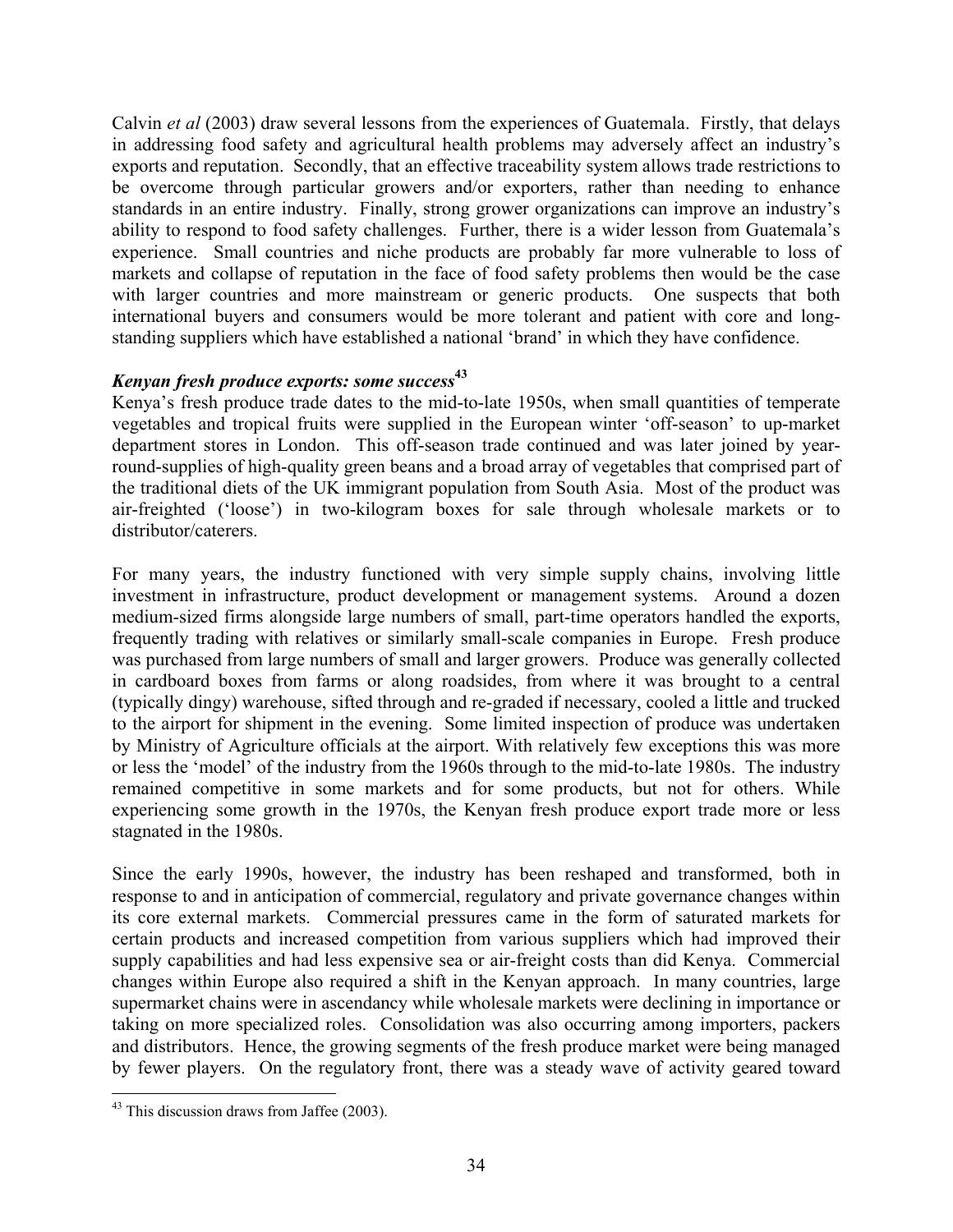Calvin *et al* (2003) draw several lessons from the experiences of Guatemala. Firstly, that delays in addressing food safety and agricultural health problems may adversely affect an industry's exports and reputation. Secondly, that an effective traceability system allows trade restrictions to be overcome through particular growers and/or exporters, rather than needing to enhance standards in an entire industry. Finally, strong grower organizations can improve an industry's ability to respond to food safety challenges. Further, there is a wider lesson from Guatemala's experience. Small countries and niche products are probably far more vulnerable to loss of markets and collapse of reputation in the face of food safety problems then would be the case with larger countries and more mainstream or generic products. One suspects that both international buyers and consumers would be more tolerant and patient with core and long-standing suppliers which have established a national 'brand' in which they have confidence.

### *Kenyan fresh produce exports: some success*[43]

Kenya's fresh produce trade dates to the mid-to-late 1950s, when small quantities of temperate vegetables and tropical fruits were supplied in the European winter 'off-season' to up-market department stores in London. This off-season trade continued and was later joined by year-round-supplies of high-quality green beans and a broad array of vegetables that comprised part of the traditional diets of the UK immigrant population from South Asia. Most of the product was air-freighted ('loose') in two-kilogram boxes for sale through wholesale markets or to distributor/caterers.

For many years, the industry functioned with very simple supply chains, involving little investment in infrastructure, product development or management systems. Around a dozen medium-sized firms alongside large numbers of small, part-time operators handled the exports, frequently trading with relatives or similarly small-scale companies in Europe. Fresh produce was purchased from large numbers of small and larger growers. Produce was generally collected in cardboard boxes from farms or along roadsides, from where it was brought to a central (typically dingy) warehouse, sifted through and re-graded if necessary, cooled a little and trucked to the airport for shipment in the evening. Some limited inspection of produce was undertaken by Ministry of Agriculture officials at the airport. With relatively few exceptions this was more or less the 'model' of the industry from the 1960s through to the mid-to-late 1980s. The industry remained competitive in some markets and for some products, but not for others. While experiencing some growth in the 1970s, the Kenyan fresh produce export trade more or less stagnated in the 1980s.

Since the early 1990s, however, the industry has been reshaped and transformed, both in response to and in anticipation of commercial, regulatory and private governance changes within its core external markets. Commercial pressures came in the form of saturated markets for certain products and increased competition from various suppliers which had improved their supply capabilities and had less expensive sea or air-freight costs than did Kenya. Commercial changes within Europe also required a shift in the Kenyan approach. In many countries, large supermarket chains were in ascendancy while wholesale markets were declining in importance or taking on more specialized roles. Consolidation was also occurring among importers, packers and distributors. Hence, the growing segments of the fresh produce market were being managed by fewer players. On the regulatory front, there was a steady wave of activity geared toward

[43] This discussion draws from Jaffee (2003).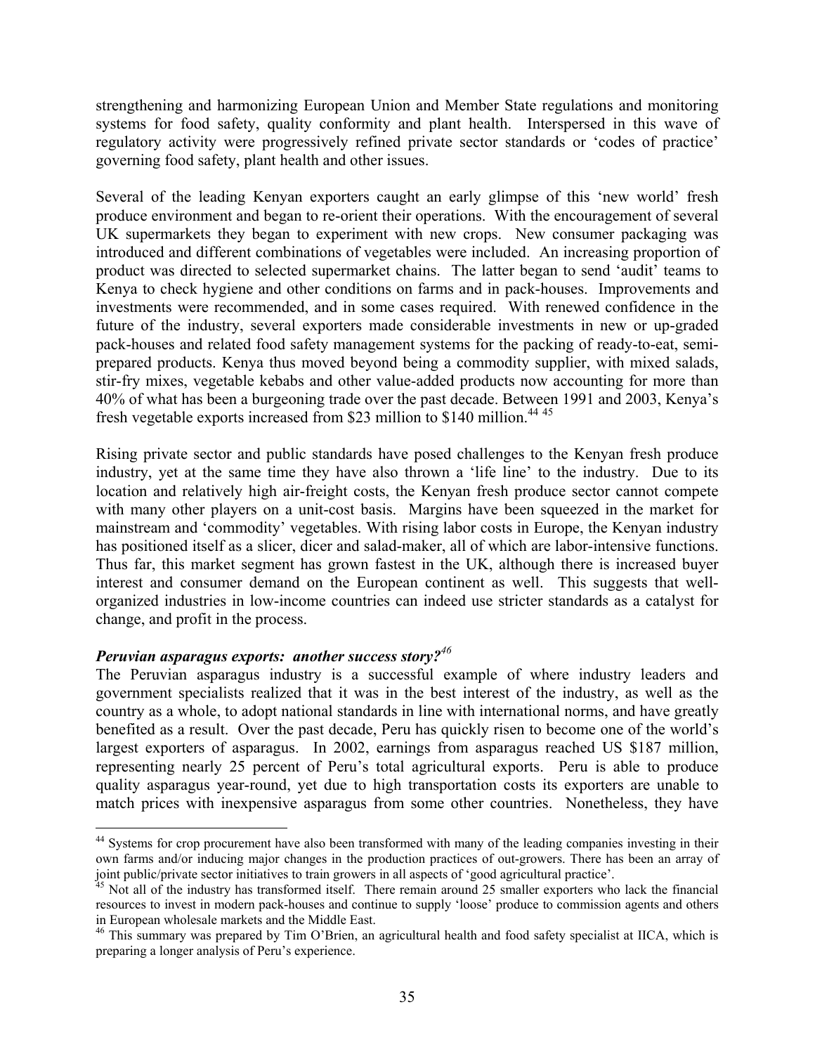strengthening and harmonizing European Union and Member State regulations and monitoring systems for food safety, quality conformity and plant health. Interspersed in this wave of regulatory activity were progressively refined private sector standards or 'codes of practice' governing food safety, plant health and other issues.

Several of the leading Kenyan exporters caught an early glimpse of this 'new world' fresh produce environment and began to re-orient their operations. With the encouragement of several UK supermarkets they began to experiment with new crops. New consumer packaging was introduced and different combinations of vegetables were included. An increasing proportion of product was directed to selected supermarket chains. The latter began to send 'audit' teams to Kenya to check hygiene and other conditions on farms and in pack-houses. Improvements and investments were recommended, and in some cases required. With renewed confidence in the future of the industry, several exporters made considerable investments in new or up-graded pack-houses and related food safety management systems for the packing of ready-to-eat, semi-prepared products. Kenya thus moved beyond being a commodity supplier, with mixed salads, stir-fry mixes, vegetable kebabs and other value-added products now accounting for more than 40% of what has been a burgeoning trade over the past decade. Between 1991 and 2003, Kenya's fresh vegetable exports increased from \$23 million to \$140 million.[44] [45]

Rising private sector and public standards have posed challenges to the Kenyan fresh produce industry, yet at the same time they have also thrown a 'life line' to the industry. Due to its location and relatively high air-freight costs, the Kenyan fresh produce sector cannot compete with many other players on a unit-cost basis. Margins have been squeezed in the market for mainstream and 'commodity' vegetables. With rising labor costs in Europe, the Kenyan industry has positioned itself as a slicer, dicer and salad-maker, all of which are labor-intensive functions. Thus far, this market segment has grown fastest in the UK, although there is increased buyer interest and consumer demand on the European continent as well. This suggests that well-organized industries in low-income countries can indeed use stricter standards as a catalyst for change, and profit in the process.

***Peruvian asparagus exports: another success story?[46]***

The Peruvian asparagus industry is a successful example of where industry leaders and government specialists realized that it was in the best interest of the industry, as well as the country as a whole, to adopt national standards in line with international norms, and have greatly benefited as a result. Over the past decade, Peru has quickly risen to become one of the world's largest exporters of asparagus. In 2002, earnings from asparagus reached US \$187 million, representing nearly 25 percent of Peru's total agricultural exports. Peru is able to produce quality asparagus year-round, yet due to high transportation costs its exporters are unable to match prices with inexpensive asparagus from some other countries. Nonetheless, they have

---

[44] Systems for crop procurement have also been transformed with many of the leading companies investing in their own farms and/or inducing major changes in the production practices of out-growers. There has been an array of joint public/private sector initiatives to train growers in all aspects of 'good agricultural practice'.

[45] Not all of the industry has transformed itself. There remain around 25 smaller exporters who lack the financial resources to invest in modern pack-houses and continue to supply 'loose' produce to commission agents and others in European wholesale markets and the Middle East.

[46] This summary was prepared by Tim O'Brien, an agricultural health and food safety specialist at IICA, which is preparing a longer analysis of Peru's experience.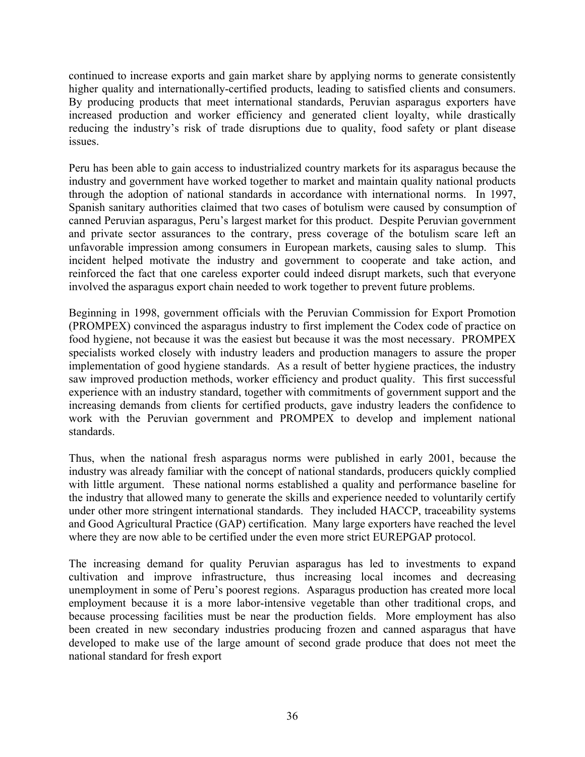continued to increase exports and gain market share by applying norms to generate consistently higher quality and internationally-certified products, leading to satisfied clients and consumers. By producing products that meet international standards, Peruvian asparagus exporters have increased production and worker efficiency and generated client loyalty, while drastically reducing the industry's risk of trade disruptions due to quality, food safety or plant disease issues.

Peru has been able to gain access to industrialized country markets for its asparagus because the industry and government have worked together to market and maintain quality national products through the adoption of national standards in accordance with international norms. In 1997, Spanish sanitary authorities claimed that two cases of botulism were caused by consumption of canned Peruvian asparagus, Peru's largest market for this product. Despite Peruvian government and private sector assurances to the contrary, press coverage of the botulism scare left an unfavorable impression among consumers in European markets, causing sales to slump. This incident helped motivate the industry and government to cooperate and take action, and reinforced the fact that one careless exporter could indeed disrupt markets, such that everyone involved the asparagus export chain needed to work together to prevent future problems.

Beginning in 1998, government officials with the Peruvian Commission for Export Promotion (PROMPEX) convinced the asparagus industry to first implement the Codex code of practice on food hygiene, not because it was the easiest but because it was the most necessary. PROMPEX specialists worked closely with industry leaders and production managers to assure the proper implementation of good hygiene standards. As a result of better hygiene practices, the industry saw improved production methods, worker efficiency and product quality. This first successful experience with an industry standard, together with commitments of government support and the increasing demands from clients for certified products, gave industry leaders the confidence to work with the Peruvian government and PROMPEX to develop and implement national standards.

Thus, when the national fresh asparagus norms were published in early 2001, because the industry was already familiar with the concept of national standards, producers quickly complied with little argument. These national norms established a quality and performance baseline for the industry that allowed many to generate the skills and experience needed to voluntarily certify under other more stringent international standards. They included HACCP, traceability systems and Good Agricultural Practice (GAP) certification. Many large exporters have reached the level where they are now able to be certified under the even more strict EUREPGAP protocol.

The increasing demand for quality Peruvian asparagus has led to investments to expand cultivation and improve infrastructure, thus increasing local incomes and decreasing unemployment in some of Peru's poorest regions. Asparagus production has created more local employment because it is a more labor-intensive vegetable than other traditional crops, and because processing facilities must be near the production fields. More employment has also been created in new secondary industries producing frozen and canned asparagus that have developed to make use of the large amount of second grade produce that does not meet the national standard for fresh export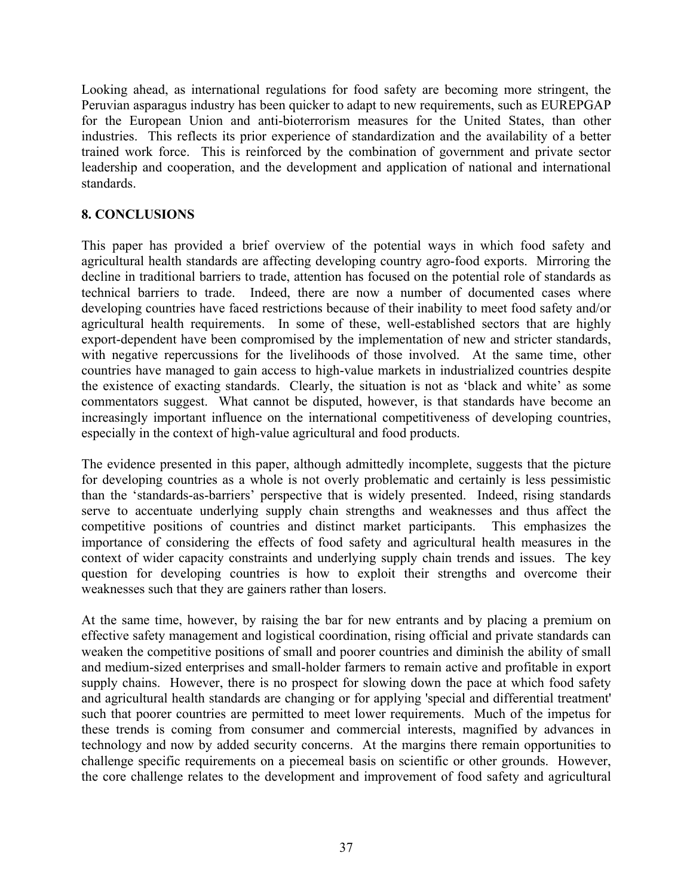Looking ahead, as international regulations for food safety are becoming more stringent, the Peruvian asparagus industry has been quicker to adapt to new requirements, such as EUREPGAP for the European Union and anti-bioterrorism measures for the United States, than other industries. This reflects its prior experience of standardization and the availability of a better trained work force. This is reinforced by the combination of government and private sector leadership and cooperation, and the development and application of national and international standards.

## 8. CONCLUSIONS

This paper has provided a brief overview of the potential ways in which food safety and agricultural health standards are affecting developing country agro-food exports. Mirroring the decline in traditional barriers to trade, attention has focused on the potential role of standards as technical barriers to trade. Indeed, there are now a number of documented cases where developing countries have faced restrictions because of their inability to meet food safety and/or agricultural health requirements. In some of these, well-established sectors that are highly export-dependent have been compromised by the implementation of new and stricter standards, with negative repercussions for the livelihoods of those involved. At the same time, other countries have managed to gain access to high-value markets in industrialized countries despite the existence of exacting standards. Clearly, the situation is not as 'black and white' as some commentators suggest. What cannot be disputed, however, is that standards have become an increasingly important influence on the international competitiveness of developing countries, especially in the context of high-value agricultural and food products.

The evidence presented in this paper, although admittedly incomplete, suggests that the picture for developing countries as a whole is not overly problematic and certainly is less pessimistic than the 'standards-as-barriers' perspective that is widely presented. Indeed, rising standards serve to accentuate underlying supply chain strengths and weaknesses and thus affect the competitive positions of countries and distinct market participants. This emphasizes the importance of considering the effects of food safety and agricultural health measures in the context of wider capacity constraints and underlying supply chain trends and issues. The key question for developing countries is how to exploit their strengths and overcome their weaknesses such that they are gainers rather than losers.

At the same time, however, by raising the bar for new entrants and by placing a premium on effective safety management and logistical coordination, rising official and private standards can weaken the competitive positions of small and poorer countries and diminish the ability of small and medium-sized enterprises and small-holder farmers to remain active and profitable in export supply chains. However, there is no prospect for slowing down the pace at which food safety and agricultural health standards are changing or for applying 'special and differential treatment' such that poorer countries are permitted to meet lower requirements. Much of the impetus for these trends is coming from consumer and commercial interests, magnified by advances in technology and now by added security concerns. At the margins there remain opportunities to challenge specific requirements on a piecemeal basis on scientific or other grounds. However, the core challenge relates to the development and improvement of food safety and agricultural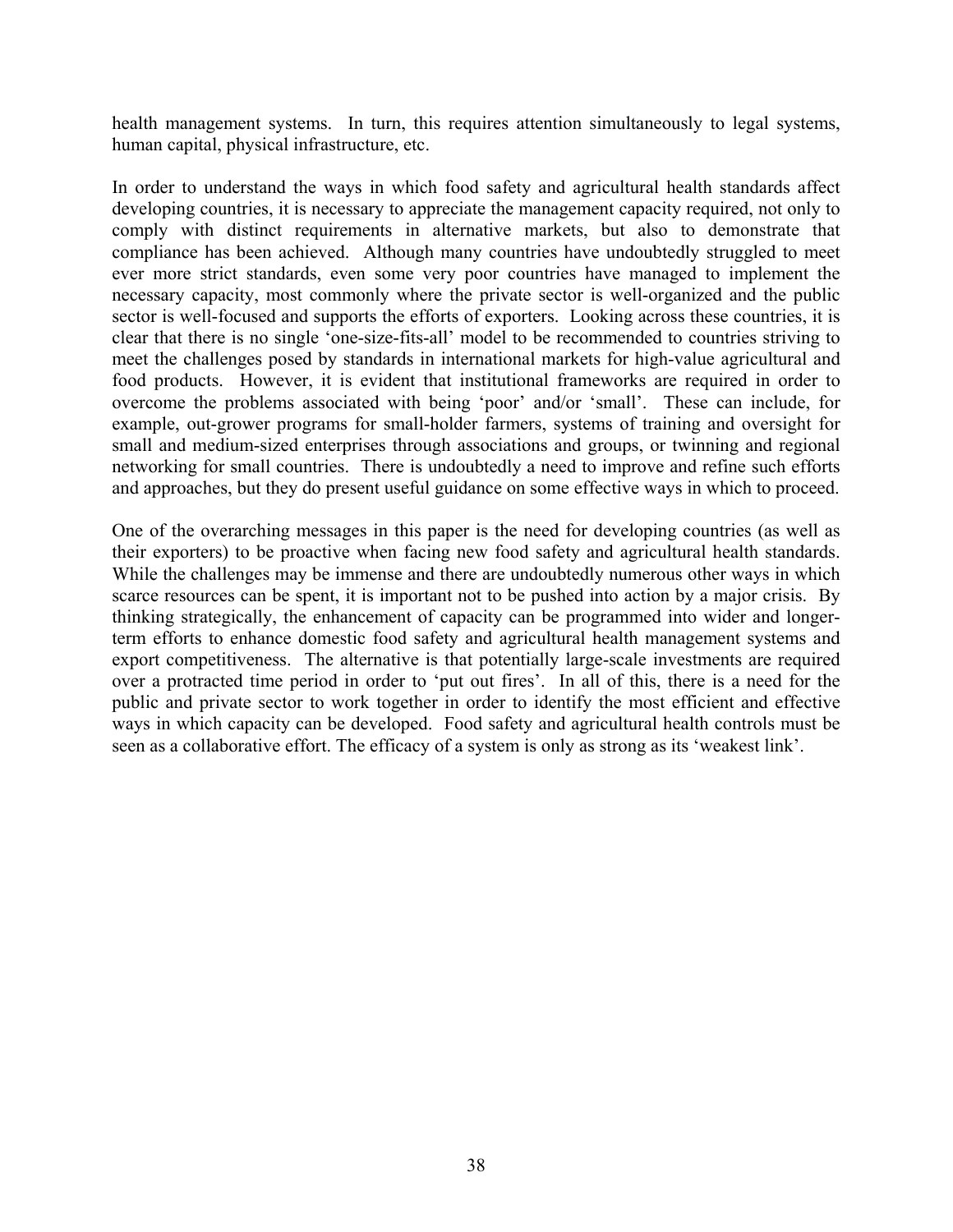health management systems. In turn, this requires attention simultaneously to legal systems, human capital, physical infrastructure, etc.

In order to understand the ways in which food safety and agricultural health standards affect developing countries, it is necessary to appreciate the management capacity required, not only to comply with distinct requirements in alternative markets, but also to demonstrate that compliance has been achieved. Although many countries have undoubtedly struggled to meet ever more strict standards, even some very poor countries have managed to implement the necessary capacity, most commonly where the private sector is well-organized and the public sector is well-focused and supports the efforts of exporters. Looking across these countries, it is clear that there is no single 'one-size-fits-all' model to be recommended to countries striving to meet the challenges posed by standards in international markets for high-value agricultural and food products. However, it is evident that institutional frameworks are required in order to overcome the problems associated with being 'poor' and/or 'small'. These can include, for example, out-grower programs for small-holder farmers, systems of training and oversight for small and medium-sized enterprises through associations and groups, or twinning and regional networking for small countries. There is undoubtedly a need to improve and refine such efforts and approaches, but they do present useful guidance on some effective ways in which to proceed.

One of the overarching messages in this paper is the need for developing countries (as well as their exporters) to be proactive when facing new food safety and agricultural health standards. While the challenges may be immense and there are undoubtedly numerous other ways in which scarce resources can be spent, it is important not to be pushed into action by a major crisis. By thinking strategically, the enhancement of capacity can be programmed into wider and longer-term efforts to enhance domestic food safety and agricultural health management systems and export competitiveness. The alternative is that potentially large-scale investments are required over a protracted time period in order to 'put out fires'. In all of this, there is a need for the public and private sector to work together in order to identify the most efficient and effective ways in which capacity can be developed. Food safety and agricultural health controls must be seen as a collaborative effort. The efficacy of a system is only as strong as its 'weakest link'.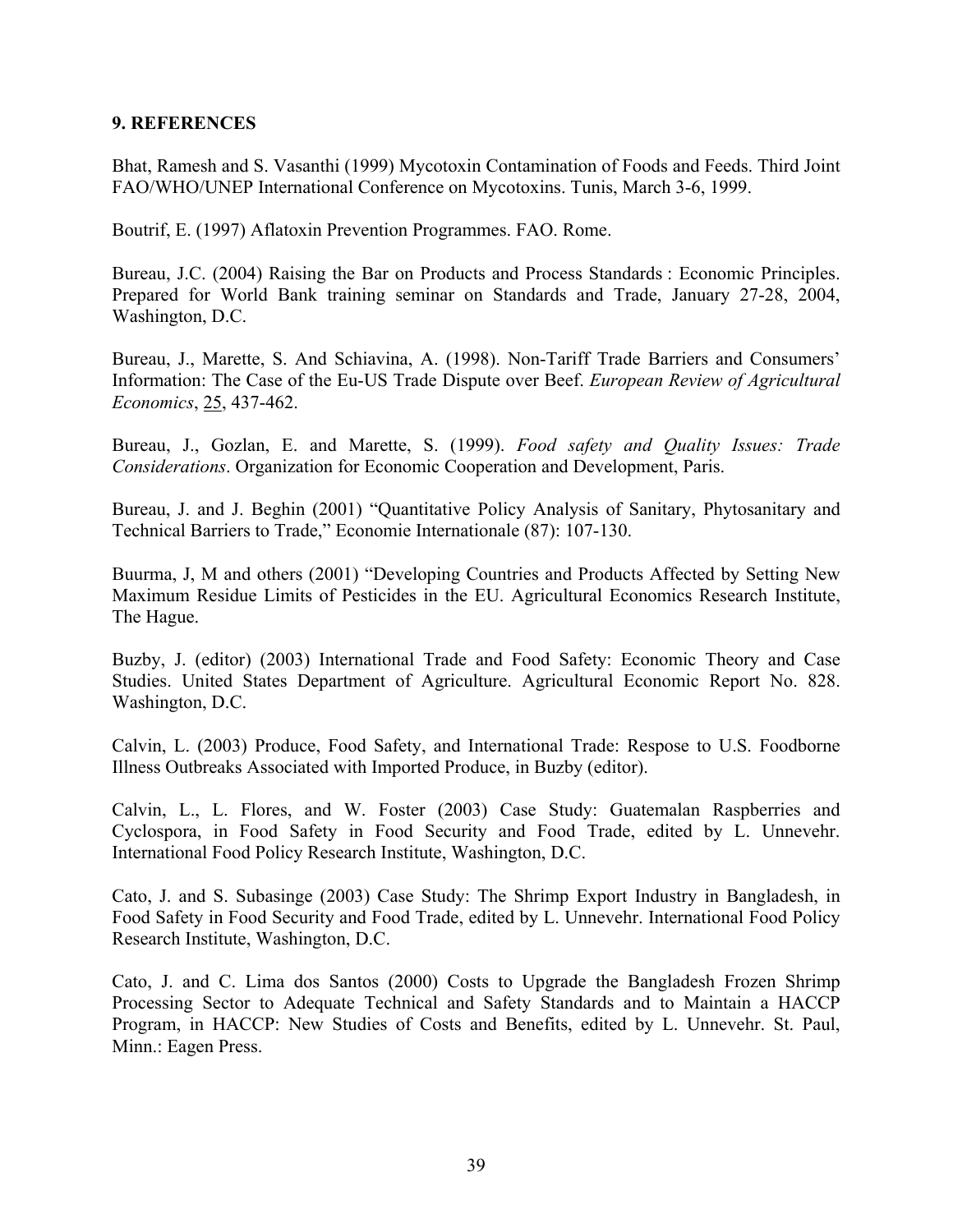## 9. REFERENCES

Bhat, Ramesh and S. Vasanthi (1999) Mycotoxin Contamination of Foods and Feeds. Third Joint FAO/WHO/UNEP International Conference on Mycotoxins. Tunis, March 3-6, 1999.

Boutrif, E. (1997) Aflatoxin Prevention Programmes. FAO. Rome.

Bureau, J.C. (2004) Raising the Bar on Products and Process Standards : Economic Principles. Prepared for World Bank training seminar on Standards and Trade, January 27-28, 2004, Washington, D.C.

Bureau, J., Marette, S. And Schiavina, A. (1998). Non-Tariff Trade Barriers and Consumers' Information: The Case of the Eu-US Trade Dispute over Beef. *European Review of Agricultural Economics*, 25, 437-462.

Bureau, J., Gozlan, E. and Marette, S. (1999). *Food safety and Quality Issues: Trade Considerations*. Organization for Economic Cooperation and Development, Paris.

Bureau, J. and J. Beghin (2001) "Quantitative Policy Analysis of Sanitary, Phytosanitary and Technical Barriers to Trade," Economie Internationale (87): 107-130.

Buurma, J, M and others (2001) "Developing Countries and Products Affected by Setting New Maximum Residue Limits of Pesticides in the EU. Agricultural Economics Research Institute, The Hague.

Buzby, J. (editor) (2003) International Trade and Food Safety: Economic Theory and Case Studies. United States Department of Agriculture. Agricultural Economic Report No. 828. Washington, D.C.

Calvin, L. (2003) Produce, Food Safety, and International Trade: Respose to U.S. Foodborne Illness Outbreaks Associated with Imported Produce, in Buzby (editor).

Calvin, L., L. Flores, and W. Foster (2003) Case Study: Guatemalan Raspberries and Cyclospora, in Food Safety in Food Security and Food Trade, edited by L. Unnevehr. International Food Policy Research Institute, Washington, D.C.

Cato, J. and S. Subasinge (2003) Case Study: The Shrimp Export Industry in Bangladesh, in Food Safety in Food Security and Food Trade, edited by L. Unnevehr. International Food Policy Research Institute, Washington, D.C.

Cato, J. and C. Lima dos Santos (2000) Costs to Upgrade the Bangladesh Frozen Shrimp Processing Sector to Adequate Technical and Safety Standards and to Maintain a HACCP Program, in HACCP: New Studies of Costs and Benefits, edited by L. Unnevehr. St. Paul, Minn.: Eagen Press.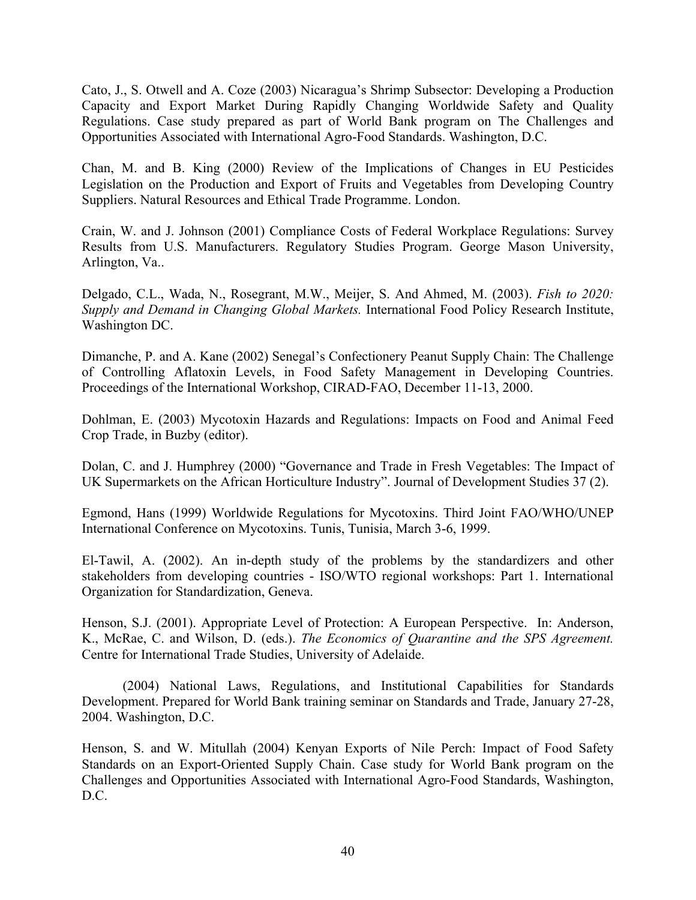Cato, J., S. Otwell and A. Coze (2003) Nicaragua's Shrimp Subsector: Developing a Production Capacity and Export Market During Rapidly Changing Worldwide Safety and Quality Regulations. Case study prepared as part of World Bank program on The Challenges and Opportunities Associated with International Agro-Food Standards. Washington, D.C.

Chan, M. and B. King (2000) Review of the Implications of Changes in EU Pesticides Legislation on the Production and Export of Fruits and Vegetables from Developing Country Suppliers. Natural Resources and Ethical Trade Programme. London.

Crain, W. and J. Johnson (2001) Compliance Costs of Federal Workplace Regulations: Survey Results from U.S. Manufacturers. Regulatory Studies Program. George Mason University, Arlington, Va..

Delgado, C.L., Wada, N., Rosegrant, M.W., Meijer, S. And Ahmed, M. (2003). *Fish to 2020: Supply and Demand in Changing Global Markets.* International Food Policy Research Institute, Washington DC.

Dimanche, P. and A. Kane (2002) Senegal's Confectionery Peanut Supply Chain: The Challenge of Controlling Aflatoxin Levels, in Food Safety Management in Developing Countries. Proceedings of the International Workshop, CIRAD-FAO, December 11-13, 2000.

Dohlman, E. (2003) Mycotoxin Hazards and Regulations: Impacts on Food and Animal Feed Crop Trade, in Buzby (editor).

Dolan, C. and J. Humphrey (2000) "Governance and Trade in Fresh Vegetables: The Impact of UK Supermarkets on the African Horticulture Industry". Journal of Development Studies 37 (2).

Egmond, Hans (1999) Worldwide Regulations for Mycotoxins. Third Joint FAO/WHO/UNEP International Conference on Mycotoxins. Tunis, Tunisia, March 3-6, 1999.

El-Tawil, A. (2002). An in-depth study of the problems by the standardizers and other stakeholders from developing countries - ISO/WTO regional workshops: Part 1. International Organization for Standardization, Geneva.

Henson, S.J. (2001). Appropriate Level of Protection: A European Perspective. In: Anderson, K., McRae, C. and Wilson, D. (eds.). *The Economics of Quarantine and the SPS Agreement.* Centre for International Trade Studies, University of Adelaide.

(2004) National Laws, Regulations, and Institutional Capabilities for Standards Development. Prepared for World Bank training seminar on Standards and Trade, January 27-28, 2004. Washington, D.C.

Henson, S. and W. Mitullah (2004) Kenyan Exports of Nile Perch: Impact of Food Safety Standards on an Export-Oriented Supply Chain. Case study for World Bank program on the Challenges and Opportunities Associated with International Agro-Food Standards, Washington, D.C.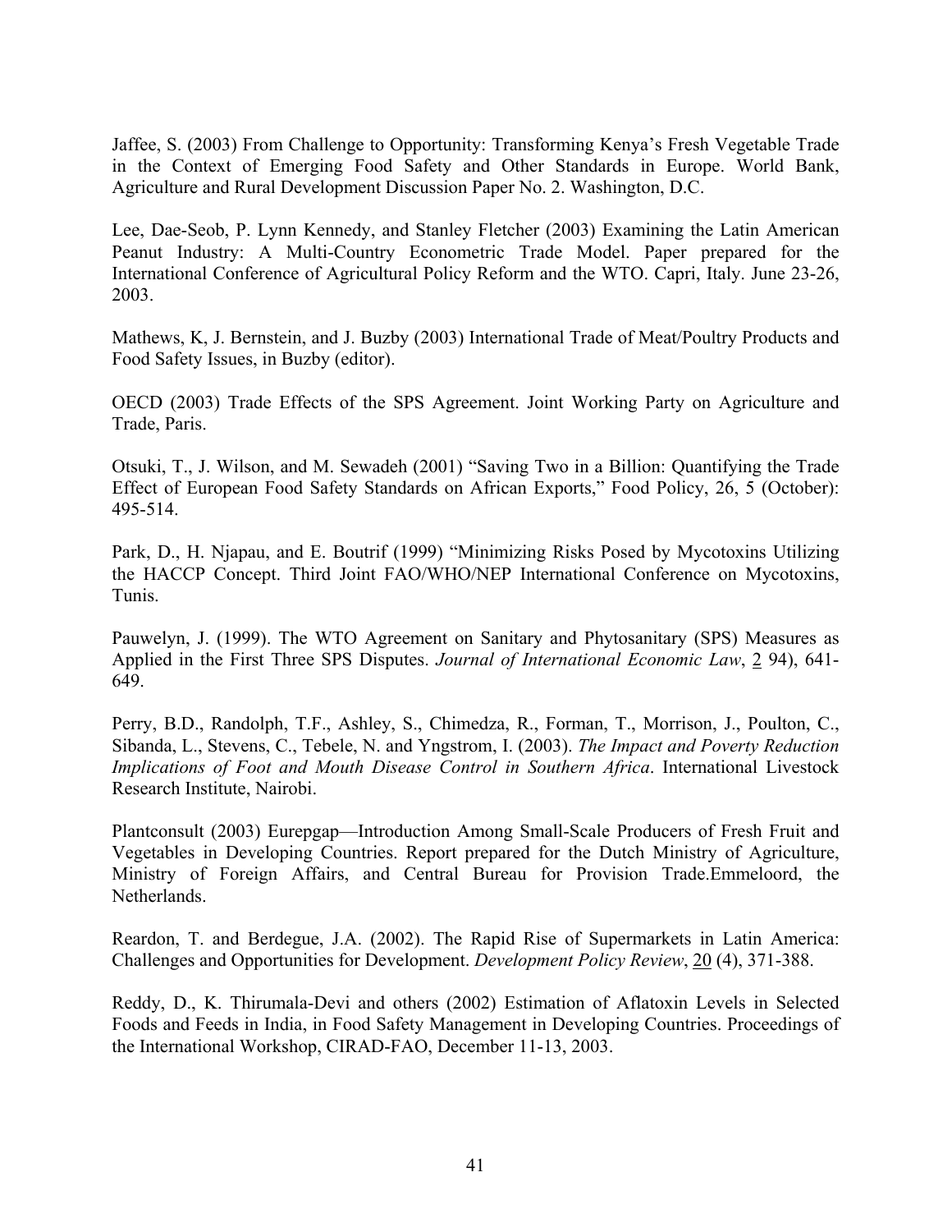Jaffee, S. (2003) From Challenge to Opportunity: Transforming Kenya's Fresh Vegetable Trade in the Context of Emerging Food Safety and Other Standards in Europe. World Bank, Agriculture and Rural Development Discussion Paper No. 2. Washington, D.C.

Lee, Dae-Seob, P. Lynn Kennedy, and Stanley Fletcher (2003) Examining the Latin American Peanut Industry: A Multi-Country Econometric Trade Model. Paper prepared for the International Conference of Agricultural Policy Reform and the WTO. Capri, Italy. June 23-26, 2003.

Mathews, K, J. Bernstein, and J. Buzby (2003) International Trade of Meat/Poultry Products and Food Safety Issues, in Buzby (editor).

OECD (2003) Trade Effects of the SPS Agreement. Joint Working Party on Agriculture and Trade, Paris.

Otsuki, T., J. Wilson, and M. Sewadeh (2001) "Saving Two in a Billion: Quantifying the Trade Effect of European Food Safety Standards on African Exports," Food Policy, 26, 5 (October): 495-514.

Park, D., H. Njapau, and E. Boutrif (1999) "Minimizing Risks Posed by Mycotoxins Utilizing the HACCP Concept. Third Joint FAO/WHO/NEP International Conference on Mycotoxins, Tunis.

Pauwelyn, J. (1999). The WTO Agreement on Sanitary and Phytosanitary (SPS) Measures as Applied in the First Three SPS Disputes. *Journal of International Economic Law*, 2 94), 641-649.

Perry, B.D., Randolph, T.F., Ashley, S., Chimedza, R., Forman, T., Morrison, J., Poulton, C., Sibanda, L., Stevens, C., Tebele, N. and Yngstrom, I. (2003). *The Impact and Poverty Reduction Implications of Foot and Mouth Disease Control in Southern Africa*. International Livestock Research Institute, Nairobi.

Plantconsult (2003) Eurepgap—Introduction Among Small-Scale Producers of Fresh Fruit and Vegetables in Developing Countries. Report prepared for the Dutch Ministry of Agriculture, Ministry of Foreign Affairs, and Central Bureau for Provision Trade.Emmeloord, the Netherlands.

Reardon, T. and Berdegue, J.A. (2002). The Rapid Rise of Supermarkets in Latin America: Challenges and Opportunities for Development. *Development Policy Review*, 20 (4), 371-388.

Reddy, D., K. Thirumala-Devi and others (2002) Estimation of Aflatoxin Levels in Selected Foods and Feeds in India, in Food Safety Management in Developing Countries. Proceedings of the International Workshop, CIRAD-FAO, December 11-13, 2003.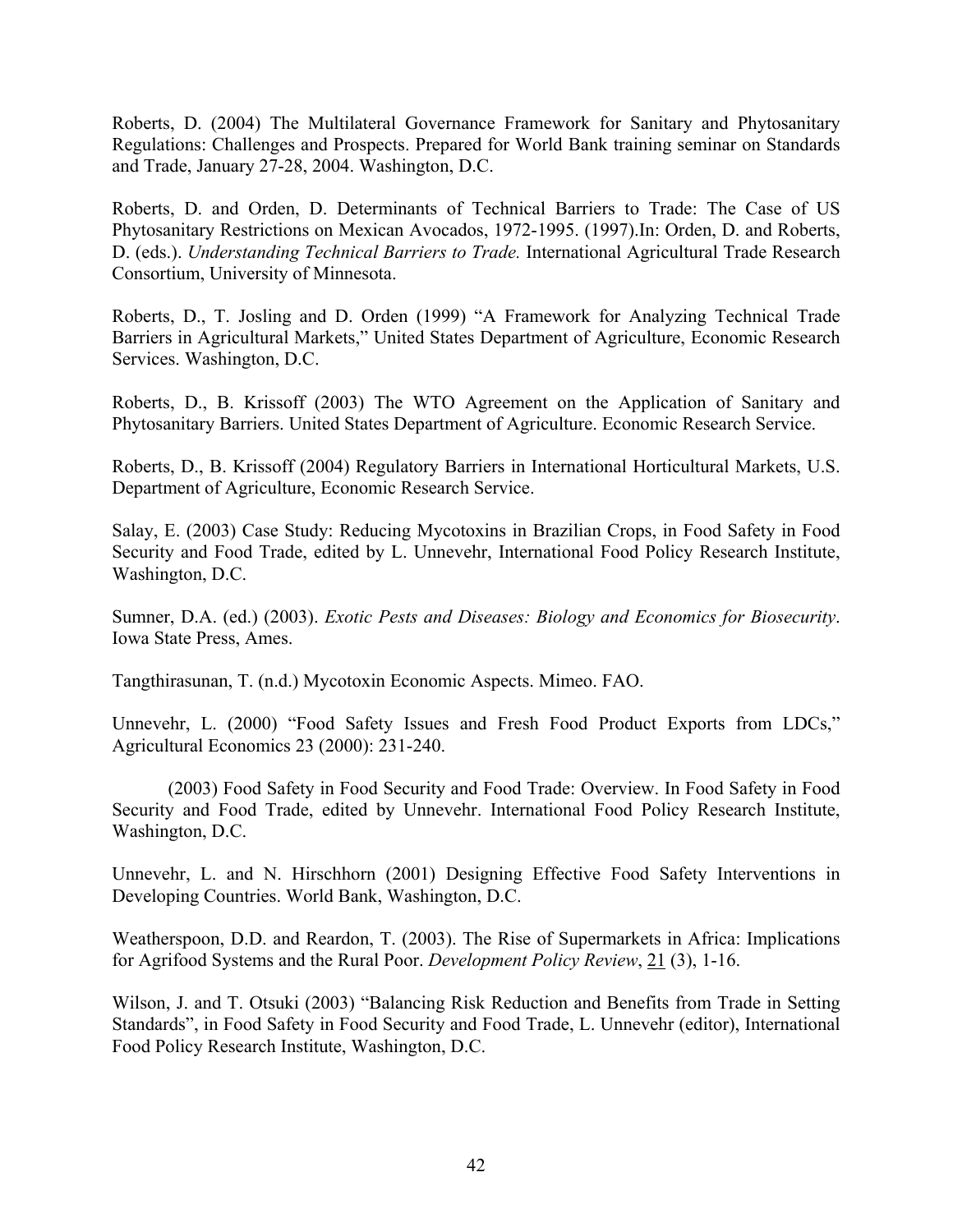Roberts, D. (2004) The Multilateral Governance Framework for Sanitary and Phytosanitary Regulations: Challenges and Prospects. Prepared for World Bank training seminar on Standards and Trade, January 27-28, 2004. Washington, D.C.

Roberts, D. and Orden, D. Determinants of Technical Barriers to Trade: The Case of US Phytosanitary Restrictions on Mexican Avocados, 1972-1995. (1997).In: Orden, D. and Roberts, D. (eds.). *Understanding Technical Barriers to Trade.* International Agricultural Trade Research Consortium, University of Minnesota.

Roberts, D., T. Josling and D. Orden (1999) "A Framework for Analyzing Technical Trade Barriers in Agricultural Markets," United States Department of Agriculture, Economic Research Services. Washington, D.C.

Roberts, D., B. Krissoff (2003) The WTO Agreement on the Application of Sanitary and Phytosanitary Barriers. United States Department of Agriculture. Economic Research Service.

Roberts, D., B. Krissoff (2004) Regulatory Barriers in International Horticultural Markets, U.S. Department of Agriculture, Economic Research Service.

Salay, E. (2003) Case Study: Reducing Mycotoxins in Brazilian Crops, in Food Safety in Food Security and Food Trade, edited by L. Unnevehr, International Food Policy Research Institute, Washington, D.C.

Sumner, D.A. (ed.) (2003). *Exotic Pests and Diseases: Biology and Economics for Biosecurity*. Iowa State Press, Ames.

Tangthirasunan, T. (n.d.) Mycotoxin Economic Aspects. Mimeo. FAO.

Unnevehr, L. (2000) "Food Safety Issues and Fresh Food Product Exports from LDCs," Agricultural Economics 23 (2000): 231-240.

(2003) Food Safety in Food Security and Food Trade: Overview. In Food Safety in Food Security and Food Trade, edited by Unnevehr. International Food Policy Research Institute, Washington, D.C.

Unnevehr, L. and N. Hirschhorn (2001) Designing Effective Food Safety Interventions in Developing Countries. World Bank, Washington, D.C.

Weatherspoon, D.D. and Reardon, T. (2003). The Rise of Supermarkets in Africa: Implications for Agrifood Systems and the Rural Poor. *Development Policy Review*, 21 (3), 1-16.

Wilson, J. and T. Otsuki (2003) "Balancing Risk Reduction and Benefits from Trade in Setting Standards", in Food Safety in Food Security and Food Trade, L. Unnevehr (editor), International Food Policy Research Institute, Washington, D.C.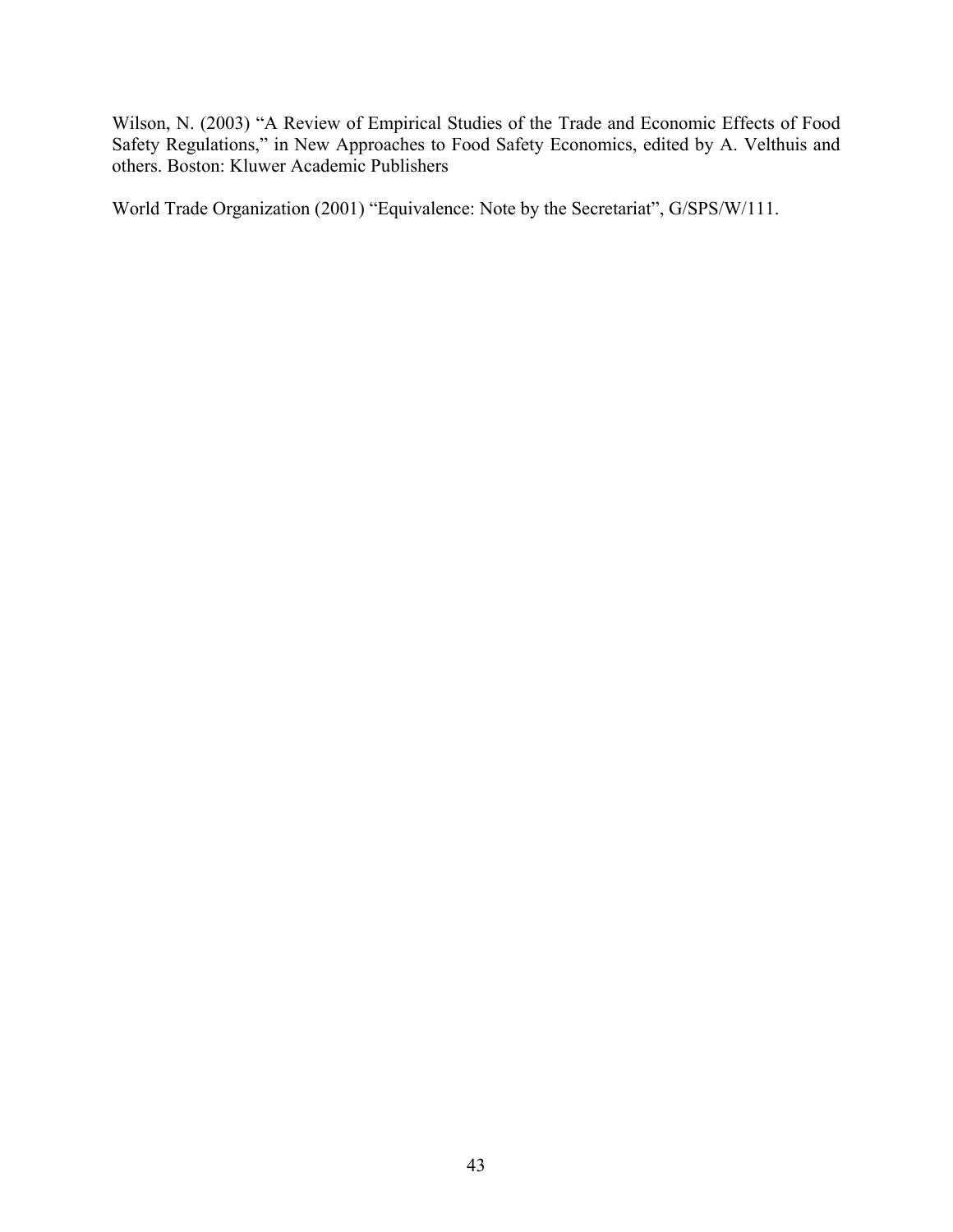Wilson, N. (2003) "A Review of Empirical Studies of the Trade and Economic Effects of Food Safety Regulations," in New Approaches to Food Safety Economics, edited by A. Velthuis and others. Boston: Kluwer Academic Publishers

World Trade Organization (2001) "Equivalence: Note by the Secretariat", G/SPS/W/111.